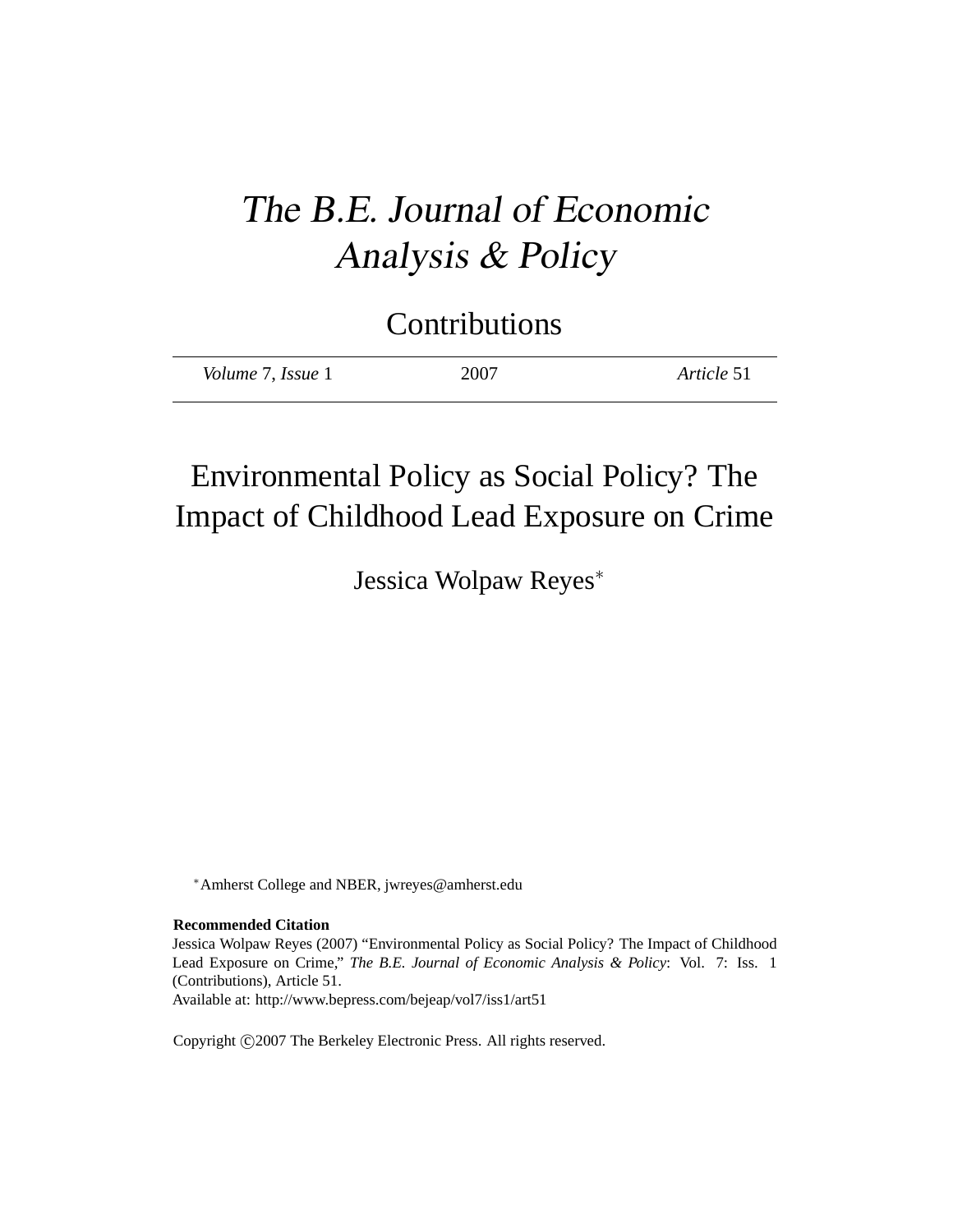# *The B.E. Journal of Economic Analysis & Policy*

## Contributions

*Volume* 7, *Issue* 1 | 2007 | *Article* 51

# Environmental Policy as Social Policy? The Impact of Childhood Lead Exposure on Crime

Jessica Wolpaw Reyes[*]

[*]Amherst College and NBER, jwreyes@amherst.edu

**Recommended Citation**

Jessica Wolpaw Reyes (2007) "Environmental Policy as Social Policy? The Impact of Childhood Lead Exposure on Crime," *The B.E. Journal of Economic Analysis & Policy*: Vol. 7: Iss. 1 (Contributions), Article 51.

Available at: http://www.bepress.com/bejeap/vol7/iss1/art51

Copyright ©2007 The Berkeley Electronic Press. All rights reserved.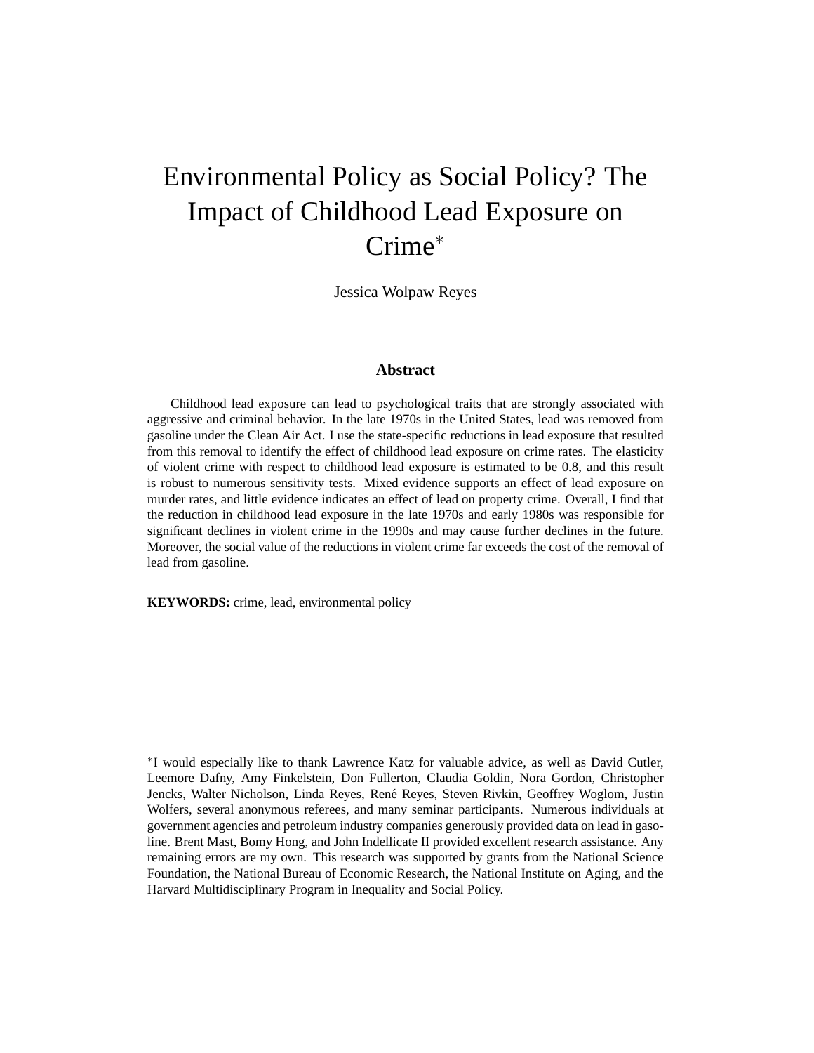# Environmental Policy as Social Policy? The Impact of Childhood Lead Exposure on Crime*

Jessica Wolpaw Reyes

### Abstract

Childhood lead exposure can lead to psychological traits that are strongly associated with aggressive and criminal behavior. In the late 1970s in the United States, lead was removed from gasoline under the Clean Air Act. I use the state-specific reductions in lead exposure that resulted from this removal to identify the effect of childhood lead exposure on crime rates. The elasticity of violent crime with respect to childhood lead exposure is estimated to be 0.8, and this result is robust to numerous sensitivity tests. Mixed evidence supports an effect of lead exposure on murder rates, and little evidence indicates an effect of lead on property crime. Overall, I find that the reduction in childhood lead exposure in the late 1970s and early 1980s was responsible for significant declines in violent crime in the 1990s and may cause further declines in the future. Moreover, the social value of the reductions in violent crime far exceeds the cost of the removal of lead from gasoline.

**KEYWORDS:** crime, lead, environmental policy

---

*I would especially like to thank Lawrence Katz for valuable advice, as well as David Cutler, Leemore Dafny, Amy Finkelstein, Don Fullerton, Claudia Goldin, Nora Gordon, Christopher Jencks, Walter Nicholson, Linda Reyes, René Reyes, Steven Rivkin, Geoffrey Woglom, Justin Wolfers, several anonymous referees, and many seminar participants. Numerous individuals at government agencies and petroleum industry companies generously provided data on lead in gasoline. Brent Mast, Bomy Hong, and John Indellicate II provided excellent research assistance. Any remaining errors are my own. This research was supported by grants from the National Science Foundation, the National Bureau of Economic Research, the National Institute on Aging, and the Harvard Multidisciplinary Program in Inequality and Social Policy.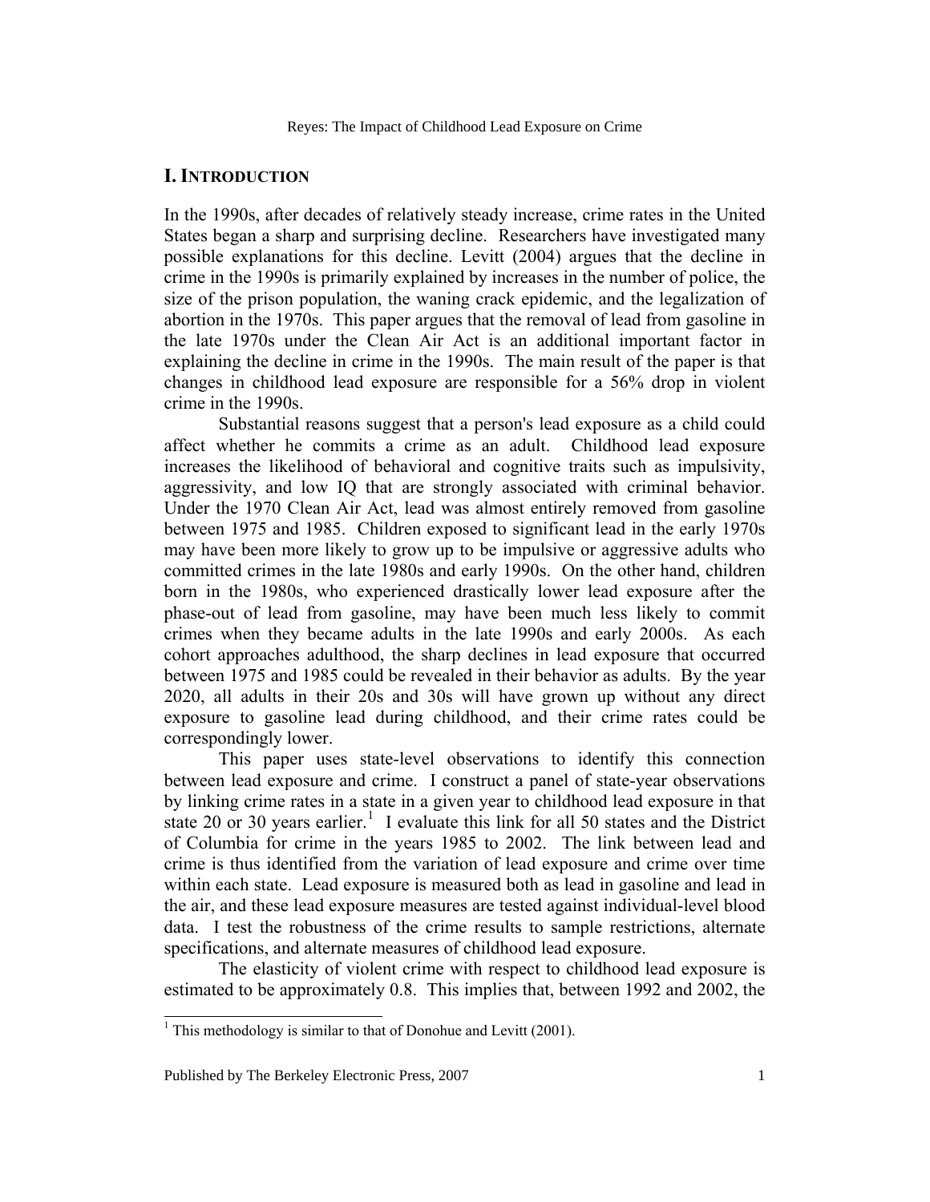## I. INTRODUCTION

In the 1990s, after decades of relatively steady increase, crime rates in the United States began a sharp and surprising decline. Researchers have investigated many possible explanations for this decline. Levitt (2004) argues that the decline in crime in the 1990s is primarily explained by increases in the number of police, the size of the prison population, the waning crack epidemic, and the legalization of abortion in the 1970s. This paper argues that the removal of lead from gasoline in the late 1970s under the Clean Air Act is an additional important factor in explaining the decline in crime in the 1990s. The main result of the paper is that changes in childhood lead exposure are responsible for a 56% drop in violent crime in the 1990s.

Substantial reasons suggest that a person's lead exposure as a child could affect whether he commits a crime as an adult. Childhood lead exposure increases the likelihood of behavioral and cognitive traits such as impulsivity, aggressivity, and low IQ that are strongly associated with criminal behavior. Under the 1970 Clean Air Act, lead was almost entirely removed from gasoline between 1975 and 1985. Children exposed to significant lead in the early 1970s may have been more likely to grow up to be impulsive or aggressive adults who committed crimes in the late 1980s and early 1990s. On the other hand, children born in the 1980s, who experienced drastically lower lead exposure after the phase-out of lead from gasoline, may have been much less likely to commit crimes when they became adults in the late 1990s and early 2000s. As each cohort approaches adulthood, the sharp declines in lead exposure that occurred between 1975 and 1985 could be revealed in their behavior as adults. By the year 2020, all adults in their 20s and 30s will have grown up without any direct exposure to gasoline lead during childhood, and their crime rates could be correspondingly lower.

This paper uses state-level observations to identify this connection between lead exposure and crime. I construct a panel of state-year observations by linking crime rates in a state in a given year to childhood lead exposure in that state 20 or 30 years earlier.[1] I evaluate this link for all 50 states and the District of Columbia for crime in the years 1985 to 2002. The link between lead and crime is thus identified from the variation of lead exposure and crime over time within each state. Lead exposure is measured both as lead in gasoline and lead in the air, and these lead exposure measures are tested against individual-level blood data. I test the robustness of the crime results to sample restrictions, alternate specifications, and alternate measures of childhood lead exposure.

The elasticity of violent crime with respect to childhood lead exposure is estimated to be approximately 0.8. This implies that, between 1992 and 2002, the

[1] This methodology is similar to that of Donohue and Levitt (2001).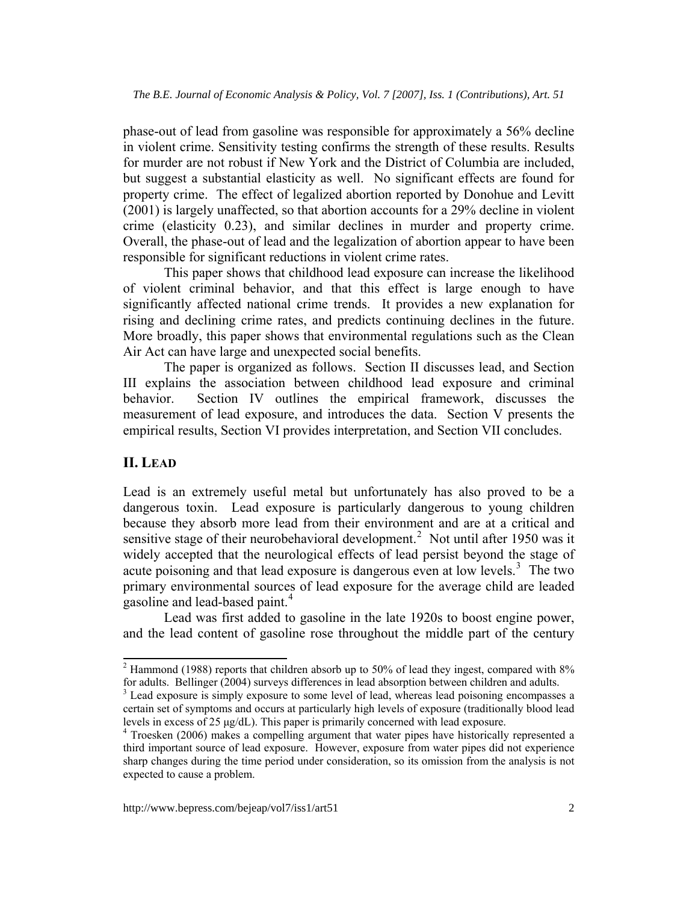phase-out of lead from gasoline was responsible for approximately a 56% decline in violent crime. Sensitivity testing confirms the strength of these results. Results for murder are not robust if New York and the District of Columbia are included, but suggest a substantial elasticity as well. No significant effects are found for property crime. The effect of legalized abortion reported by Donohue and Levitt (2001) is largely unaffected, so that abortion accounts for a 29% decline in violent crime (elasticity 0.23), and similar declines in murder and property crime. Overall, the phase-out of lead and the legalization of abortion appear to have been responsible for significant reductions in violent crime rates.

This paper shows that childhood lead exposure can increase the likelihood of violent criminal behavior, and that this effect is large enough to have significantly affected national crime trends. It provides a new explanation for rising and declining crime rates, and predicts continuing declines in the future. More broadly, this paper shows that environmental regulations such as the Clean Air Act can have large and unexpected social benefits.

The paper is organized as follows. Section II discusses lead, and Section III explains the association between childhood lead exposure and criminal behavior. Section IV outlines the empirical framework, discusses the measurement of lead exposure, and introduces the data. Section V presents the empirical results, Section VI provides interpretation, and Section VII concludes.

## II. LEAD

Lead is an extremely useful metal but unfortunately has also proved to be a dangerous toxin. Lead exposure is particularly dangerous to young children because they absorb more lead from their environment and are at a critical and sensitive stage of their neurobehavioral development.[2] Not until after 1950 was it widely accepted that the neurological effects of lead persist beyond the stage of acute poisoning and that lead exposure is dangerous even at low levels.[3] The two primary environmental sources of lead exposure for the average child are leaded gasoline and lead-based paint.[4]

Lead was first added to gasoline in the late 1920s to boost engine power, and the lead content of gasoline rose throughout the middle part of the century

[2] Hammond (1988) reports that children absorb up to 50% of lead they ingest, compared with 8% for adults. Bellinger (2004) surveys differences in lead absorption between children and adults.

[3] Lead exposure is simply exposure to some level of lead, whereas lead poisoning encompasses a certain set of symptoms and occurs at particularly high levels of exposure (traditionally blood lead levels in excess of 25 μg/dL). This paper is primarily concerned with lead exposure.

[4] Troesken (2006) makes a compelling argument that water pipes have historically represented a third important source of lead exposure. However, exposure from water pipes did not experience sharp changes during the time period under consideration, so its omission from the analysis is not expected to cause a problem.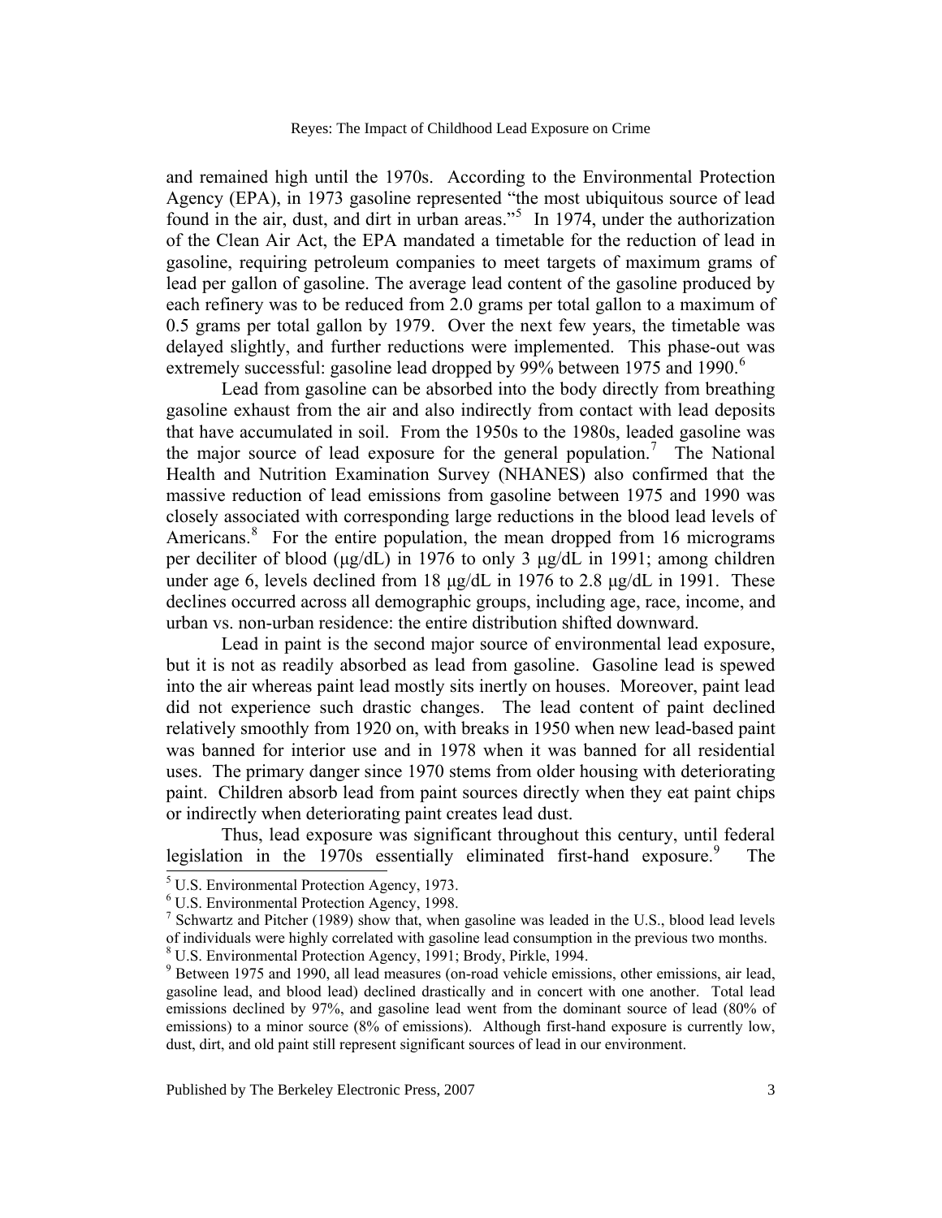and remained high until the 1970s. According to the Environmental Protection Agency (EPA), in 1973 gasoline represented "the most ubiquitous source of lead found in the air, dust, and dirt in urban areas."[5] In 1974, under the authorization of the Clean Air Act, the EPA mandated a timetable for the reduction of lead in gasoline, requiring petroleum companies to meet targets of maximum grams of lead per gallon of gasoline. The average lead content of the gasoline produced by each refinery was to be reduced from 2.0 grams per total gallon to a maximum of 0.5 grams per total gallon by 1979. Over the next few years, the timetable was delayed slightly, and further reductions were implemented. This phase-out was extremely successful: gasoline lead dropped by 99% between 1975 and 1990.[6]

Lead from gasoline can be absorbed into the body directly from breathing gasoline exhaust from the air and also indirectly from contact with lead deposits that have accumulated in soil. From the 1950s to the 1980s, leaded gasoline was the major source of lead exposure for the general population.[7] The National Health and Nutrition Examination Survey (NHANES) also confirmed that the massive reduction of lead emissions from gasoline between 1975 and 1990 was closely associated with corresponding large reductions in the blood lead levels of Americans.[8] For the entire population, the mean dropped from 16 micrograms per deciliter of blood (μg/dL) in 1976 to only 3 μg/dL in 1991; among children under age 6, levels declined from 18 μg/dL in 1976 to 2.8 μg/dL in 1991. These declines occurred across all demographic groups, including age, race, income, and urban vs. non-urban residence: the entire distribution shifted downward.

Lead in paint is the second major source of environmental lead exposure, but it is not as readily absorbed as lead from gasoline. Gasoline lead is spewed into the air whereas paint lead mostly sits inertly on houses. Moreover, paint lead did not experience such drastic changes. The lead content of paint declined relatively smoothly from 1920 on, with breaks in 1950 when new lead-based paint was banned for interior use and in 1978 when it was banned for all residential uses. The primary danger since 1970 stems from older housing with deteriorating paint. Children absorb lead from paint sources directly when they eat paint chips or indirectly when deteriorating paint creates lead dust.

Thus, lead exposure was significant throughout this century, until federal legislation in the 1970s essentially eliminated first-hand exposure.[9] The

---

[5] U.S. Environmental Protection Agency, 1973.

[6] U.S. Environmental Protection Agency, 1998.

[7] Schwartz and Pitcher (1989) show that, when gasoline was leaded in the U.S., blood lead levels of individuals were highly correlated with gasoline lead consumption in the previous two months.

[8] U.S. Environmental Protection Agency, 1991; Brody, Pirkle, 1994.

[9] Between 1975 and 1990, all lead measures (on-road vehicle emissions, other emissions, air lead, gasoline lead, and blood lead) declined drastically and in concert with one another. Total lead emissions declined by 97%, and gasoline lead went from the dominant source of lead (80% of emissions) to a minor source (8% of emissions). Although first-hand exposure is currently low, dust, dirt, and old paint still represent significant sources of lead in our environment.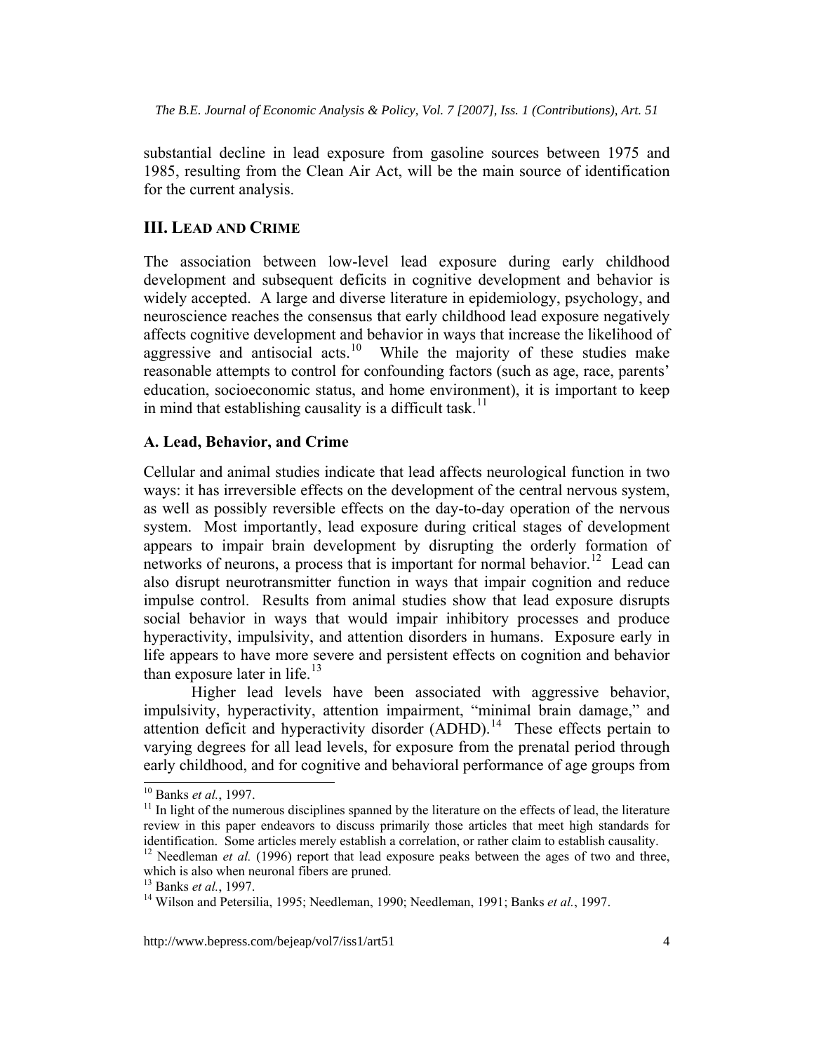substantial decline in lead exposure from gasoline sources between 1975 and 1985, resulting from the Clean Air Act, will be the main source of identification for the current analysis.

## III. Lead and Crime

The association between low-level lead exposure during early childhood development and subsequent deficits in cognitive development and behavior is widely accepted. A large and diverse literature in epidemiology, psychology, and neuroscience reaches the consensus that early childhood lead exposure negatively affects cognitive development and behavior in ways that increase the likelihood of aggressive and antisocial acts.[10] While the majority of these studies make reasonable attempts to control for confounding factors (such as age, race, parents' education, socioeconomic status, and home environment), it is important to keep in mind that establishing causality is a difficult task.[11]

### A. Lead, Behavior, and Crime

Cellular and animal studies indicate that lead affects neurological function in two ways: it has irreversible effects on the development of the central nervous system, as well as possibly reversible effects on the day-to-day operation of the nervous system. Most importantly, lead exposure during critical stages of development appears to impair brain development by disrupting the orderly formation of networks of neurons, a process that is important for normal behavior.[12] Lead can also disrupt neurotransmitter function in ways that impair cognition and reduce impulse control. Results from animal studies show that lead exposure disrupts social behavior in ways that would impair inhibitory processes and produce hyperactivity, impulsivity, and attention disorders in humans. Exposure early in life appears to have more severe and persistent effects on cognition and behavior than exposure later in life.[13]

Higher lead levels have been associated with aggressive behavior, impulsivity, hyperactivity, attention impairment, "minimal brain damage," and attention deficit and hyperactivity disorder (ADHD).[14] These effects pertain to varying degrees for all lead levels, for exposure from the prenatal period through early childhood, and for cognitive and behavioral performance of age groups from

---

[10] Banks *et al.*, 1997.

[11] In light of the numerous disciplines spanned by the literature on the effects of lead, the literature review in this paper endeavors to discuss primarily those articles that meet high standards for identification. Some articles merely establish a correlation, or rather claim to establish causality.

[12] Needleman *et al.* (1996) report that lead exposure peaks between the ages of two and three, which is also when neuronal fibers are pruned.

[13] Banks *et al.*, 1997.

[14] Wilson and Petersilia, 1995; Needleman, 1990; Needleman, 1991; Banks *et al.*, 1997.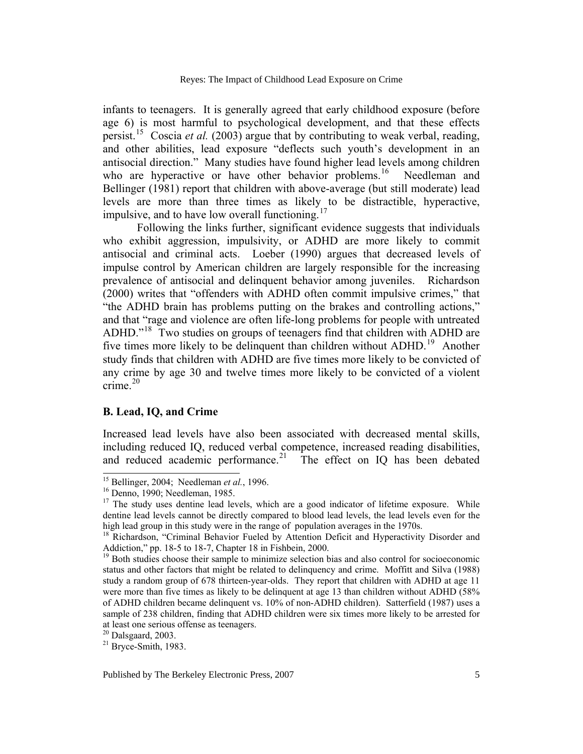infants to teenagers. It is generally agreed that early childhood exposure (before age 6) is most harmful to psychological development, and that these effects persist.[15] Coscia *et al.* (2003) argue that by contributing to weak verbal, reading, and other abilities, lead exposure "deflects such youth's development in an antisocial direction." Many studies have found higher lead levels among children who are hyperactive or have other behavior problems.[16] Needleman and Bellinger (1981) report that children with above-average (but still moderate) lead levels are more than three times as likely to be distractible, hyperactive, impulsive, and to have low overall functioning.[17]

Following the links further, significant evidence suggests that individuals who exhibit aggression, impulsivity, or ADHD are more likely to commit antisocial and criminal acts. Loeber (1990) argues that decreased levels of impulse control by American children are largely responsible for the increasing prevalence of antisocial and delinquent behavior among juveniles. Richardson (2000) writes that "offenders with ADHD often commit impulsive crimes," that "the ADHD brain has problems putting on the brakes and controlling actions," and that "rage and violence are often life-long problems for people with untreated ADHD."[18] Two studies on groups of teenagers find that children with ADHD are five times more likely to be delinquent than children without ADHD.[19] Another study finds that children with ADHD are five times more likely to be convicted of any crime by age 30 and twelve times more likely to be convicted of a violent crime.[20]

### B. Lead, IQ, and Crime

Increased lead levels have also been associated with decreased mental skills, including reduced IQ, reduced verbal competence, increased reading disabilities, and reduced academic performance.[21] The effect on IQ has been debated

---

[15] Bellinger, 2004; Needleman *et al.*, 1996.

[16] Denno, 1990; Needleman, 1985.

[17] The study uses dentine lead levels, which are a good indicator of lifetime exposure. While dentine lead levels cannot be directly compared to blood lead levels, the lead levels even for the high lead group in this study were in the range of population averages in the 1970s.

[18] Richardson, "Criminal Behavior Fueled by Attention Deficit and Hyperactivity Disorder and Addiction," pp. 18-5 to 18-7, Chapter 18 in Fishbein, 2000.

[19] Both studies choose their sample to minimize selection bias and also control for socioeconomic status and other factors that might be related to delinquency and crime. Moffitt and Silva (1988) study a random group of 678 thirteen-year-olds. They report that children with ADHD at age 11 were more than five times as likely to be delinquent at age 13 than children without ADHD (58% of ADHD children became delinquent vs. 10% of non-ADHD children). Satterfield (1987) uses a sample of 238 children, finding that ADHD children were six times more likely to be arrested for at least one serious offense as teenagers.

[20] Dalsgaard, 2003.

[21] Bryce-Smith, 1983.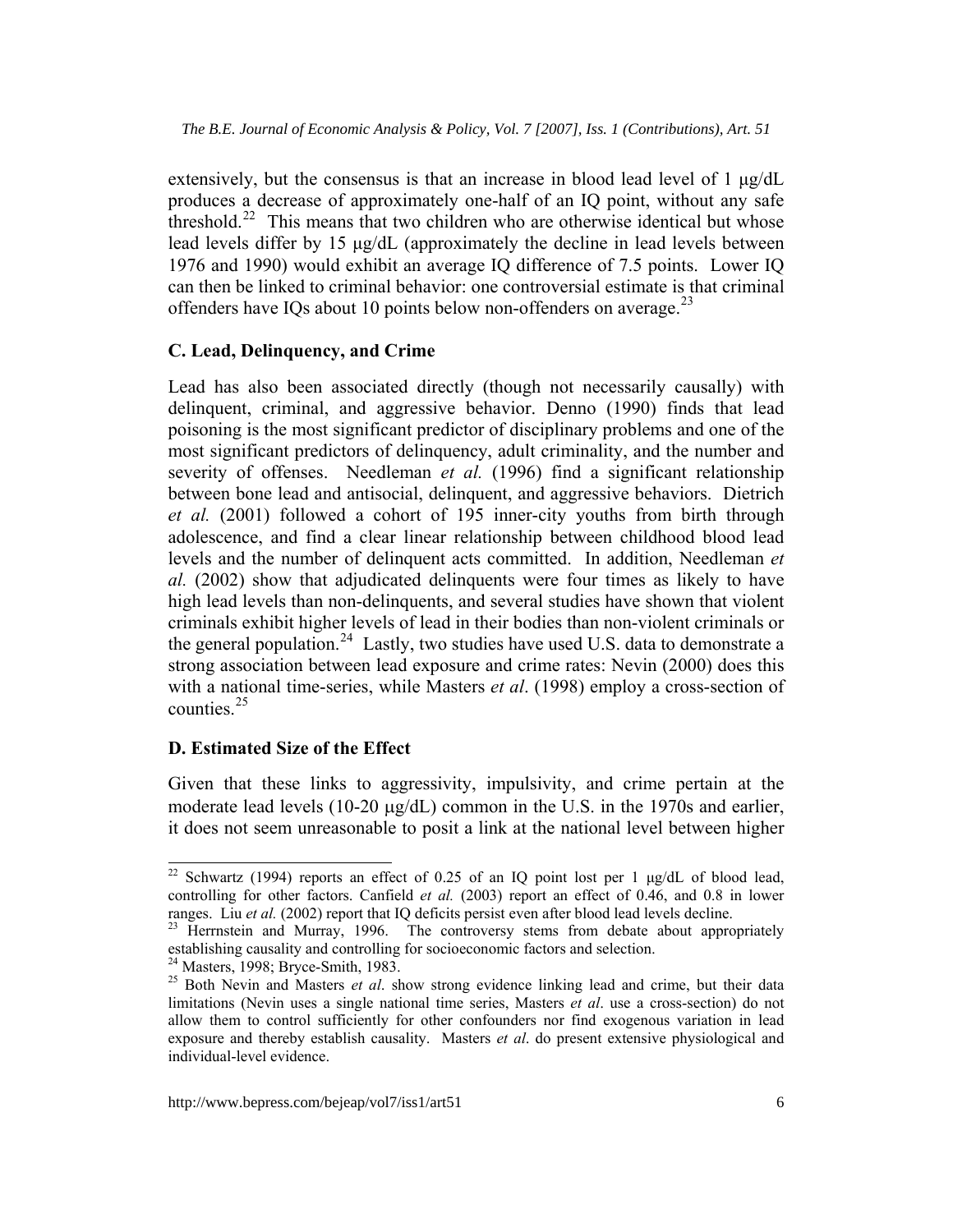extensively, but the consensus is that an increase in blood lead level of 1 μg/dL produces a decrease of approximately one-half of an IQ point, without any safe threshold.[22] This means that two children who are otherwise identical but whose lead levels differ by 15 μg/dL (approximately the decline in lead levels between 1976 and 1990) would exhibit an average IQ difference of 7.5 points. Lower IQ can then be linked to criminal behavior: one controversial estimate is that criminal offenders have IQs about 10 points below non-offenders on average.[23]

### C. Lead, Delinquency, and Crime

Lead has also been associated directly (though not necessarily causally) with delinquent, criminal, and aggressive behavior. Denno (1990) finds that lead poisoning is the most significant predictor of disciplinary problems and one of the most significant predictors of delinquency, adult criminality, and the number and severity of offenses. Needleman *et al.* (1996) find a significant relationship between bone lead and antisocial, delinquent, and aggressive behaviors. Dietrich *et al.* (2001) followed a cohort of 195 inner-city youths from birth through adolescence, and find a clear linear relationship between childhood blood lead levels and the number of delinquent acts committed. In addition, Needleman *et al.* (2002) show that adjudicated delinquents were four times as likely to have high lead levels than non-delinquents, and several studies have shown that violent criminals exhibit higher levels of lead in their bodies than non-violent criminals or the general population.[24] Lastly, two studies have used U.S. data to demonstrate a strong association between lead exposure and crime rates: Nevin (2000) does this with a national time-series, while Masters *et al*. (1998) employ a cross-section of counties.[25]

### D. Estimated Size of the Effect

Given that these links to aggressivity, impulsivity, and crime pertain at the moderate lead levels (10-20 μg/dL) common in the U.S. in the 1970s and earlier, it does not seem unreasonable to posit a link at the national level between higher

---

[22] Schwartz (1994) reports an effect of 0.25 of an IQ point lost per 1 μg/dL of blood lead, controlling for other factors. Canfield *et al.* (2003) report an effect of 0.46, and 0.8 in lower ranges. Liu *et al.* (2002) report that IQ deficits persist even after blood lead levels decline.

[23] Herrnstein and Murray, 1996. The controversy stems from debate about appropriately establishing causality and controlling for socioeconomic factors and selection.

[24] Masters, 1998; Bryce-Smith, 1983.

[25] Both Nevin and Masters *et al*. show strong evidence linking lead and crime, but their data limitations (Nevin uses a single national time series, Masters *et al*. use a cross-section) do not allow them to control sufficiently for other confounders nor find exogenous variation in lead exposure and thereby establish causality. Masters *et al*. do present extensive physiological and individual-level evidence.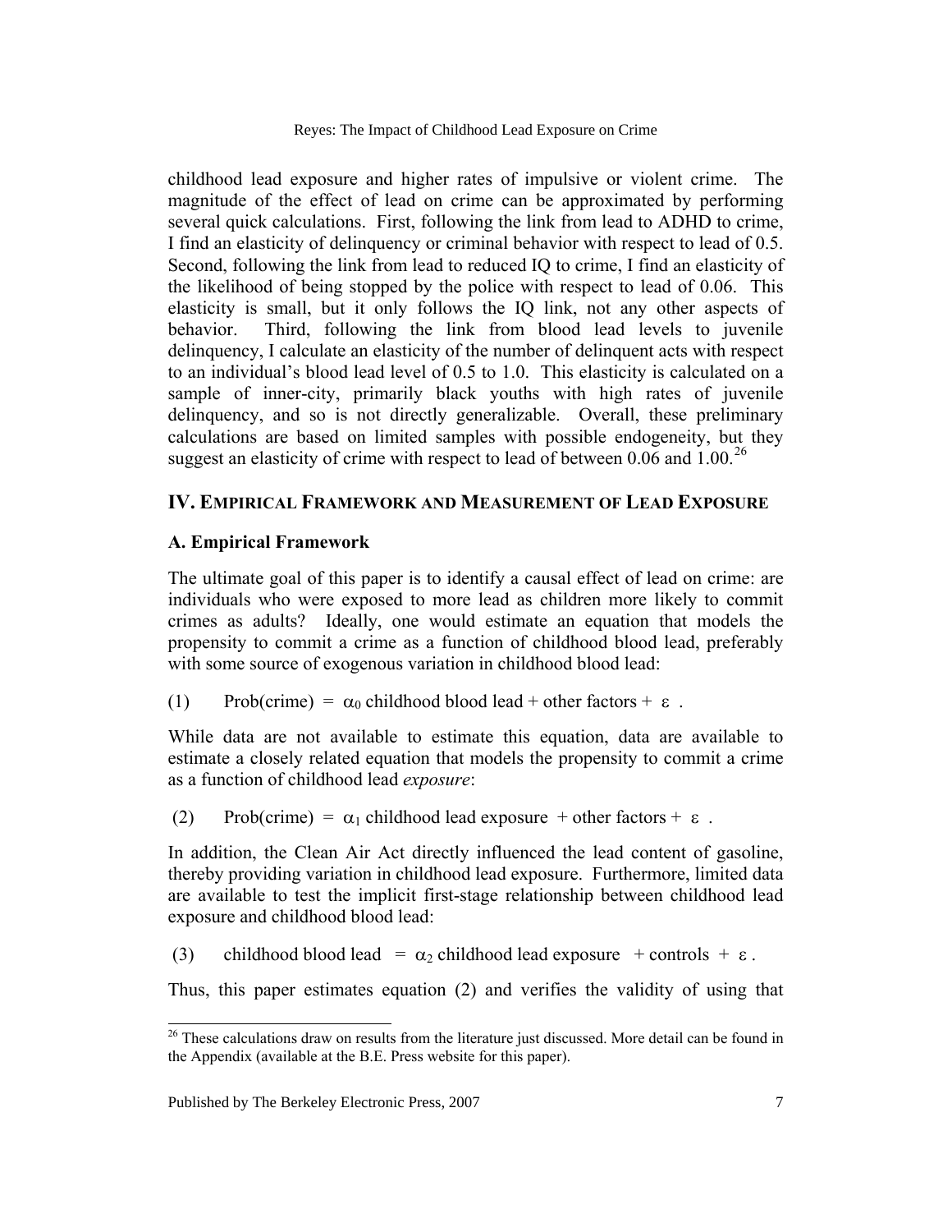childhood lead exposure and higher rates of impulsive or violent crime. The magnitude of the effect of lead on crime can be approximated by performing several quick calculations. First, following the link from lead to ADHD to crime, I find an elasticity of delinquency or criminal behavior with respect to lead of 0.5. Second, following the link from lead to reduced IQ to crime, I find an elasticity of the likelihood of being stopped by the police with respect to lead of 0.06. This elasticity is small, but it only follows the IQ link, not any other aspects of behavior. Third, following the link from blood lead levels to juvenile delinquency, I calculate an elasticity of the number of delinquent acts with respect to an individual's blood lead level of 0.5 to 1.0. This elasticity is calculated on a sample of inner-city, primarily black youths with high rates of juvenile delinquency, and so is not directly generalizable. Overall, these preliminary calculations are based on limited samples with possible endogeneity, but they suggest an elasticity of crime with respect to lead of between 0.06 and 1.00.[26]

## IV. EMPIRICAL FRAMEWORK AND MEASUREMENT OF LEAD EXPOSURE

### A. Empirical Framework

The ultimate goal of this paper is to identify a causal effect of lead on crime: are individuals who were exposed to more lead as children more likely to commit crimes as adults? Ideally, one would estimate an equation that models the propensity to commit a crime as a function of childhood blood lead, preferably with some source of exogenous variation in childhood blood lead:

$$\text{(1)} \qquad \text{Prob(crime)} = \alpha_0 \text{ childhood blood lead} + \text{other factors} + \varepsilon \;.$$

While data are not available to estimate this equation, data are available to estimate a closely related equation that models the propensity to commit a crime as a function of childhood lead *exposure*:

$$\text{(2)} \qquad \text{Prob(crime)} = \alpha_1 \text{ childhood lead exposure} + \text{other factors} + \varepsilon \;.$$

In addition, the Clean Air Act directly influenced the lead content of gasoline, thereby providing variation in childhood lead exposure. Furthermore, limited data are available to test the implicit first-stage relationship between childhood lead exposure and childhood blood lead:

$$\text{(3)} \qquad \text{childhood blood lead} = \alpha_2 \text{ childhood lead exposure} + \text{controls} + \varepsilon \,.$$

Thus, this paper estimates equation (2) and verifies the validity of using that

[26] These calculations draw on results from the literature just discussed. More detail can be found in the Appendix (available at the B.E. Press website for this paper).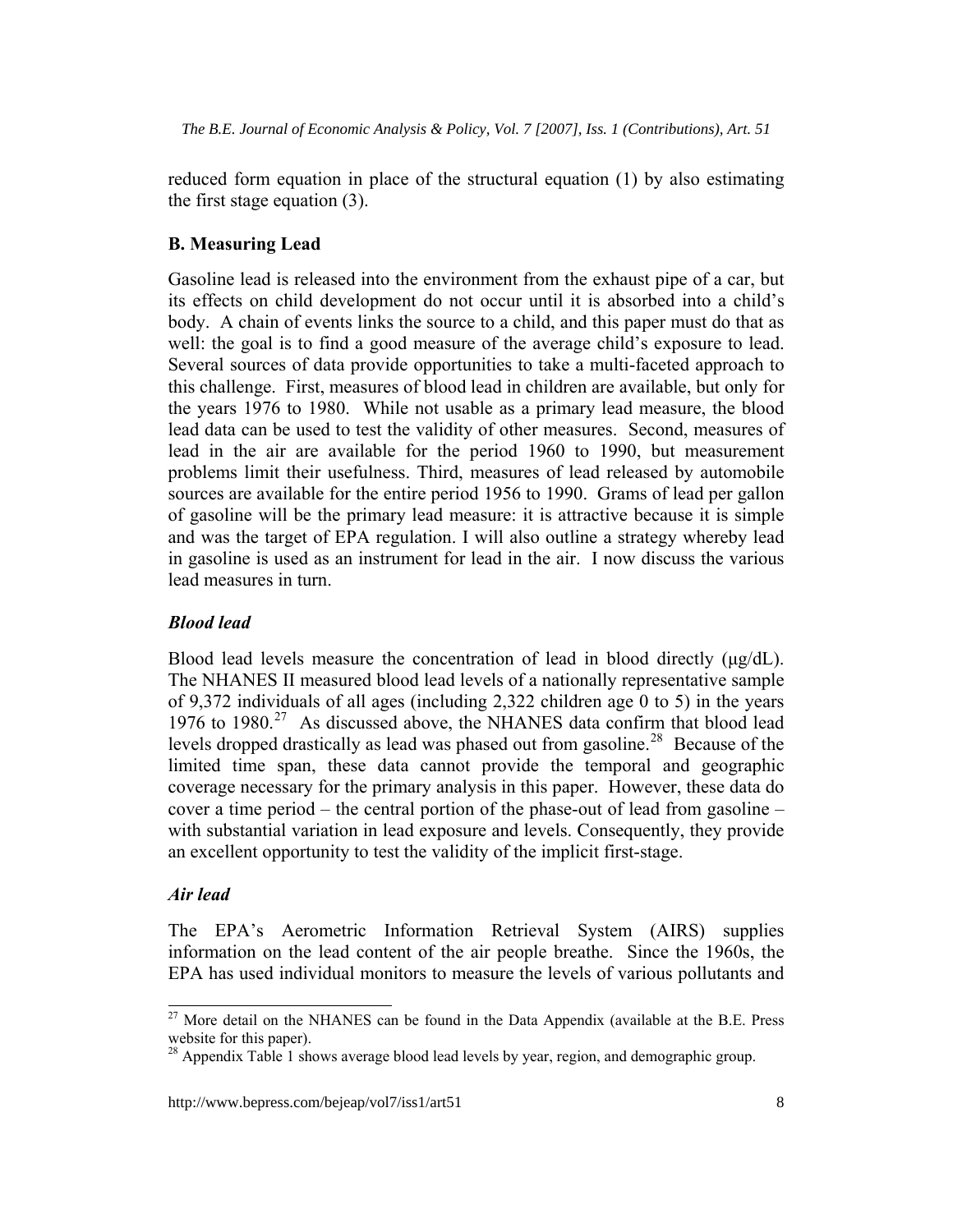reduced form equation in place of the structural equation (1) by also estimating the first stage equation (3).

### B. Measuring Lead

Gasoline lead is released into the environment from the exhaust pipe of a car, but its effects on child development do not occur until it is absorbed into a child's body. A chain of events links the source to a child, and this paper must do that as well: the goal is to find a good measure of the average child's exposure to lead. Several sources of data provide opportunities to take a multi-faceted approach to this challenge. First, measures of blood lead in children are available, but only for the years 1976 to 1980. While not usable as a primary lead measure, the blood lead data can be used to test the validity of other measures. Second, measures of lead in the air are available for the period 1960 to 1990, but measurement problems limit their usefulness. Third, measures of lead released by automobile sources are available for the entire period 1956 to 1990. Grams of lead per gallon of gasoline will be the primary lead measure: it is attractive because it is simple and was the target of EPA regulation. I will also outline a strategy whereby lead in gasoline is used as an instrument for lead in the air. I now discuss the various lead measures in turn.

#### *Blood lead*

Blood lead levels measure the concentration of lead in blood directly (μg/dL). The NHANES II measured blood lead levels of a nationally representative sample of 9,372 individuals of all ages (including 2,322 children age 0 to 5) in the years 1976 to 1980.[27] As discussed above, the NHANES data confirm that blood lead levels dropped drastically as lead was phased out from gasoline.[28] Because of the limited time span, these data cannot provide the temporal and geographic coverage necessary for the primary analysis in this paper. However, these data do cover a time period – the central portion of the phase-out of lead from gasoline – with substantial variation in lead exposure and levels. Consequently, they provide an excellent opportunity to test the validity of the implicit first-stage.

#### *Air lead*

The EPA's Aerometric Information Retrieval System (AIRS) supplies information on the lead content of the air people breathe. Since the 1960s, the EPA has used individual monitors to measure the levels of various pollutants and

---

[27] More detail on the NHANES can be found in the Data Appendix (available at the B.E. Press website for this paper).

[28] Appendix Table 1 shows average blood lead levels by year, region, and demographic group.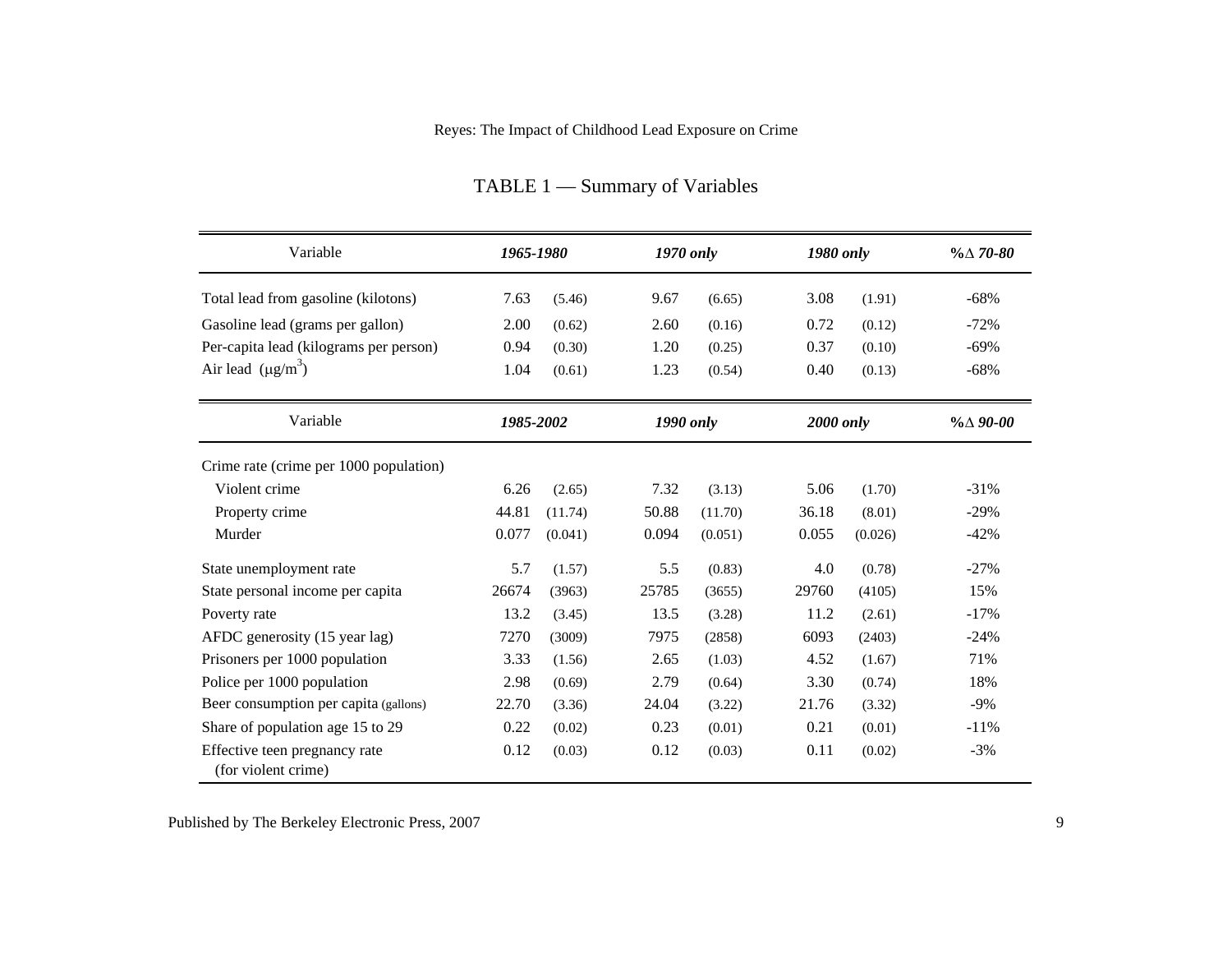TABLE 1 — Summary of Variables

| Variable | *1965-1980* | | *1970 only* | | *1980 only* | | *%Δ 70-80* |
|---|---|---|---|---|---|---|---|
| Total lead from gasoline (kilotons) | 7.63 | (5.46) | 9.67 | (6.65) | 3.08 | (1.91) | -68% |
| Gasoline lead (grams per gallon) | 2.00 | (0.62) | 2.60 | (0.16) | 0.72 | (0.12) | -72% |
| Per-capita lead (kilograms per person) | 0.94 | (0.30) | 1.20 | (0.25) | 0.37 | (0.10) | -69% |
| Air lead ($\mu g/m^3$) | 1.04 | (0.61) | 1.23 | (0.54) | 0.40 | (0.13) | -68% |

| Variable | *1985-2002* | | *1990 only* | | *2000 only* | | *%Δ 90-00* |
|---|---|---|---|---|---|---|---|
| Crime rate (crime per 1000 population) | | | | | | | |
| Violent crime | 6.26 | (2.65) | 7.32 | (3.13) | 5.06 | (1.70) | -31% |
| Property crime | 44.81 | (11.74) | 50.88 | (11.70) | 36.18 | (8.01) | -29% |
| Murder | 0.077 | (0.041) | 0.094 | (0.051) | 0.055 | (0.026) | -42% |
| State unemployment rate | 5.7 | (1.57) | 5.5 | (0.83) | 4.0 | (0.78) | -27% |
| State personal income per capita | 26674 | (3963) | 25785 | (3655) | 29760 | (4105) | 15% |
| Poverty rate | 13.2 | (3.45) | 13.5 | (3.28) | 11.2 | (2.61) | -17% |
| AFDC generosity (15 year lag) | 7270 | (3009) | 7975 | (2858) | 6093 | (2403) | -24% |
| Prisoners per 1000 population | 3.33 | (1.56) | 2.65 | (1.03) | 4.52 | (1.67) | 71% |
| Police per 1000 population | 2.98 | (0.69) | 2.79 | (0.64) | 3.30 | (0.74) | 18% |
| Beer consumption per capita (gallons) | 22.70 | (3.36) | 24.04 | (3.22) | 21.76 | (3.32) | -9% |
| Share of population age 15 to 29 | 0.22 | (0.02) | 0.23 | (0.01) | 0.21 | (0.01) | -11% |
| Effective teen pregnancy rate (for violent crime) | 0.12 | (0.03) | 0.12 | (0.03) | 0.11 | (0.02) | -3% |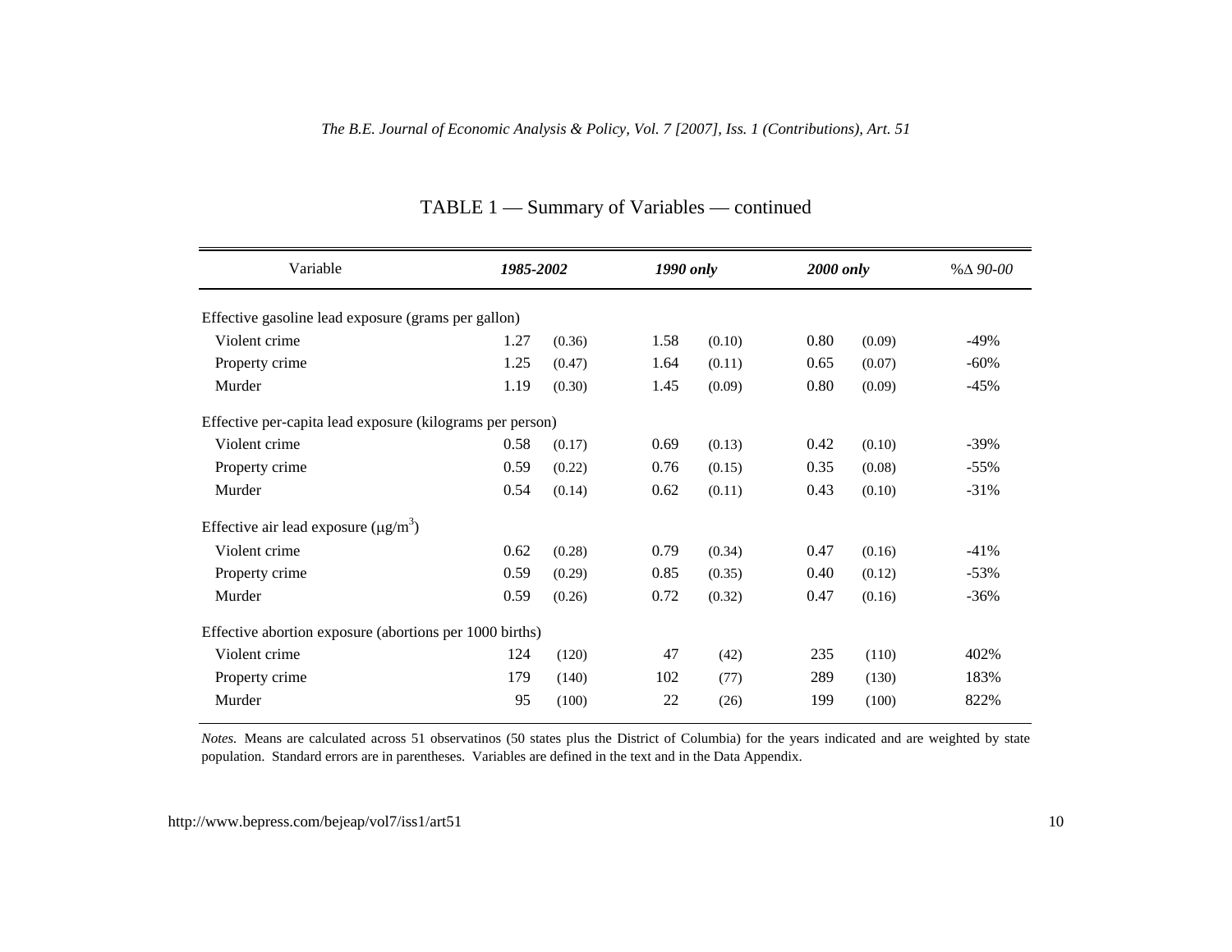## TABLE 1 — Summary of Variables — continued

| Variable | *1985-2002* | | *1990 only* | | *2000 only* | | *%Δ 90-00* |
|---|---|---|---|---|---|---|---|
| Effective gasoline lead exposure (grams per gallon) | | | | | | | |
| Violent crime | 1.27 | (0.36) | 1.58 | (0.10) | 0.80 | (0.09) | -49% |
| Property crime | 1.25 | (0.47) | 1.64 | (0.11) | 0.65 | (0.07) | -60% |
| Murder | 1.19 | (0.30) | 1.45 | (0.09) | 0.80 | (0.09) | -45% |
| Effective per-capita lead exposure (kilograms per person) | | | | | | | |
| Violent crime | 0.58 | (0.17) | 0.69 | (0.13) | 0.42 | (0.10) | -39% |
| Property crime | 0.59 | (0.22) | 0.76 | (0.15) | 0.35 | (0.08) | -55% |
| Murder | 0.54 | (0.14) | 0.62 | (0.11) | 0.43 | (0.10) | -31% |
| Effective air lead exposure ($\mu g/m^3$) | | | | | | | |
| Violent crime | 0.62 | (0.28) | 0.79 | (0.34) | 0.47 | (0.16) | -41% |
| Property crime | 0.59 | (0.29) | 0.85 | (0.35) | 0.40 | (0.12) | -53% |
| Murder | 0.59 | (0.26) | 0.72 | (0.32) | 0.47 | (0.16) | -36% |
| Effective abortion exposure (abortions per 1000 births) | | | | | | | |
| Violent crime | 124 | (120) | 47 | (42) | 235 | (110) | 402% |
| Property crime | 179 | (140) | 102 | (77) | 289 | (130) | 183% |
| Murder | 95 | (100) | 22 | (26) | 199 | (100) | 822% |

*Notes.* Means are calculated across 51 observatinos (50 states plus the District of Columbia) for the years indicated and are weighted by state population. Standard errors are in parentheses. Variables are defined in the text and in the Data Appendix.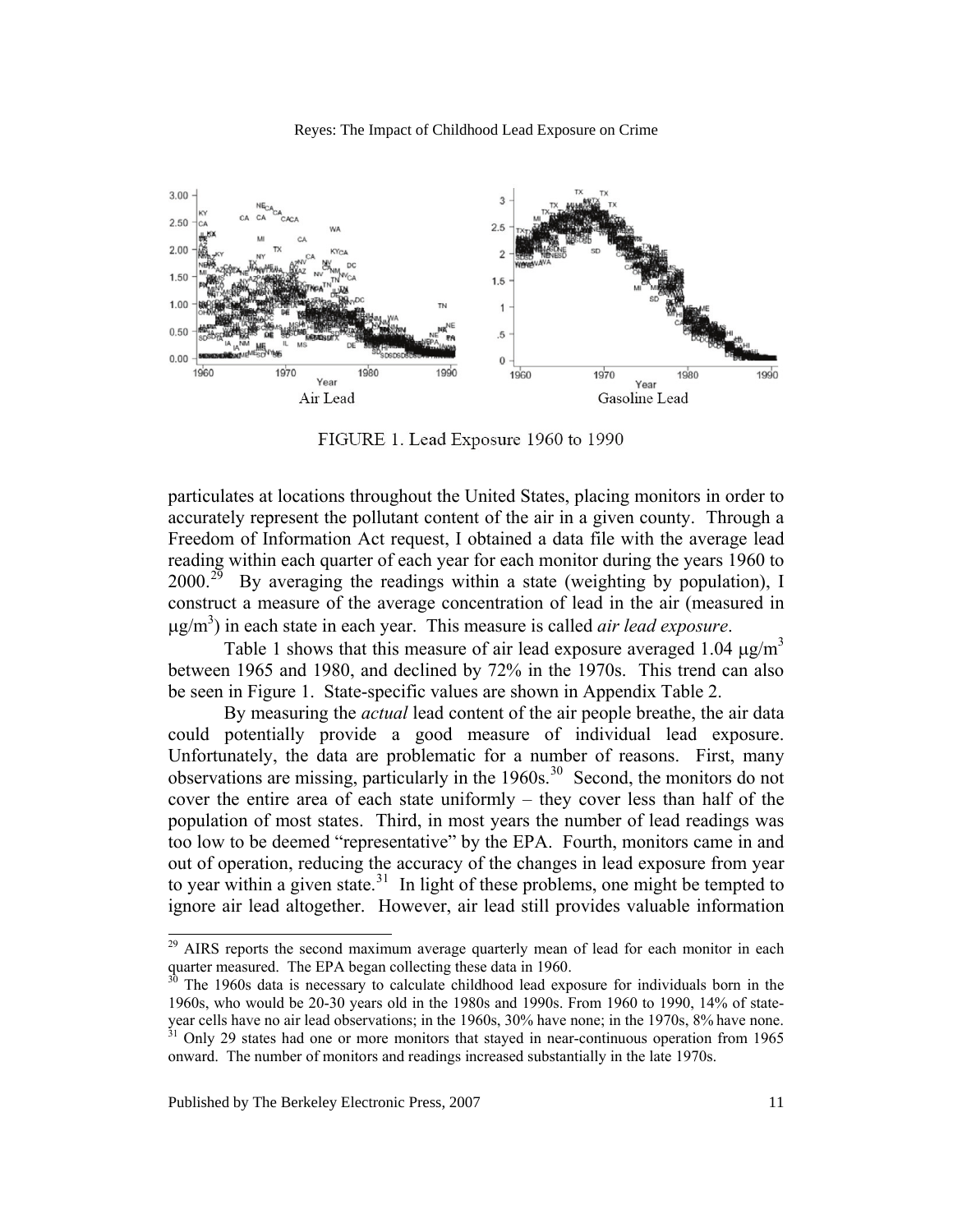FIGURE 1. Lead Exposure 1960 to 1990

particulates at locations throughout the United States, placing monitors in order to accurately represent the pollutant content of the air in a given county. Through a Freedom of Information Act request, I obtained a data file with the average lead reading within each quarter of each year for each monitor during the years 1960 to 2000.[29] By averaging the readings within a state (weighting by population), I construct a measure of the average concentration of lead in the air (measured in $\mu g/m^3$) in each state in each year. This measure is called *air lead exposure*.

Table 1 shows that this measure of air lead exposure averaged 1.04 $\mu g/m^3$ between 1965 and 1980, and declined by 72% in the 1970s. This trend can also be seen in Figure 1. State-specific values are shown in Appendix Table 2.

By measuring the *actual* lead content of the air people breathe, the air data could potentially provide a good measure of individual lead exposure. Unfortunately, the data are problematic for a number of reasons. First, many observations are missing, particularly in the 1960s.[30] Second, the monitors do not cover the entire area of each state uniformly – they cover less than half of the population of most states. Third, in most years the number of lead readings was too low to be deemed "representative" by the EPA. Fourth, monitors came in and out of operation, reducing the accuracy of the changes in lead exposure from year to year within a given state.[31] In light of these problems, one might be tempted to ignore air lead altogether. However, air lead still provides valuable information

[29] AIRS reports the second maximum average quarterly mean of lead for each monitor in each quarter measured. The EPA began collecting these data in 1960.

[30] The 1960s data is necessary to calculate childhood lead exposure for individuals born in the 1960s, who would be 20-30 years old in the 1980s and 1990s. From 1960 to 1990, 14% of state-year cells have no air lead observations; in the 1960s, 30% have none; in the 1970s, 8% have none.

[31] Only 29 states had one or more monitors that stayed in near-continuous operation from 1965 onward. The number of monitors and readings increased substantially in the late 1970s.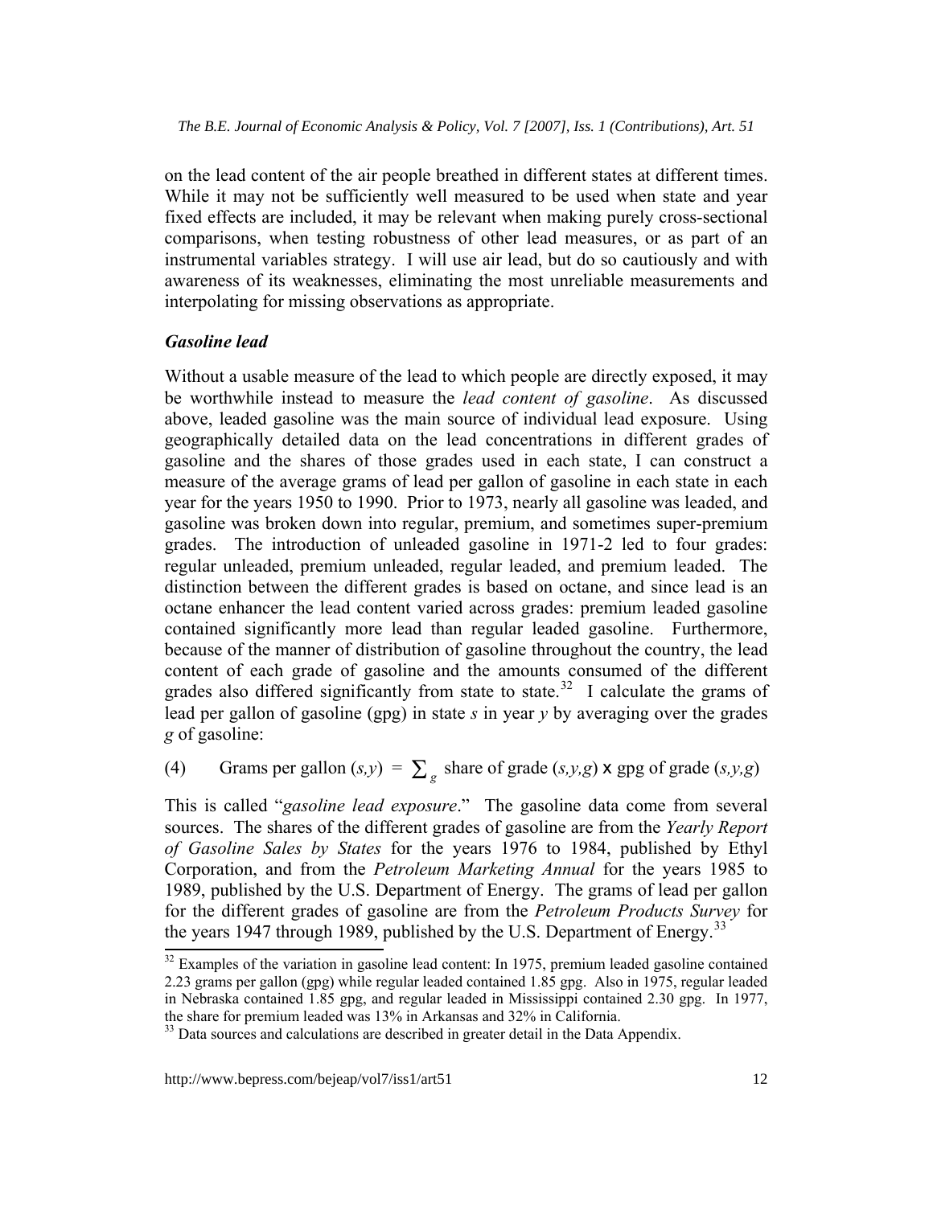on the lead content of the air people breathed in different states at different times. While it may not be sufficiently well measured to be used when state and year fixed effects are included, it may be relevant when making purely cross-sectional comparisons, when testing robustness of other lead measures, or as part of an instrumental variables strategy. I will use air lead, but do so cautiously and with awareness of its weaknesses, eliminating the most unreliable measurements and interpolating for missing observations as appropriate.

### *Gasoline lead*

Without a usable measure of the lead to which people are directly exposed, it may be worthwhile instead to measure the *lead content of gasoline*. As discussed above, leaded gasoline was the main source of individual lead exposure. Using geographically detailed data on the lead concentrations in different grades of gasoline and the shares of those grades used in each state, I can construct a measure of the average grams of lead per gallon of gasoline in each state in each year for the years 1950 to 1990. Prior to 1973, nearly all gasoline was leaded, and gasoline was broken down into regular, premium, and sometimes super-premium grades. The introduction of unleaded gasoline in 1971-2 led to four grades: regular unleaded, premium unleaded, regular leaded, and premium leaded. The distinction between the different grades is based on octane, and since lead is an octane enhancer the lead content varied across grades: premium leaded gasoline contained significantly more lead than regular leaded gasoline. Furthermore, because of the manner of distribution of gasoline throughout the country, the lead content of each grade of gasoline and the amounts consumed of the different grades also differed significantly from state to state.[32] I calculate the grams of lead per gallon of gasoline (gpg) in state *s* in year *y* by averaging over the grades *g* of gasoline:

$$\text{(4)} \qquad \text{Grams per gallon } (s,y) \; = \; \sum_g \text{ share of grade } (s,y,g) \times \text{gpg of grade } (s,y,g)$$

This is called "*gasoline lead exposure*." The gasoline data come from several sources. The shares of the different grades of gasoline are from the *Yearly Report of Gasoline Sales by States* for the years 1976 to 1984, published by Ethyl Corporation, and from the *Petroleum Marketing Annual* for the years 1985 to 1989, published by the U.S. Department of Energy. The grams of lead per gallon for the different grades of gasoline are from the *Petroleum Products Survey* for the years 1947 through 1989, published by the U.S. Department of Energy.[33]

---

[32] Examples of the variation in gasoline lead content: In 1975, premium leaded gasoline contained 2.23 grams per gallon (gpg) while regular leaded contained 1.85 gpg. Also in 1975, regular leaded in Nebraska contained 1.85 gpg, and regular leaded in Mississippi contained 2.30 gpg. In 1977, the share for premium leaded was 13% in Arkansas and 32% in California.

[33] Data sources and calculations are described in greater detail in the Data Appendix.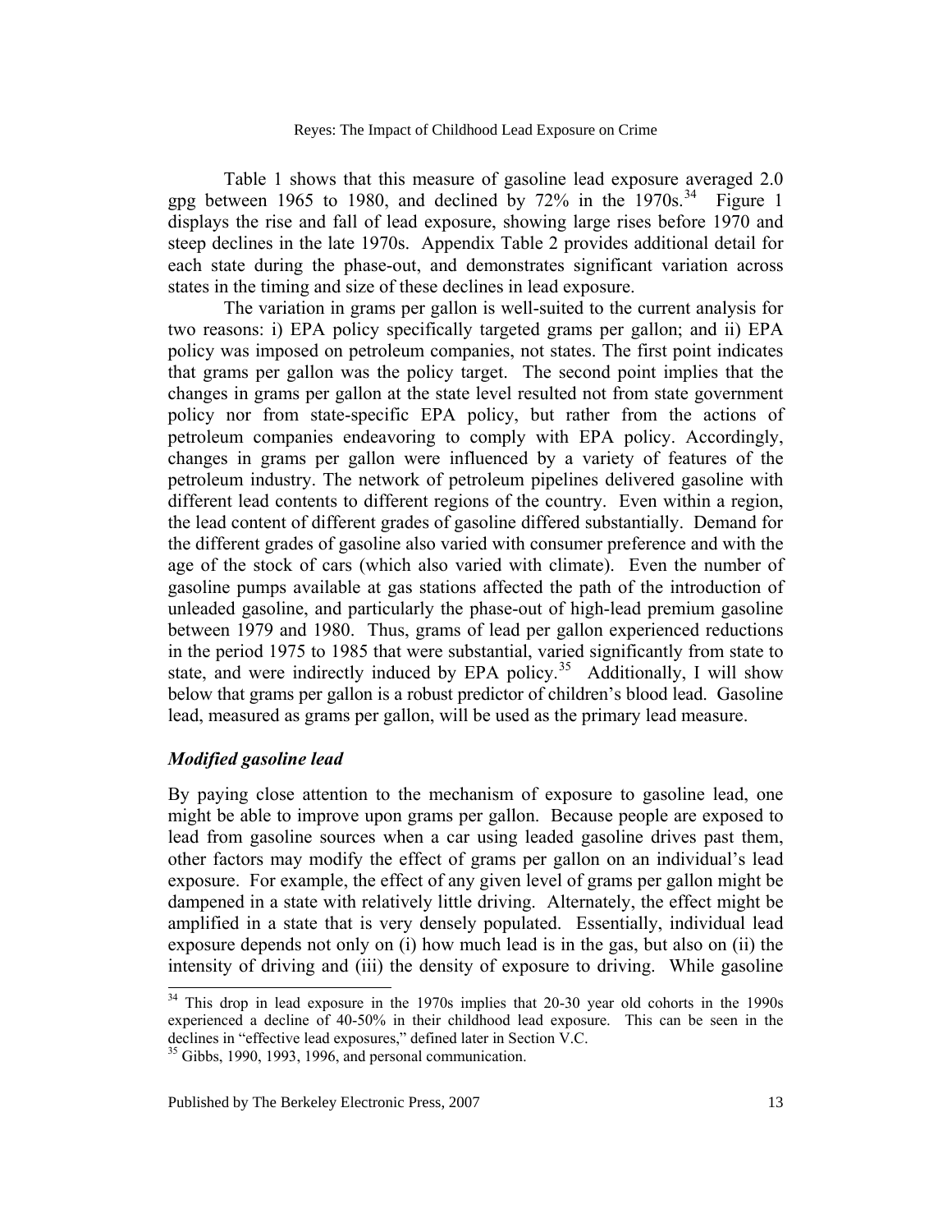Table 1 shows that this measure of gasoline lead exposure averaged 2.0 gpg between 1965 to 1980, and declined by 72% in the 1970s.[34] Figure 1 displays the rise and fall of lead exposure, showing large rises before 1970 and steep declines in the late 1970s. Appendix Table 2 provides additional detail for each state during the phase-out, and demonstrates significant variation across states in the timing and size of these declines in lead exposure.

The variation in grams per gallon is well-suited to the current analysis for two reasons: i) EPA policy specifically targeted grams per gallon; and ii) EPA policy was imposed on petroleum companies, not states. The first point indicates that grams per gallon was the policy target. The second point implies that the changes in grams per gallon at the state level resulted not from state government policy nor from state-specific EPA policy, but rather from the actions of petroleum companies endeavoring to comply with EPA policy. Accordingly, changes in grams per gallon were influenced by a variety of features of the petroleum industry. The network of petroleum pipelines delivered gasoline with different lead contents to different regions of the country. Even within a region, the lead content of different grades of gasoline differed substantially. Demand for the different grades of gasoline also varied with consumer preference and with the age of the stock of cars (which also varied with climate). Even the number of gasoline pumps available at gas stations affected the path of the introduction of unleaded gasoline, and particularly the phase-out of high-lead premium gasoline between 1979 and 1980. Thus, grams of lead per gallon experienced reductions in the period 1975 to 1985 that were substantial, varied significantly from state to state, and were indirectly induced by EPA policy.[35] Additionally, I will show below that grams per gallon is a robust predictor of children's blood lead. Gasoline lead, measured as grams per gallon, will be used as the primary lead measure.

### *Modified gasoline lead*

By paying close attention to the mechanism of exposure to gasoline lead, one might be able to improve upon grams per gallon. Because people are exposed to lead from gasoline sources when a car using leaded gasoline drives past them, other factors may modify the effect of grams per gallon on an individual's lead exposure. For example, the effect of any given level of grams per gallon might be dampened in a state with relatively little driving. Alternately, the effect might be amplified in a state that is very densely populated. Essentially, individual lead exposure depends not only on (i) how much lead is in the gas, but also on (ii) the intensity of driving and (iii) the density of exposure to driving. While gasoline

[34] This drop in lead exposure in the 1970s implies that 20-30 year old cohorts in the 1990s experienced a decline of 40-50% in their childhood lead exposure. This can be seen in the declines in "effective lead exposures," defined later in Section V.C.

[35] Gibbs, 1990, 1993, 1996, and personal communication.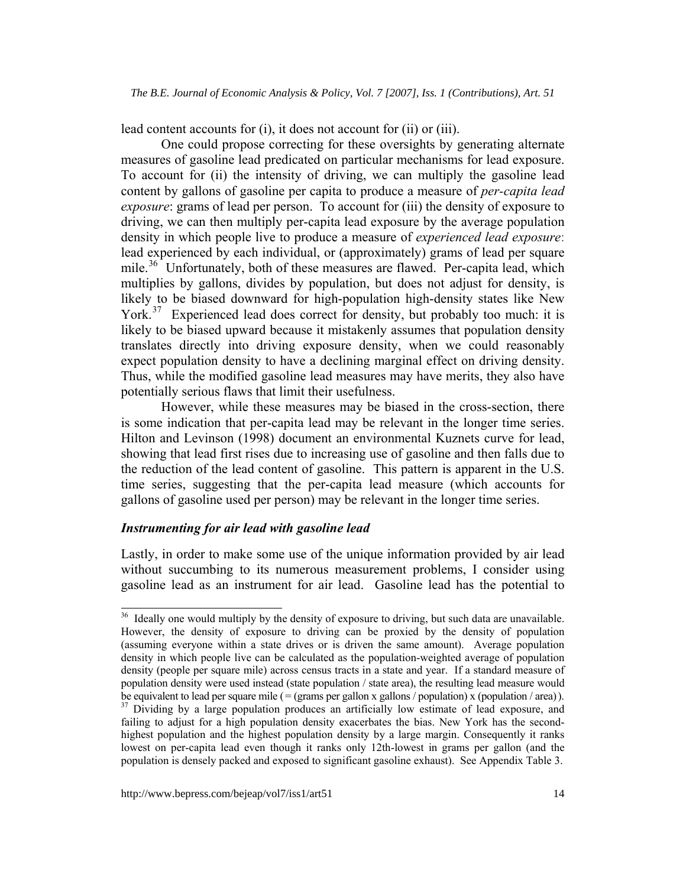lead content accounts for (i), it does not account for (ii) or (iii).

One could propose correcting for these oversights by generating alternate measures of gasoline lead predicated on particular mechanisms for lead exposure. To account for (ii) the intensity of driving, we can multiply the gasoline lead content by gallons of gasoline per capita to produce a measure of *per-capita lead exposure*: grams of lead per person. To account for (iii) the density of exposure to driving, we can then multiply per-capita lead exposure by the average population density in which people live to produce a measure of *experienced lead exposure*: lead experienced by each individual, or (approximately) grams of lead per square mile.[36] Unfortunately, both of these measures are flawed. Per-capita lead, which multiplies by gallons, divides by population, but does not adjust for density, is likely to be biased downward for high-population high-density states like New York.[37] Experienced lead does correct for density, but probably too much: it is likely to be biased upward because it mistakenly assumes that population density translates directly into driving exposure density, when we could reasonably expect population density to have a declining marginal effect on driving density. Thus, while the modified gasoline lead measures may have merits, they also have potentially serious flaws that limit their usefulness.

However, while these measures may be biased in the cross-section, there is some indication that per-capita lead may be relevant in the longer time series. Hilton and Levinson (1998) document an environmental Kuznets curve for lead, showing that lead first rises due to increasing use of gasoline and then falls due to the reduction of the lead content of gasoline. This pattern is apparent in the U.S. time series, suggesting that the per-capita lead measure (which accounts for gallons of gasoline used per person) may be relevant in the longer time series.

### *Instrumenting for air lead with gasoline lead*

Lastly, in order to make some use of the unique information provided by air lead without succumbing to its numerous measurement problems, I consider using gasoline lead as an instrument for air lead. Gasoline lead has the potential to

---

[36] Ideally one would multiply by the density of exposure to driving, but such data are unavailable. However, the density of exposure to driving can be proxied by the density of population (assuming everyone within a state drives or is driven the same amount). Average population density in which people live can be calculated as the population-weighted average of population density (people per square mile) across census tracts in a state and year. If a standard measure of population density were used instead (state population / state area), the resulting lead measure would be equivalent to lead per square mile ( = (grams per gallon x gallons / population) x (population / area) ).

[37] Dividing by a large population produces an artificially low estimate of lead exposure, and failing to adjust for a high population density exacerbates the bias. New York has the second-highest population and the highest population density by a large margin. Consequently it ranks lowest on per-capita lead even though it ranks only 12th-lowest in grams per gallon (and the population is densely packed and exposed to significant gasoline exhaust). See Appendix Table 3.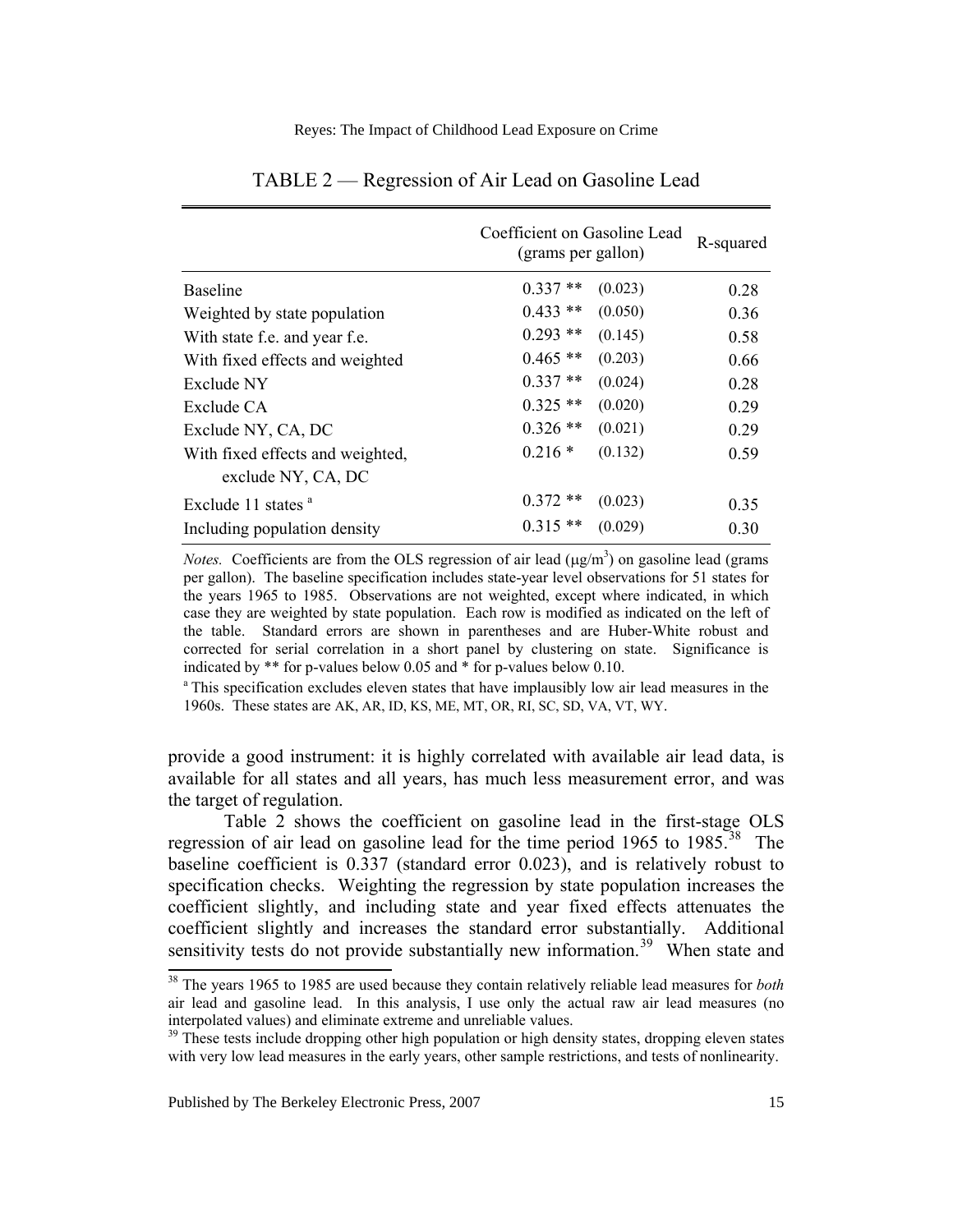TABLE 2 — Regression of Air Lead on Gasoline Lead

| | Coefficient on Gasoline Lead (grams per gallon) | | R-squared |
|---|---|---|---|
| Baseline | 0.337 ** | (0.023) | 0.28 |
| Weighted by state population | 0.433 ** | (0.050) | 0.36 |
| With state f.e. and year f.e. | 0.293 ** | (0.145) | 0.58 |
| With fixed effects and weighted | 0.465 ** | (0.203) | 0.66 |
| Exclude NY | 0.337 ** | (0.024) | 0.28 |
| Exclude CA | 0.325 ** | (0.020) | 0.29 |
| Exclude NY, CA, DC | 0.326 ** | (0.021) | 0.29 |
| With fixed effects and weighted, exclude NY, CA, DC | 0.216 * | (0.132) | 0.59 |
| Exclude 11 states [a] | 0.372 ** | (0.023) | 0.35 |
| Including population density | 0.315 ** | (0.029) | 0.30 |

*Notes.* Coefficients are from the OLS regression of air lead ($\mu g/m^3$) on gasoline lead (grams per gallon). The baseline specification includes state-year level observations for 51 states for the years 1965 to 1985. Observations are not weighted, except where indicated, in which case they are weighted by state population. Each row is modified as indicated on the left of the table. Standard errors are shown in parentheses and are Huber-White robust and corrected for serial correlation in a short panel by clustering on state. Significance is indicated by ** for p-values below 0.05 and * for p-values below 0.10.

[a] This specification excludes eleven states that have implausibly low air lead measures in the 1960s. These states are AK, AR, ID, KS, ME, MT, OR, RI, SC, SD, VA, VT, WY.

provide a good instrument: it is highly correlated with available air lead data, is available for all states and all years, has much less measurement error, and was the target of regulation.

Table 2 shows the coefficient on gasoline lead in the first-stage OLS regression of air lead on gasoline lead for the time period 1965 to 1985.[38] The baseline coefficient is 0.337 (standard error 0.023), and is relatively robust to specification checks. Weighting the regression by state population increases the coefficient slightly, and including state and year fixed effects attenuates the coefficient slightly and increases the standard error substantially. Additional sensitivity tests do not provide substantially new information.[39] When state and

[38] The years 1965 to 1985 are used because they contain relatively reliable lead measures for *both* air lead and gasoline lead. In this analysis, I use only the actual raw air lead measures (no interpolated values) and eliminate extreme and unreliable values.

[39] These tests include dropping other high population or high density states, dropping eleven states with very low lead measures in the early years, other sample restrictions, and tests of nonlinearity.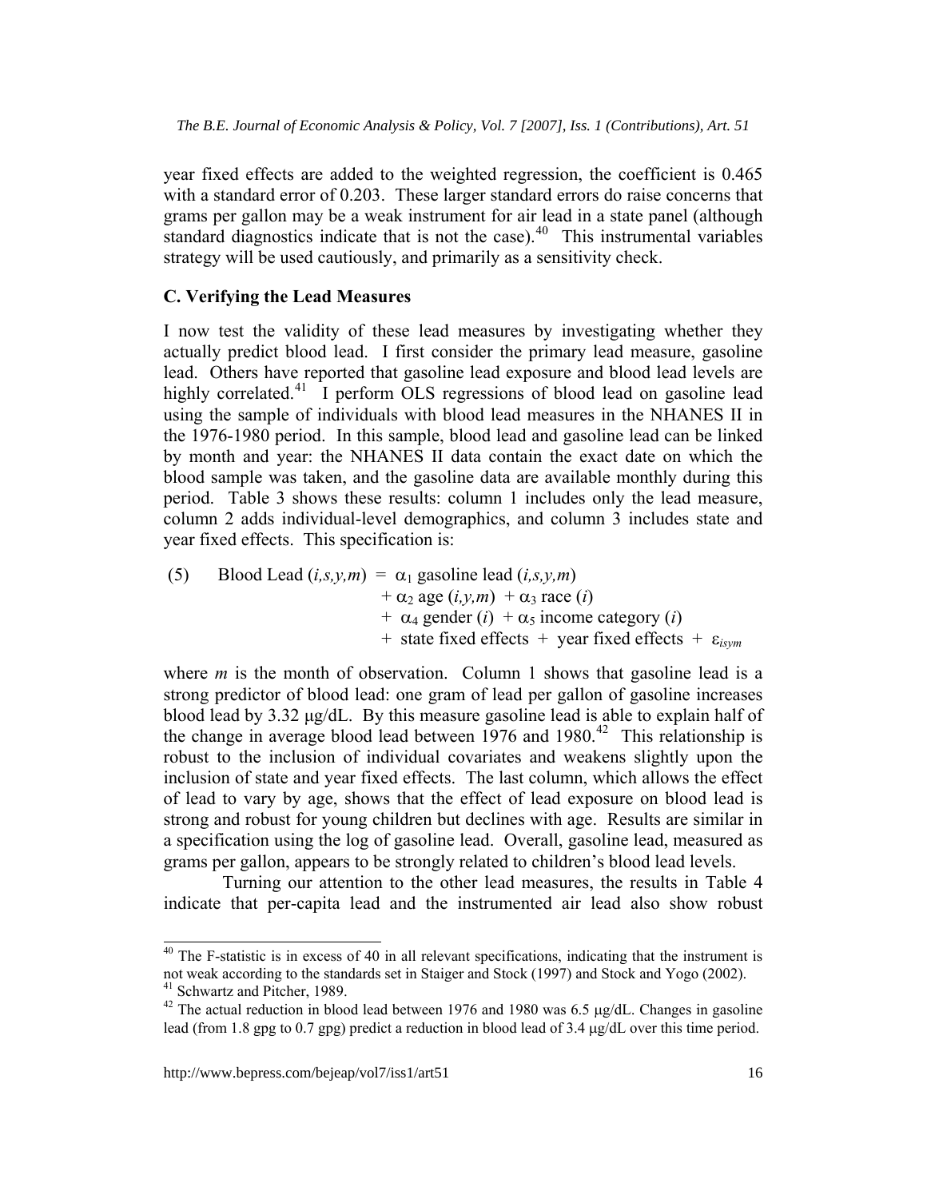year fixed effects are added to the weighted regression, the coefficient is 0.465 with a standard error of 0.203. These larger standard errors do raise concerns that grams per gallon may be a weak instrument for air lead in a state panel (although standard diagnostics indicate that is not the case).[40] This instrumental variables strategy will be used cautiously, and primarily as a sensitivity check.

### C. Verifying the Lead Measures

I now test the validity of these lead measures by investigating whether they actually predict blood lead. I first consider the primary lead measure, gasoline lead. Others have reported that gasoline lead exposure and blood lead levels are highly correlated.[41] I perform OLS regressions of blood lead on gasoline lead using the sample of individuals with blood lead measures in the NHANES II in the 1976-1980 period. In this sample, blood lead and gasoline lead can be linked by month and year: the NHANES II data contain the exact date on which the blood sample was taken, and the gasoline data are available monthly during this period. Table 3 shows these results: column 1 includes only the lead measure, column 2 adds individual-level demographics, and column 3 includes state and year fixed effects. This specification is:

$$
\begin{aligned}
(5) \quad \text{Blood Lead } (i,s,y,m) = \; & \alpha_1 \text{ gasoline lead } (i,s,y,m) \\
& + \alpha_2 \text{ age } (i,y,m) + \alpha_3 \text{ race } (i) \\
& + \alpha_4 \text{ gender } (i) + \alpha_5 \text{ income category } (i) \\
& + \text{ state fixed effects } + \text{ year fixed effects } + \varepsilon_{isym}
\end{aligned}
$$

where $m$ is the month of observation. Column 1 shows that gasoline lead is a strong predictor of blood lead: one gram of lead per gallon of gasoline increases blood lead by 3.32 μg/dL. By this measure gasoline lead is able to explain half of the change in average blood lead between 1976 and 1980.[42] This relationship is robust to the inclusion of individual covariates and weakens slightly upon the inclusion of state and year fixed effects. The last column, which allows the effect of lead to vary by age, shows that the effect of lead exposure on blood lead is strong and robust for young children but declines with age. Results are similar in a specification using the log of gasoline lead. Overall, gasoline lead, measured as grams per gallon, appears to be strongly related to children's blood lead levels.

Turning our attention to the other lead measures, the results in Table 4 indicate that per-capita lead and the instrumented air lead also show robust

---

[40] The F-statistic is in excess of 40 in all relevant specifications, indicating that the instrument is not weak according to the standards set in Staiger and Stock (1997) and Stock and Yogo (2002).

[41] Schwartz and Pitcher, 1989.

[42] The actual reduction in blood lead between 1976 and 1980 was 6.5 μg/dL. Changes in gasoline lead (from 1.8 gpg to 0.7 gpg) predict a reduction in blood lead of 3.4 μg/dL over this time period.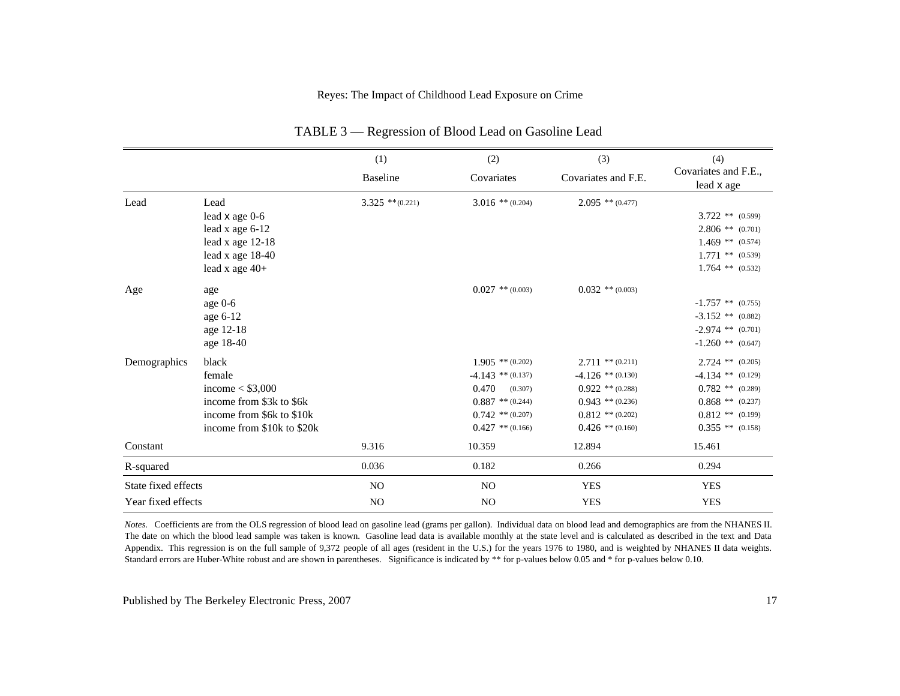TABLE 3 — Regression of Blood Lead on Gasoline Lead

| | | (1) Baseline | (2) Covariates | (3) Covariates and F.E. | (4) Covariates and F.E., lead x age |
|---|---|---|---|---|---|
| Lead | Lead | 3.325 ** (0.221) | 3.016 ** (0.204) | 2.095 ** (0.477) | |
| | lead x age 0-6 | | | | 3.722 ** (0.599) |
| | lead x age 6-12 | | | | 2.806 ** (0.701) |
| | lead x age 12-18 | | | | 1.469 ** (0.574) |
| | lead x age 18-40 | | | | 1.771 ** (0.539) |
| | lead x age 40+ | | | | 1.764 ** (0.532) |
| Age | age | | 0.027 ** (0.003) | 0.032 ** (0.003) | |
| | age 0-6 | | | | -1.757 ** (0.755) |
| | age 6-12 | | | | -3.152 ** (0.882) |
| | age 12-18 | | | | -2.974 ** (0.701) |
| | age 18-40 | | | | -1.260 ** (0.647) |
| Demographics | black | | 1.905 ** (0.202) | 2.711 ** (0.211) | 2.724 ** (0.205) |
| | female | | -4.143 ** (0.137) | -4.126 ** (0.130) | -4.134 ** (0.129) |
| | income < $3,000 | | 0.470 (0.307) | 0.922 ** (0.288) | 0.782 ** (0.289) |
| | income from $3k to $6k | | 0.887 ** (0.244) | 0.943 ** (0.236) | 0.868 ** (0.237) |
| | income from $6k to $10k | | 0.742 ** (0.207) | 0.812 ** (0.202) | 0.812 ** (0.199) |
| | income from $10k to $20k | | 0.427 ** (0.166) | 0.426 ** (0.160) | 0.355 ** (0.158) |
| Constant | | 9.316 | 10.359 | 12.894 | 15.461 |
| R-squared | | 0.036 | 0.182 | 0.266 | 0.294 |
| State fixed effects | | NO | NO | YES | YES |
| Year fixed effects | | NO | NO | YES | YES |

*Notes.* Coefficients are from the OLS regression of blood lead on gasoline lead (grams per gallon). Individual data on blood lead and demographics are from the NHANES II. The date on which the blood lead sample was taken is known. Gasoline lead data is available monthly at the state level and is calculated as described in the text and Data Appendix. This regression is on the full sample of 9,372 people of all ages (resident in the U.S.) for the years 1976 to 1980, and is weighted by NHANES II data weights. Standard errors are Huber-White robust and are shown in parentheses. Significance is indicated by ** for p-values below 0.05 and * for p-values below 0.10.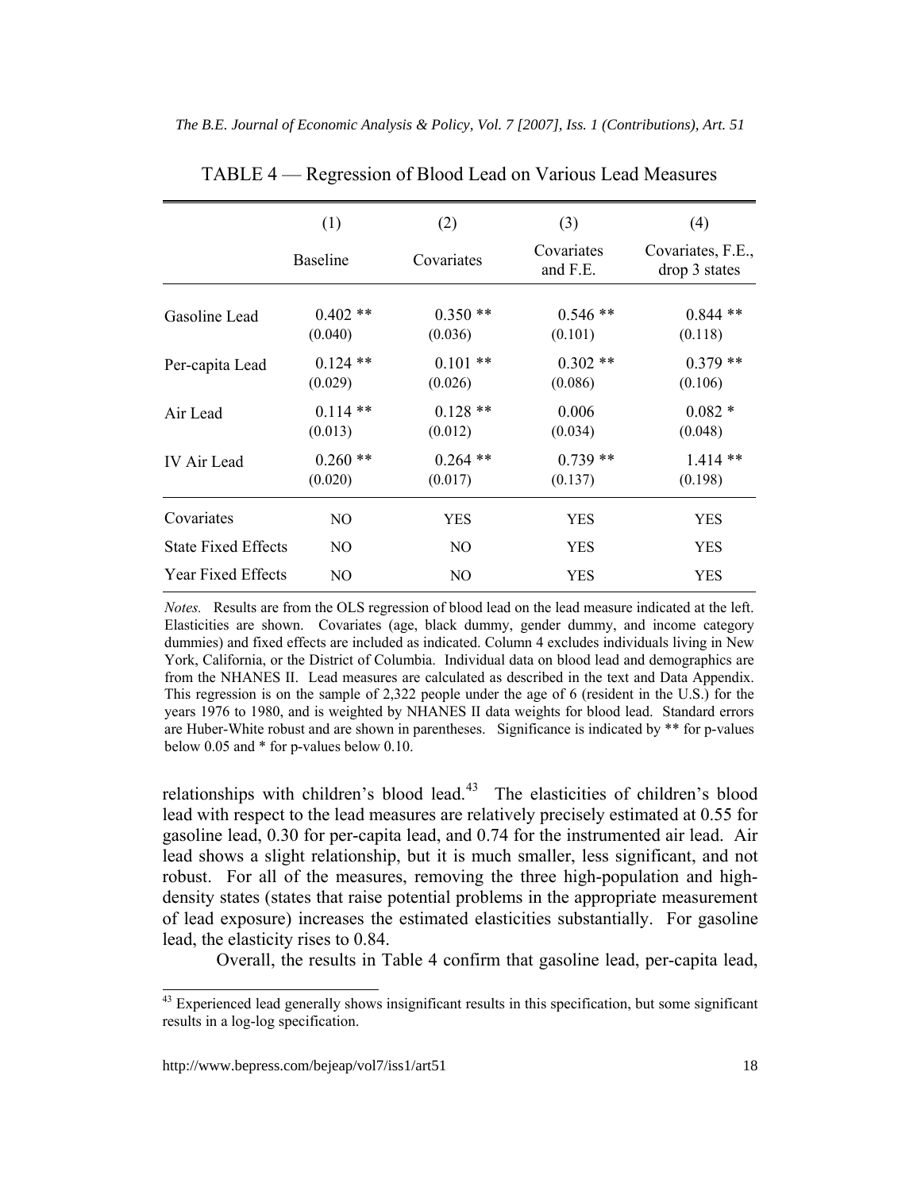TABLE 4 — Regression of Blood Lead on Various Lead Measures

| | (1) | (2) | (3) | (4) |
|---|---|---|---|---|
| | Baseline | Covariates | Covariates and F.E. | Covariates, F.E., drop 3 states |
| Gasoline Lead | 0.402 ** | 0.350 ** | 0.546 ** | 0.844 ** |
| | (0.040) | (0.036) | (0.101) | (0.118) |
| Per-capita Lead | 0.124 ** | 0.101 ** | 0.302 ** | 0.379 ** |
| | (0.029) | (0.026) | (0.086) | (0.106) |
| Air Lead | 0.114 ** | 0.128 ** | 0.006 | 0.082 * |
| | (0.013) | (0.012) | (0.034) | (0.048) |
| IV Air Lead | 0.260 ** | 0.264 ** | 0.739 ** | 1.414 ** |
| | (0.020) | (0.017) | (0.137) | (0.198) |
| Covariates | NO | YES | YES | YES |
| State Fixed Effects | NO | NO | YES | YES |
| Year Fixed Effects | NO | NO | YES | YES |

*Notes.* Results are from the OLS regression of blood lead on the lead measure indicated at the left. Elasticities are shown. Covariates (age, black dummy, gender dummy, and income category dummies) and fixed effects are included as indicated. Column 4 excludes individuals living in New York, California, or the District of Columbia. Individual data on blood lead and demographics are from the NHANES II. Lead measures are calculated as described in the text and Data Appendix. This regression is on the sample of 2,322 people under the age of 6 (resident in the U.S.) for the years 1976 to 1980, and is weighted by NHANES II data weights for blood lead. Standard errors are Huber-White robust and are shown in parentheses. Significance is indicated by ** for p-values below 0.05 and * for p-values below 0.10.

relationships with children's blood lead.[43] The elasticities of children's blood lead with respect to the lead measures are relatively precisely estimated at 0.55 for gasoline lead, 0.30 for per-capita lead, and 0.74 for the instrumented air lead. Air lead shows a slight relationship, but it is much smaller, less significant, and not robust. For all of the measures, removing the three high-population and high-density states (states that raise potential problems in the appropriate measurement of lead exposure) increases the estimated elasticities substantially. For gasoline lead, the elasticity rises to 0.84.

Overall, the results in Table 4 confirm that gasoline lead, per-capita lead,

[43] Experienced lead generally shows insignificant results in this specification, but some significant results in a log-log specification.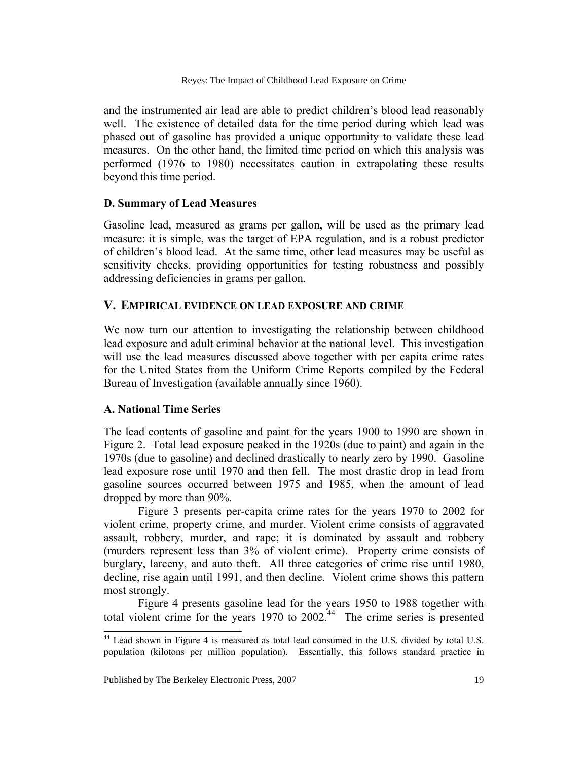and the instrumented air lead are able to predict children's blood lead reasonably well. The existence of detailed data for the time period during which lead was phased out of gasoline has provided a unique opportunity to validate these lead measures. On the other hand, the limited time period on which this analysis was performed (1976 to 1980) necessitates caution in extrapolating these results beyond this time period.

### D. Summary of Lead Measures

Gasoline lead, measured as grams per gallon, will be used as the primary lead measure: it is simple, was the target of EPA regulation, and is a robust predictor of children's blood lead. At the same time, other lead measures may be useful as sensitivity checks, providing opportunities for testing robustness and possibly addressing deficiencies in grams per gallon.

## V. EMPIRICAL EVIDENCE ON LEAD EXPOSURE AND CRIME

We now turn our attention to investigating the relationship between childhood lead exposure and adult criminal behavior at the national level. This investigation will use the lead measures discussed above together with per capita crime rates for the United States from the Uniform Crime Reports compiled by the Federal Bureau of Investigation (available annually since 1960).

### A. National Time Series

The lead contents of gasoline and paint for the years 1900 to 1990 are shown in Figure 2. Total lead exposure peaked in the 1920s (due to paint) and again in the 1970s (due to gasoline) and declined drastically to nearly zero by 1990. Gasoline lead exposure rose until 1970 and then fell. The most drastic drop in lead from gasoline sources occurred between 1975 and 1985, when the amount of lead dropped by more than 90%.

Figure 3 presents per-capita crime rates for the years 1970 to 2002 for violent crime, property crime, and murder. Violent crime consists of aggravated assault, robbery, murder, and rape; it is dominated by assault and robbery (murders represent less than 3% of violent crime). Property crime consists of burglary, larceny, and auto theft. All three categories of crime rise until 1980, decline, rise again until 1991, and then decline. Violent crime shows this pattern most strongly.

Figure 4 presents gasoline lead for the years 1950 to 1988 together with total violent crime for the years 1970 to 2002.[44] The crime series is presented

[44] Lead shown in Figure 4 is measured as total lead consumed in the U.S. divided by total U.S. population (kilotons per million population). Essentially, this follows standard practice in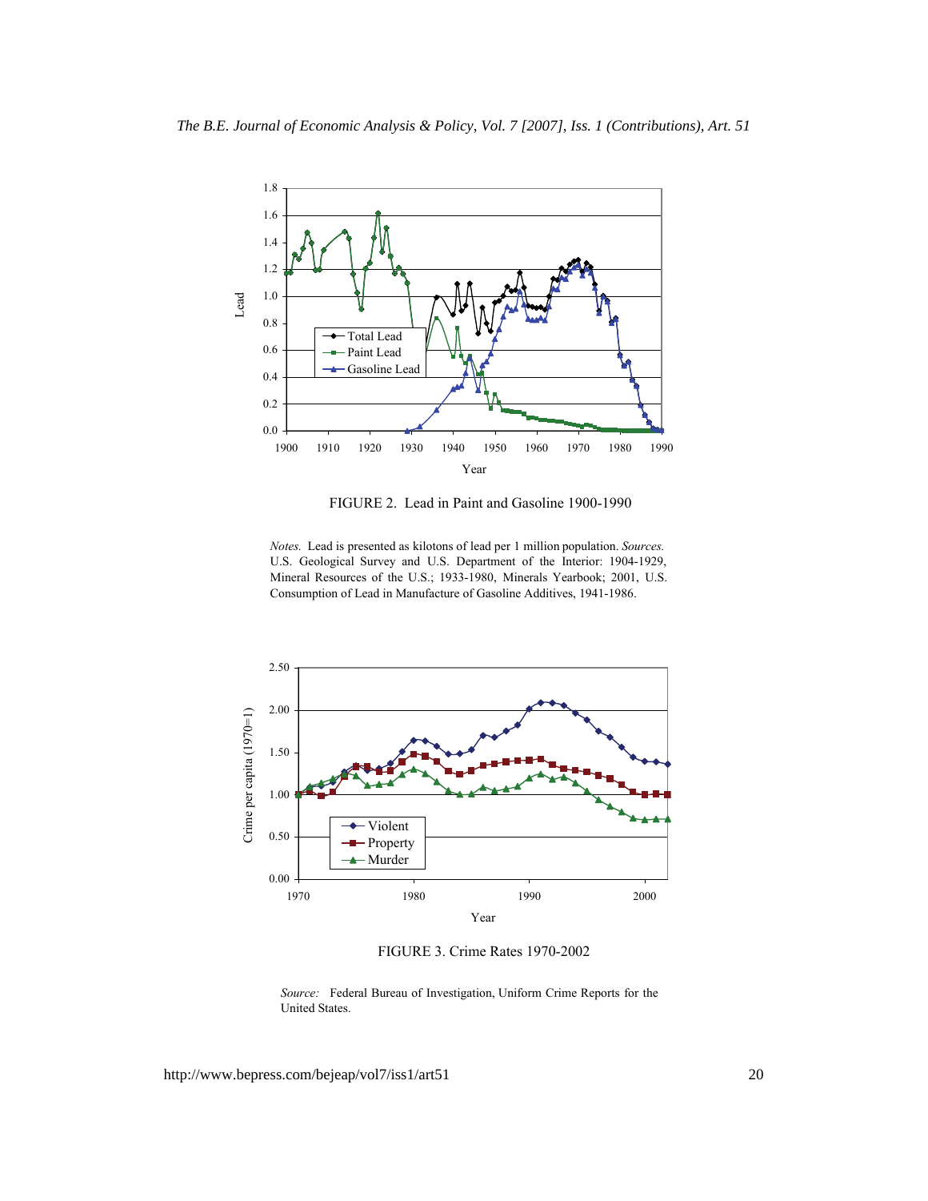FIGURE 2. Lead in Paint and Gasoline 1900-1990

*Notes.* Lead is presented as kilotons of lead per 1 million population. *Sources.* U.S. Geological Survey and U.S. Department of the Interior: 1904-1929, Mineral Resources of the U.S.; 1933-1980, Minerals Yearbook; 2001, U.S. Consumption of Lead in Manufacture of Gasoline Additives, 1941-1986.

FIGURE 3. Crime Rates 1970-2002

*Source:* Federal Bureau of Investigation, Uniform Crime Reports for the United States.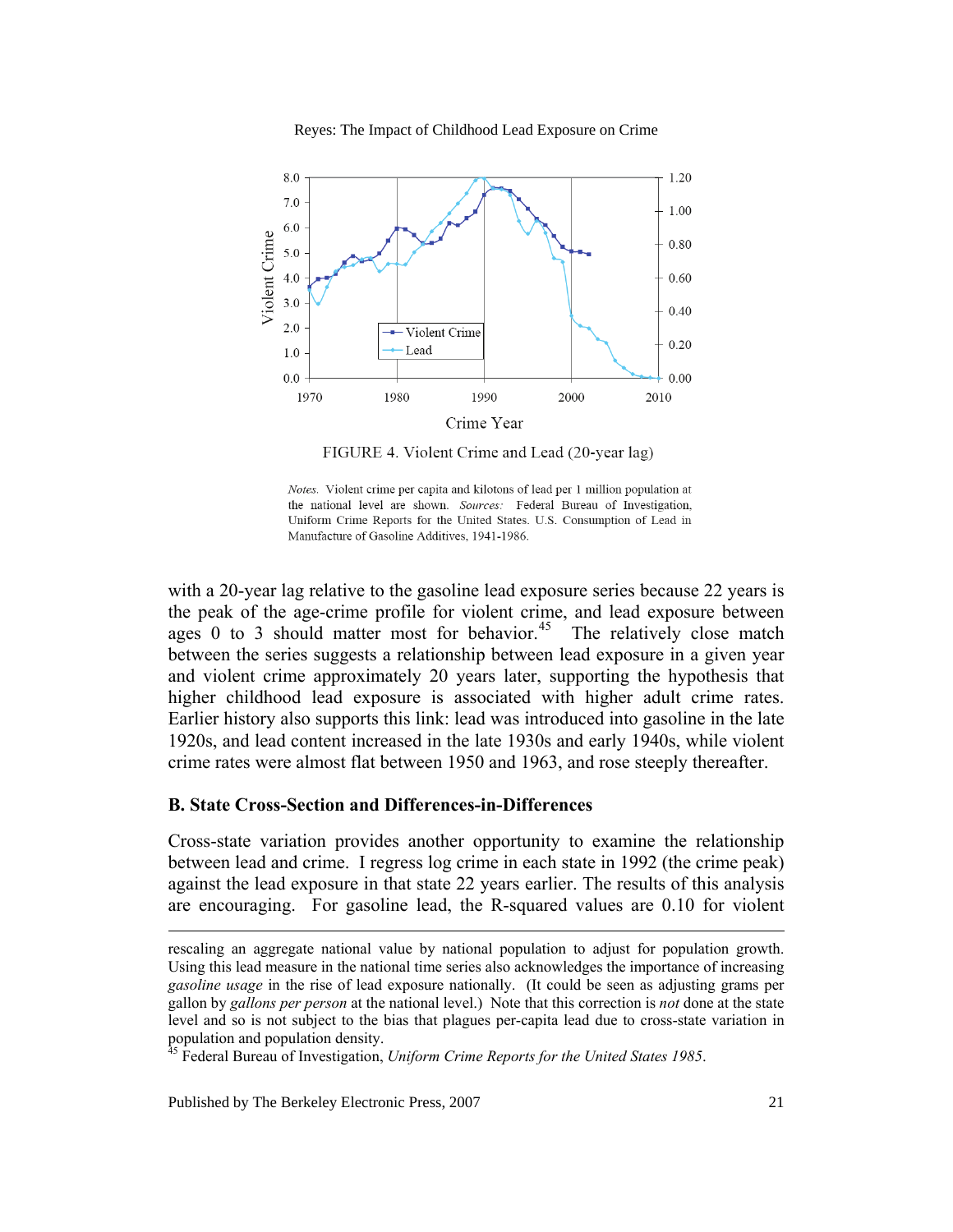FIGURE 4. Violent Crime and Lead (20-year lag)

*Notes.* Violent crime per capita and kilotons of lead per 1 million population at the national level are shown. *Sources:* Federal Bureau of Investigation, Uniform Crime Reports for the United States. U.S. Consumption of Lead in Manufacture of Gasoline Additives, 1941-1986.

with a 20-year lag relative to the gasoline lead exposure series because 22 years is the peak of the age-crime profile for violent crime, and lead exposure between ages 0 to 3 should matter most for behavior.[45] The relatively close match between the series suggests a relationship between lead exposure in a given year and violent crime approximately 20 years later, supporting the hypothesis that higher childhood lead exposure is associated with higher adult crime rates. Earlier history also supports this link: lead was introduced into gasoline in the late 1920s, and lead content increased in the late 1930s and early 1940s, while violent crime rates were almost flat between 1950 and 1963, and rose steeply thereafter.

### B. State Cross-Section and Differences-in-Differences

Cross-state variation provides another opportunity to examine the relationship between lead and crime. I regress log crime in each state in 1992 (the crime peak) against the lead exposure in that state 22 years earlier. The results of this analysis are encouraging. For gasoline lead, the R-squared values are 0.10 for violent

---

rescaling an aggregate national value by national population to adjust for population growth. Using this lead measure in the national time series also acknowledges the importance of increasing *gasoline usage* in the rise of lead exposure nationally. (It could be seen as adjusting grams per gallon by *gallons per person* at the national level.) Note that this correction is *not* done at the state level and so is not subject to the bias that plagues per-capita lead due to cross-state variation in population and population density.

[45] Federal Bureau of Investigation, *Uniform Crime Reports for the United States 1985*.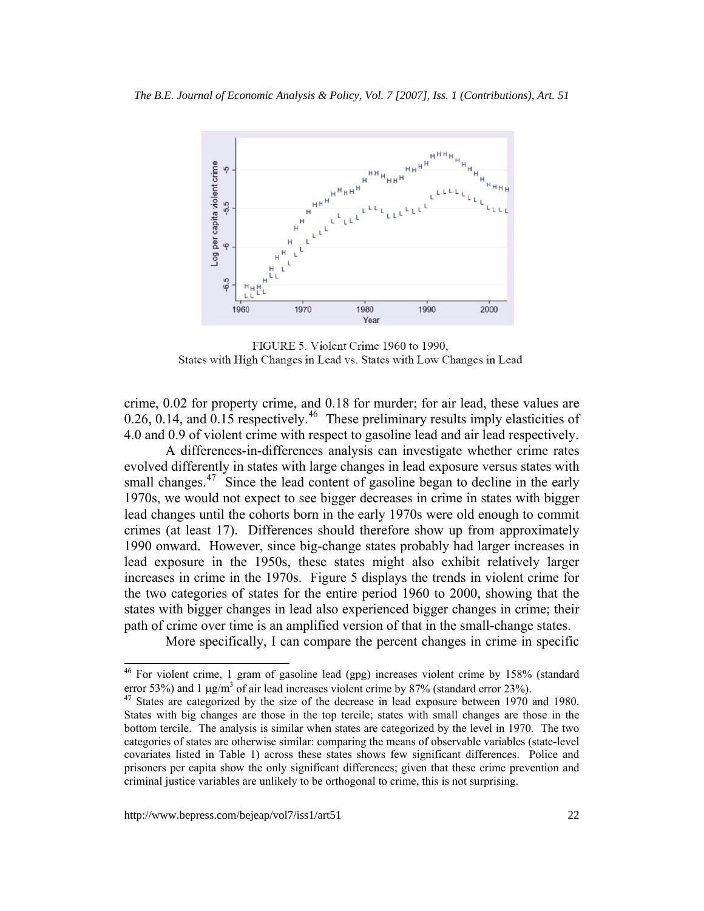FIGURE 5. Violent Crime 1960 to 1990,
States with High Changes in Lead vs. States with Low Changes in Lead

crime, 0.02 for property crime, and 0.18 for murder; for air lead, these values are 0.26, 0.14, and 0.15 respectively.[46] These preliminary results imply elasticities of 4.0 and 0.9 of violent crime with respect to gasoline lead and air lead respectively.

A differences-in-differences analysis can investigate whether crime rates evolved differently in states with large changes in lead exposure versus states with small changes.[47] Since the lead content of gasoline began to decline in the early 1970s, we would not expect to see bigger decreases in crime in states with bigger lead changes until the cohorts born in the early 1970s were old enough to commit crimes (at least 17). Differences should therefore show up from approximately 1990 onward. However, since big-change states probably had larger increases in lead exposure in the 1950s, these states might also exhibit relatively larger increases in crime in the 1970s. Figure 5 displays the trends in violent crime for the two categories of states for the entire period 1960 to 2000, showing that the states with bigger changes in lead also experienced bigger changes in crime; their path of crime over time is an amplified version of that in the small-change states.

More specifically, I can compare the percent changes in crime in specific

---

[46] For violent crime, 1 gram of gasoline lead (gpg) increases violent crime by 158% (standard error 53%) and 1 μg/m$^3$ of air lead increases violent crime by 87% (standard error 23%).

[47] States are categorized by the size of the decrease in lead exposure between 1970 and 1980. States with big changes are those in the top tercile; states with small changes are those in the bottom tercile. The analysis is similar when states are categorized by the level in 1970. The two categories of states are otherwise similar: comparing the means of observable variables (state-level covariates listed in Table 1) across these states shows few significant differences. Police and prisoners per capita show the only significant differences; given that these crime prevention and criminal justice variables are unlikely to be orthogonal to crime, this is not surprising.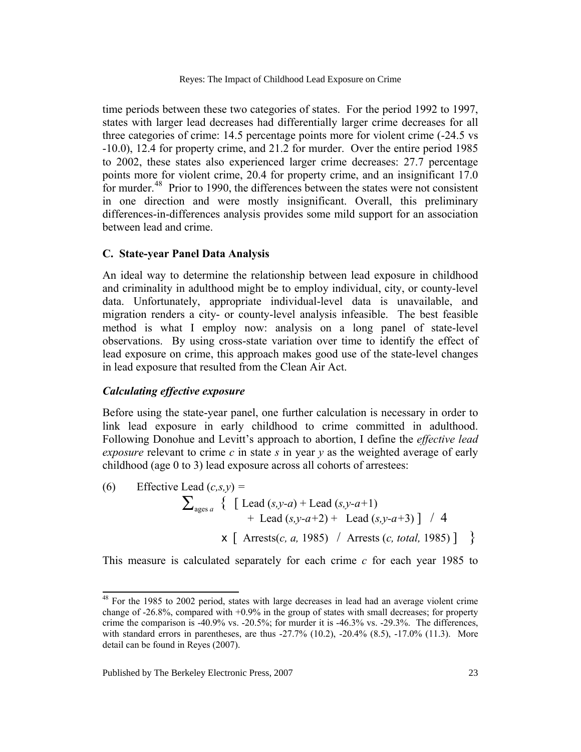time periods between these two categories of states. For the period 1992 to 1997, states with larger lead decreases had differentially larger crime decreases for all three categories of crime: 14.5 percentage points more for violent crime (-24.5 vs -10.0), 12.4 for property crime, and 21.2 for murder. Over the entire period 1985 to 2002, these states also experienced larger crime decreases: 27.7 percentage points more for violent crime, 20.4 for property crime, and an insignificant 17.0 for murder.[48] Prior to 1990, the differences between the states were not consistent in one direction and were mostly insignificant. Overall, this preliminary differences-in-differences analysis provides some mild support for an association between lead and crime.

### C. State-year Panel Data Analysis

An ideal way to determine the relationship between lead exposure in childhood and criminality in adulthood might be to employ individual, city, or county-level data. Unfortunately, appropriate individual-level data is unavailable, and migration renders a city- or county-level analysis infeasible. The best feasible method is what I employ now: analysis on a long panel of state-level observations. By using cross-state variation over time to identify the effect of lead exposure on crime, this approach makes good use of the state-level changes in lead exposure that resulted from the Clean Air Act.

#### *Calculating effective exposure*

Before using the state-year panel, one further calculation is necessary in order to link lead exposure in early childhood to crime committed in adulthood. Following Donohue and Levitt's approach to abortion, I define the *effective lead exposure* relevant to crime $c$ in state $s$ in year $y$ as the weighted average of early childhood (age 0 to 3) lead exposure across all cohorts of arrestees:

$$(6) \qquad \text{Effective Lead}(c,s,y) = \sum_{\text{ages } a} \Big\{ \big[ \text{Lead}(s,y\text{-}a) + \text{Lead}(s,y\text{-}a\text{+}1) + \text{Lead}(s,y\text{-}a\text{+}2) + \text{Lead}(s,y\text{-}a\text{+}3) \big] \,/\, 4 \times \big[ \text{Arrests}(c, a, 1985) \,/\, \text{Arrests}(c, total, 1985) \big] \Big\}$$

This measure is calculated separately for each crime $c$ for each year 1985 to

[48] For the 1985 to 2002 period, states with large decreases in lead had an average violent crime change of -26.8%, compared with +0.9% in the group of states with small decreases; for property crime the comparison is -40.9% vs. -20.5%; for murder it is -46.3% vs. -29.3%. The differences, with standard errors in parentheses, are thus -27.7% (10.2), -20.4% (8.5), -17.0% (11.3). More detail can be found in Reyes (2007).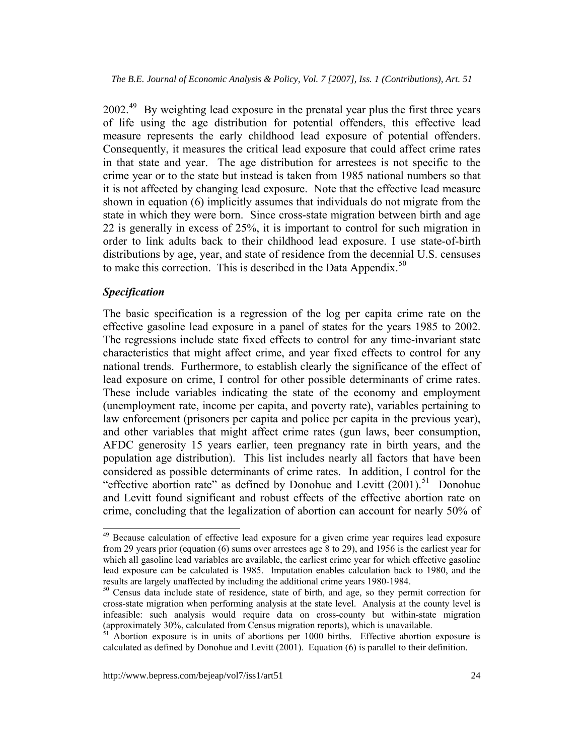2002.[49] By weighting lead exposure in the prenatal year plus the first three years of life using the age distribution for potential offenders, this effective lead measure represents the early childhood lead exposure of potential offenders. Consequently, it measures the critical lead exposure that could affect crime rates in that state and year. The age distribution for arrestees is not specific to the crime year or to the state but instead is taken from 1985 national numbers so that it is not affected by changing lead exposure. Note that the effective lead measure shown in equation (6) implicitly assumes that individuals do not migrate from the state in which they were born. Since cross-state migration between birth and age 22 is generally in excess of 25%, it is important to control for such migration in order to link adults back to their childhood lead exposure. I use state-of-birth distributions by age, year, and state of residence from the decennial U.S. censuses to make this correction. This is described in the Data Appendix.[50]

### *Specification*

The basic specification is a regression of the log per capita crime rate on the effective gasoline lead exposure in a panel of states for the years 1985 to 2002. The regressions include state fixed effects to control for any time-invariant state characteristics that might affect crime, and year fixed effects to control for any national trends. Furthermore, to establish clearly the significance of the effect of lead exposure on crime, I control for other possible determinants of crime rates. These include variables indicating the state of the economy and employment (unemployment rate, income per capita, and poverty rate), variables pertaining to law enforcement (prisoners per capita and police per capita in the previous year), and other variables that might affect crime rates (gun laws, beer consumption, AFDC generosity 15 years earlier, teen pregnancy rate in birth years, and the population age distribution). This list includes nearly all factors that have been considered as possible determinants of crime rates. In addition, I control for the "effective abortion rate" as defined by Donohue and Levitt (2001).[51] Donohue and Levitt found significant and robust effects of the effective abortion rate on crime, concluding that the legalization of abortion can account for nearly 50% of

---

[49] Because calculation of effective lead exposure for a given crime year requires lead exposure from 29 years prior (equation (6) sums over arrestees age 8 to 29), and 1956 is the earliest year for which all gasoline lead variables are available, the earliest crime year for which effective gasoline lead exposure can be calculated is 1985. Imputation enables calculation back to 1980, and the results are largely unaffected by including the additional crime years 1980-1984.

[50] Census data include state of residence, state of birth, and age, so they permit correction for cross-state migration when performing analysis at the state level. Analysis at the county level is infeasible: such analysis would require data on cross-county but within-state migration (approximately 30%, calculated from Census migration reports), which is unavailable.

[51] Abortion exposure is in units of abortions per 1000 births. Effective abortion exposure is calculated as defined by Donohue and Levitt (2001). Equation (6) is parallel to their definition.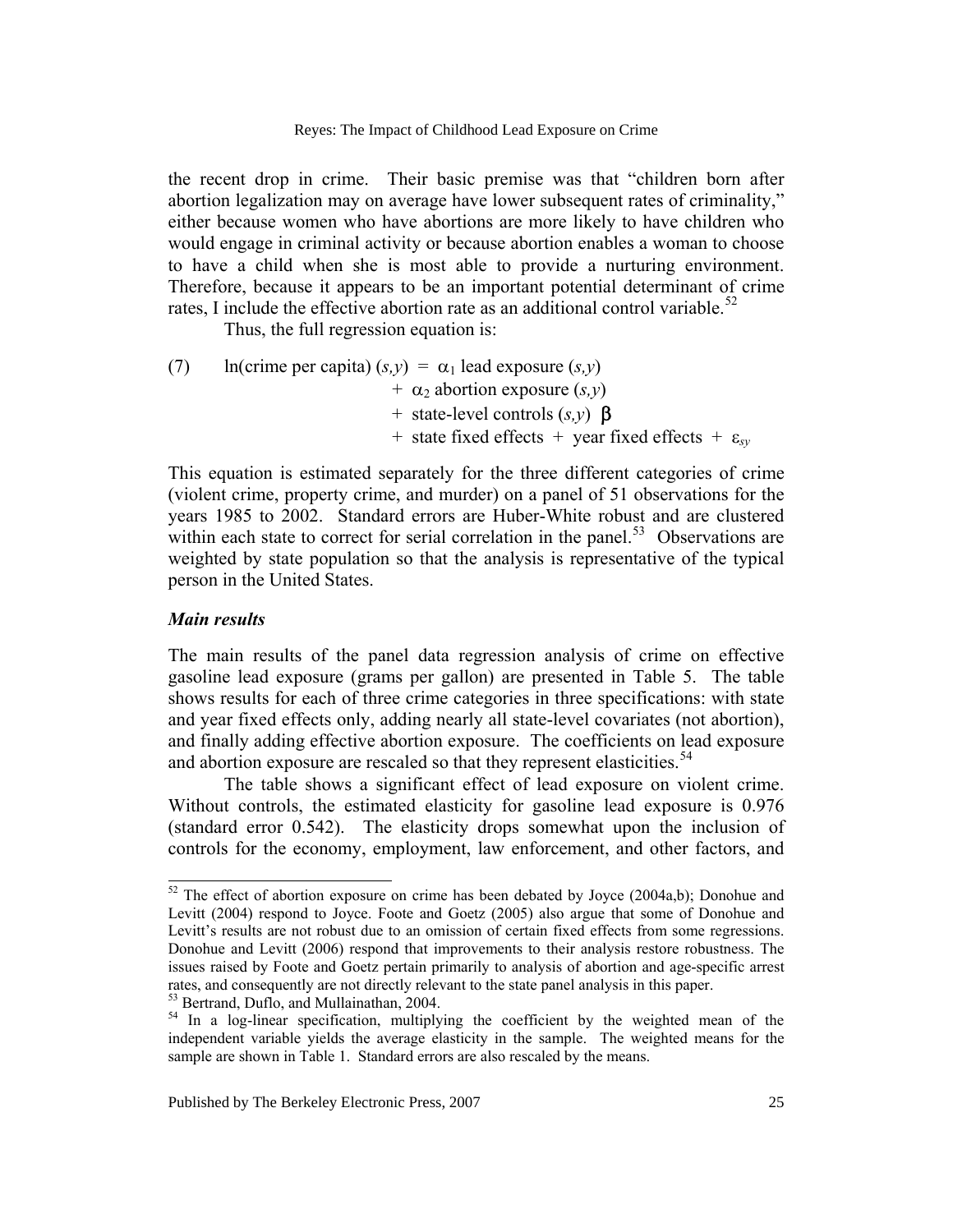the recent drop in crime. Their basic premise was that "children born after abortion legalization may on average have lower subsequent rates of criminality," either because women who have abortions are more likely to have children who would engage in criminal activity or because abortion enables a woman to choose to have a child when she is most able to provide a nurturing environment. Therefore, because it appears to be an important potential determinant of crime rates, I include the effective abortion rate as an additional control variable.[52]

Thus, the full regression equation is:

$$
\begin{aligned}
(7) \qquad \ln(\text{crime per capita})\,(s,y) \;=\;& \alpha_1 \text{ lead exposure } (s,y) \\
&+ \alpha_2 \text{ abortion exposure } (s,y) \\
&+ \text{ state-level controls } (s,y)\ \boldsymbol{\beta} \\
&+ \text{ state fixed effects } + \text{ year fixed effects } + \varepsilon_{sy}
\end{aligned}
$$

This equation is estimated separately for the three different categories of crime (violent crime, property crime, and murder) on a panel of 51 observations for the years 1985 to 2002. Standard errors are Huber-White robust and are clustered within each state to correct for serial correlation in the panel.[53] Observations are weighted by state population so that the analysis is representative of the typical person in the United States.

### *Main results*

The main results of the panel data regression analysis of crime on effective gasoline lead exposure (grams per gallon) are presented in Table 5. The table shows results for each of three crime categories in three specifications: with state and year fixed effects only, adding nearly all state-level covariates (not abortion), and finally adding effective abortion exposure. The coefficients on lead exposure and abortion exposure are rescaled so that they represent elasticities.[54]

The table shows a significant effect of lead exposure on violent crime. Without controls, the estimated elasticity for gasoline lead exposure is 0.976 (standard error 0.542). The elasticity drops somewhat upon the inclusion of controls for the economy, employment, law enforcement, and other factors, and

---

[52] The effect of abortion exposure on crime has been debated by Joyce (2004a,b); Donohue and Levitt (2004) respond to Joyce. Foote and Goetz (2005) also argue that some of Donohue and Levitt's results are not robust due to an omission of certain fixed effects from some regressions. Donohue and Levitt (2006) respond that improvements to their analysis restore robustness. The issues raised by Foote and Goetz pertain primarily to analysis of abortion and age-specific arrest rates, and consequently are not directly relevant to the state panel analysis in this paper.

[53] Bertrand, Duflo, and Mullainathan, 2004.

[54] In a log-linear specification, multiplying the coefficient by the weighted mean of the independent variable yields the average elasticity in the sample. The weighted means for the sample are shown in Table 1. Standard errors are also rescaled by the means.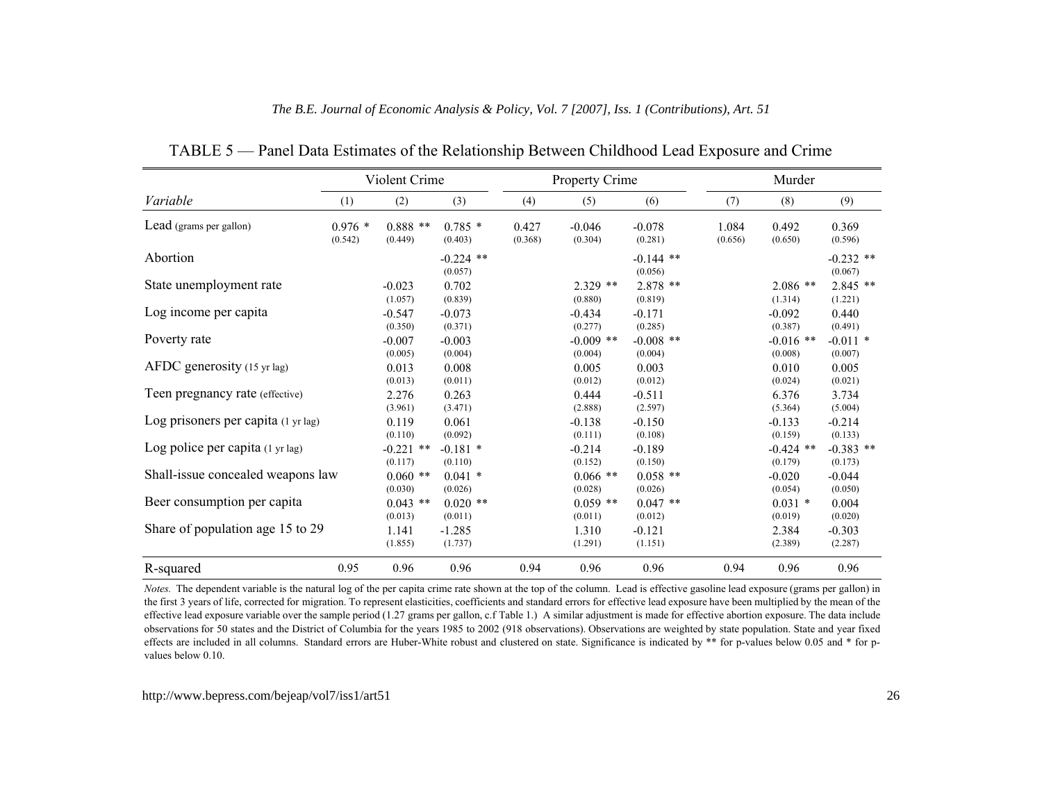TABLE 5 — Panel Data Estimates of the Relationship Between Childhood Lead Exposure and Crime

| | Violent Crime | | | Property Crime | | | Murder | | |
|---|---|---|---|---|---|---|---|---|---|
| *Variable* | (1) | (2) | (3) | (4) | (5) | (6) | (7) | (8) | (9) |
| Lead (grams per gallon) | 0.976 * (0.542) | 0.888 ** (0.449) | 0.785 * (0.403) | 0.427 (0.368) | -0.046 (0.304) | -0.078 (0.281) | 1.084 (0.656) | 0.492 (0.650) | 0.369 (0.596) |
| Abortion | | | -0.224 ** (0.057) | | | -0.144 ** (0.056) | | | -0.232 ** (0.067) |
| State unemployment rate | | -0.023 (1.057) | 0.702 (0.839) | | 2.329 ** (0.880) | 2.878 ** (0.819) | | 2.086 ** (1.314) | 2.845 ** (1.221) |
| Log income per capita | | -0.547 (0.350) | -0.073 (0.371) | | -0.434 (0.277) | -0.171 (0.285) | | -0.092 (0.387) | 0.440 (0.491) |
| Poverty rate | | -0.007 (0.005) | -0.003 (0.004) | | -0.009 ** (0.004) | -0.008 ** (0.004) | | -0.016 ** (0.008) | -0.011 * (0.007) |
| AFDC generosity (15 yr lag) | | 0.013 (0.013) | 0.008 (0.011) | | 0.005 (0.012) | 0.003 (0.012) | | 0.010 (0.024) | 0.005 (0.021) |
| Teen pregnancy rate (effective) | | 2.276 (3.961) | 0.263 (3.471) | | 0.444 (2.888) | -0.511 (2.597) | | 6.376 (5.364) | 3.734 (5.004) |
| Log prisoners per capita (1 yr lag) | | 0.119 (0.110) | 0.061 (0.092) | | -0.138 (0.111) | -0.150 (0.108) | | -0.133 (0.159) | -0.214 (0.133) |
| Log police per capita (1 yr lag) | | -0.221 ** (0.117) | -0.181 * (0.110) | | -0.214 (0.152) | -0.189 (0.150) | | -0.424 ** (0.179) | -0.383 ** (0.173) |
| Shall-issue concealed weapons law | | 0.060 ** (0.030) | 0.041 * (0.026) | | 0.066 ** (0.028) | 0.058 ** (0.026) | | -0.020 (0.054) | -0.044 (0.050) |
| Beer consumption per capita | | 0.043 ** (0.013) | 0.020 ** (0.011) | | 0.059 ** (0.011) | 0.047 ** (0.012) | | 0.031 * (0.019) | 0.004 (0.020) |
| Share of population age 15 to 29 | | 1.141 (1.855) | -1.285 (1.737) | | 1.310 (1.291) | -0.121 (1.151) | | 2.384 (2.389) | -0.303 (2.287) |
| R-squared | 0.95 | 0.96 | 0.96 | 0.94 | 0.96 | 0.96 | 0.94 | 0.96 | 0.96 |

*Notes.* The dependent variable is the natural log of the per capita crime rate shown at the top of the column. Lead is effective gasoline lead exposure (grams per gallon) in the first 3 years of life, corrected for migration. To represent elasticities, coefficients and standard errors for effective lead exposure have been multiplied by the mean of the effective lead exposure variable over the sample period (1.27 grams per gallon, c.f Table 1.) A similar adjustment is made for effective abortion exposure. The data include observations for 50 states and the District of Columbia for the years 1985 to 2002 (918 observations). Observations are weighted by state population. State and year fixed effects are included in all columns. Standard errors are Huber-White robust and clustered on state. Significance is indicated by ** for p-values below 0.05 and * for p-values below 0.10.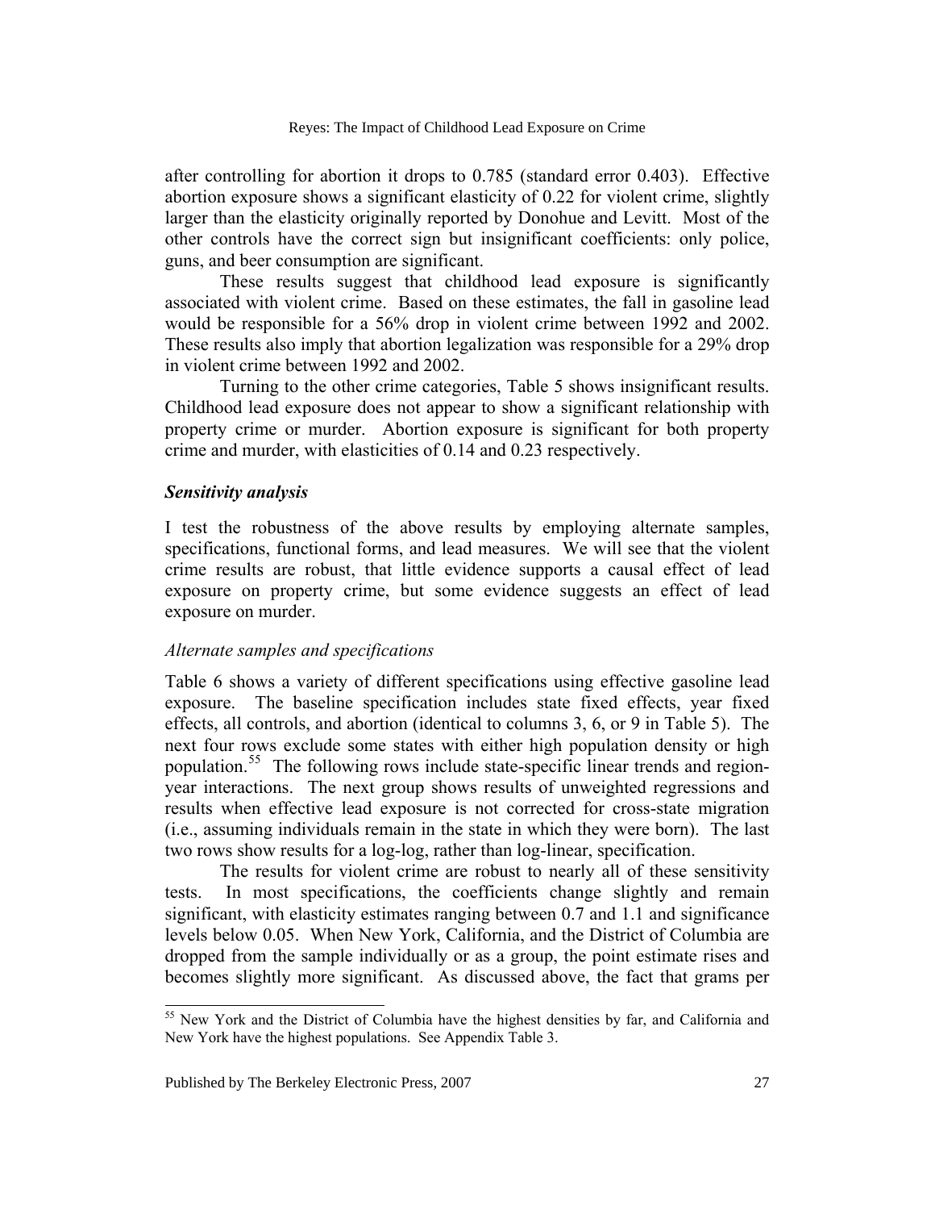after controlling for abortion it drops to 0.785 (standard error 0.403). Effective abortion exposure shows a significant elasticity of 0.22 for violent crime, slightly larger than the elasticity originally reported by Donohue and Levitt. Most of the other controls have the correct sign but insignificant coefficients: only police, guns, and beer consumption are significant.

These results suggest that childhood lead exposure is significantly associated with violent crime. Based on these estimates, the fall in gasoline lead would be responsible for a 56% drop in violent crime between 1992 and 2002. These results also imply that abortion legalization was responsible for a 29% drop in violent crime between 1992 and 2002.

Turning to the other crime categories, Table 5 shows insignificant results. Childhood lead exposure does not appear to show a significant relationship with property crime or murder. Abortion exposure is significant for both property crime and murder, with elasticities of 0.14 and 0.23 respectively.

### *Sensitivity analysis*

I test the robustness of the above results by employing alternate samples, specifications, functional forms, and lead measures. We will see that the violent crime results are robust, that little evidence supports a causal effect of lead exposure on property crime, but some evidence suggests an effect of lead exposure on murder.

#### *Alternate samples and specifications*

Table 6 shows a variety of different specifications using effective gasoline lead exposure. The baseline specification includes state fixed effects, year fixed effects, all controls, and abortion (identical to columns 3, 6, or 9 in Table 5). The next four rows exclude some states with either high population density or high population.[55] The following rows include state-specific linear trends and region-year interactions. The next group shows results of unweighted regressions and results when effective lead exposure is not corrected for cross-state migration (i.e., assuming individuals remain in the state in which they were born). The last two rows show results for a log-log, rather than log-linear, specification.

The results for violent crime are robust to nearly all of these sensitivity tests. In most specifications, the coefficients change slightly and remain significant, with elasticity estimates ranging between 0.7 and 1.1 and significance levels below 0.05. When New York, California, and the District of Columbia are dropped from the sample individually or as a group, the point estimate rises and becomes slightly more significant. As discussed above, the fact that grams per

[55] New York and the District of Columbia have the highest densities by far, and California and New York have the highest populations. See Appendix Table 3.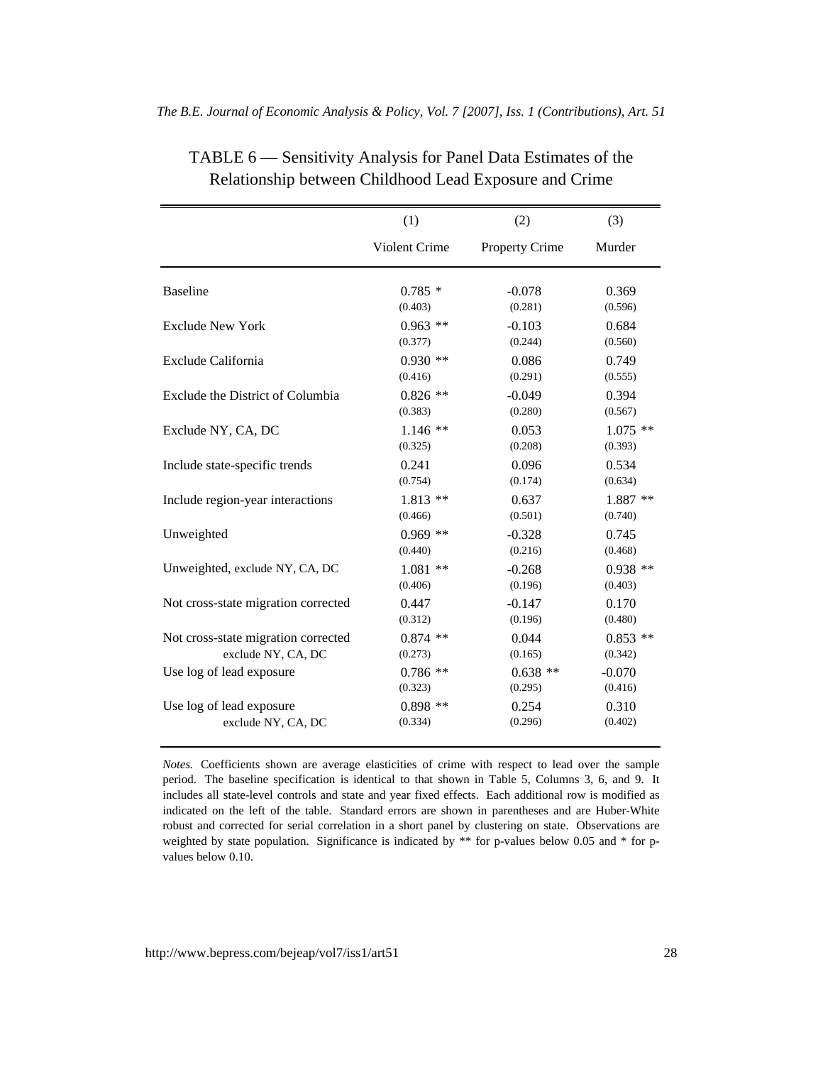TABLE 6 — Sensitivity Analysis for Panel Data Estimates of the Relationship between Childhood Lead Exposure and Crime

| | (1) Violent Crime | (2) Property Crime | (3) Murder |
|---|---|---|---|
| Baseline | 0.785 * | -0.078 | 0.369 |
| | (0.403) | (0.281) | (0.596) |
| Exclude New York | 0.963 ** | -0.103 | 0.684 |
| | (0.377) | (0.244) | (0.560) |
| Exclude California | 0.930 ** | 0.086 | 0.749 |
| | (0.416) | (0.291) | (0.555) |
| Exclude the District of Columbia | 0.826 ** | -0.049 | 0.394 |
| | (0.383) | (0.280) | (0.567) |
| Exclude NY, CA, DC | 1.146 ** | 0.053 | 1.075 ** |
| | (0.325) | (0.208) | (0.393) |
| Include state-specific trends | 0.241 | 0.096 | 0.534 |
| | (0.754) | (0.174) | (0.634) |
| Include region-year interactions | 1.813 ** | 0.637 | 1.887 ** |
| | (0.466) | (0.501) | (0.740) |
| Unweighted | 0.969 ** | -0.328 | 0.745 |
| | (0.440) | (0.216) | (0.468) |
| Unweighted, exclude NY, CA, DC | 1.081 ** | -0.268 | 0.938 ** |
| | (0.406) | (0.196) | (0.403) |
| Not cross-state migration corrected | 0.447 | -0.147 | 0.170 |
| | (0.312) | (0.196) | (0.480) |
| Not cross-state migration corrected exclude NY, CA, DC | 0.874 ** | 0.044 | 0.853 ** |
| | (0.273) | (0.165) | (0.342) |
| Use log of lead exposure | 0.786 ** | 0.638 ** | -0.070 |
| | (0.323) | (0.295) | (0.416) |
| Use log of lead exposure exclude NY, CA, DC | 0.898 ** | 0.254 | 0.310 |
| | (0.334) | (0.296) | (0.402) |

*Notes.* Coefficients shown are average elasticities of crime with respect to lead over the sample period. The baseline specification is identical to that shown in Table 5, Columns 3, 6, and 9. It includes all state-level controls and state and year fixed effects. Each additional row is modified as indicated on the left of the table. Standard errors are shown in parentheses and are Huber-White robust and corrected for serial correlation in a short panel by clustering on state. Observations are weighted by state population. Significance is indicated by ** for p-values below 0.05 and * for p-values below 0.10.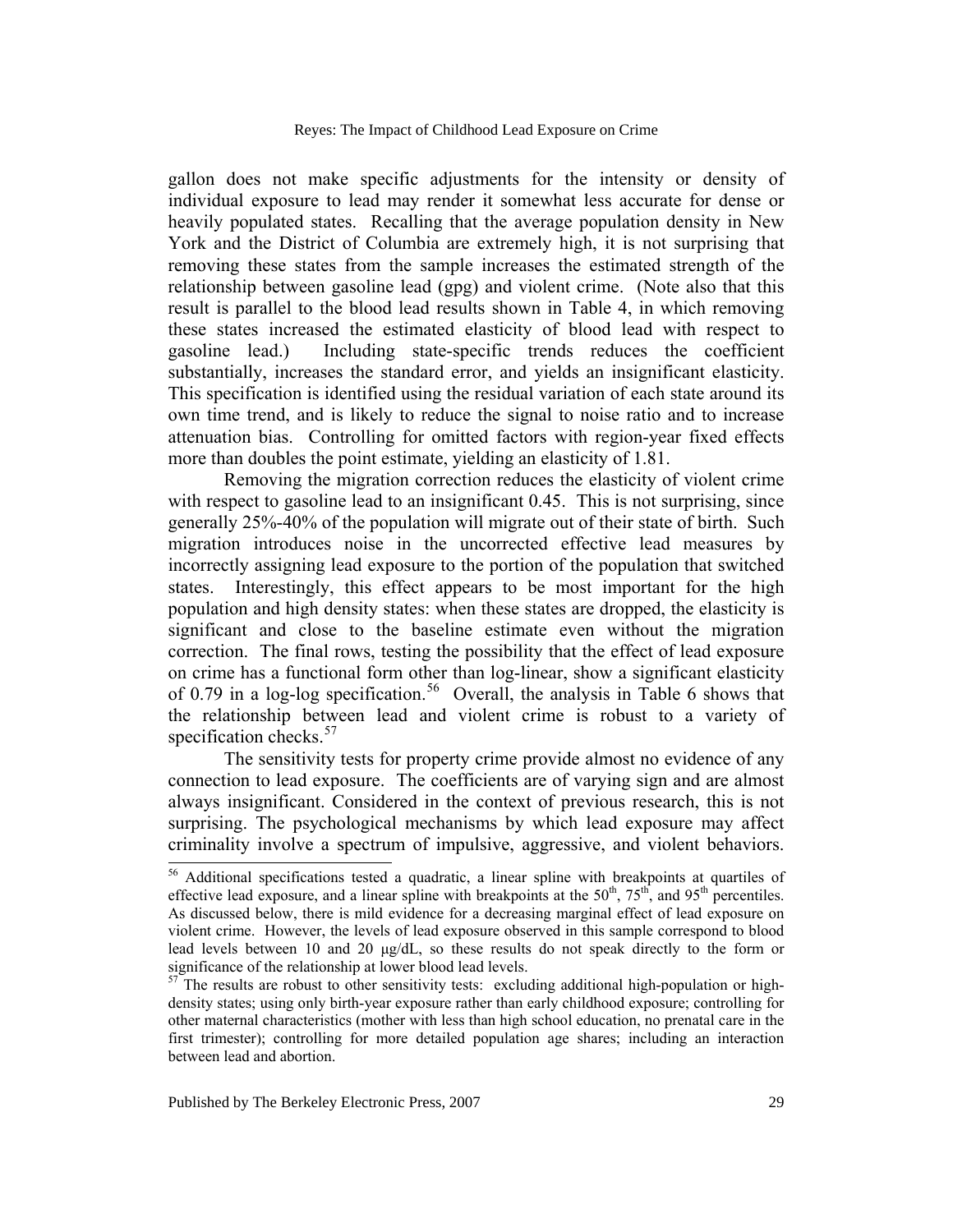gallon does not make specific adjustments for the intensity or density of individual exposure to lead may render it somewhat less accurate for dense or heavily populated states. Recalling that the average population density in New York and the District of Columbia are extremely high, it is not surprising that removing these states from the sample increases the estimated strength of the relationship between gasoline lead (gpg) and violent crime. (Note also that this result is parallel to the blood lead results shown in Table 4, in which removing these states increased the estimated elasticity of blood lead with respect to gasoline lead.) Including state-specific trends reduces the coefficient substantially, increases the standard error, and yields an insignificant elasticity. This specification is identified using the residual variation of each state around its own time trend, and is likely to reduce the signal to noise ratio and to increase attenuation bias. Controlling for omitted factors with region-year fixed effects more than doubles the point estimate, yielding an elasticity of 1.81.

Removing the migration correction reduces the elasticity of violent crime with respect to gasoline lead to an insignificant 0.45. This is not surprising, since generally 25%-40% of the population will migrate out of their state of birth. Such migration introduces noise in the uncorrected effective lead measures by incorrectly assigning lead exposure to the portion of the population that switched states. Interestingly, this effect appears to be most important for the high population and high density states: when these states are dropped, the elasticity is significant and close to the baseline estimate even without the migration correction. The final rows, testing the possibility that the effect of lead exposure on crime has a functional form other than log-linear, show a significant elasticity of 0.79 in a log-log specification.[56] Overall, the analysis in Table 6 shows that the relationship between lead and violent crime is robust to a variety of specification checks.[57]

The sensitivity tests for property crime provide almost no evidence of any connection to lead exposure. The coefficients are of varying sign and are almost always insignificant. Considered in the context of previous research, this is not surprising. The psychological mechanisms by which lead exposure may affect criminality involve a spectrum of impulsive, aggressive, and violent behaviors.

---

[56] Additional specifications tested a quadratic, a linear spline with breakpoints at quartiles of effective lead exposure, and a linear spline with breakpoints at the 50[th], 75[th], and 95[th] percentiles. As discussed below, there is mild evidence for a decreasing marginal effect of lead exposure on violent crime. However, the levels of lead exposure observed in this sample correspond to blood lead levels between 10 and 20 μg/dL, so these results do not speak directly to the form or significance of the relationship at lower blood lead levels.

[57] The results are robust to other sensitivity tests: excluding additional high-population or high-density states; using only birth-year exposure rather than early childhood exposure; controlling for other maternal characteristics (mother with less than high school education, no prenatal care in the first trimester); controlling for more detailed population age shares; including an interaction between lead and abortion.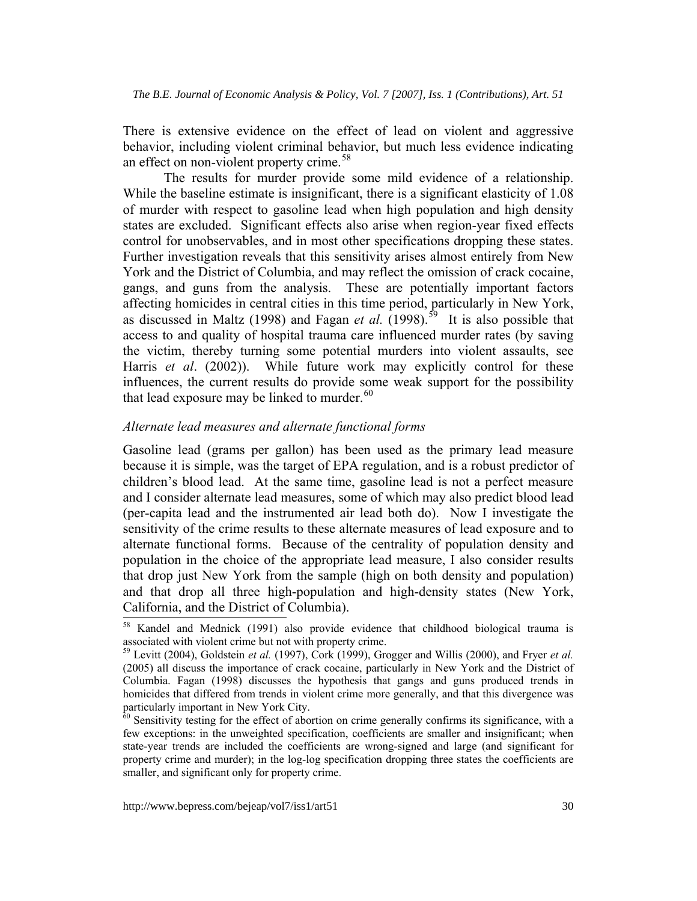There is extensive evidence on the effect of lead on violent and aggressive behavior, including violent criminal behavior, but much less evidence indicating an effect on non-violent property crime.[58]

The results for murder provide some mild evidence of a relationship. While the baseline estimate is insignificant, there is a significant elasticity of 1.08 of murder with respect to gasoline lead when high population and high density states are excluded. Significant effects also arise when region-year fixed effects control for unobservables, and in most other specifications dropping these states. Further investigation reveals that this sensitivity arises almost entirely from New York and the District of Columbia, and may reflect the omission of crack cocaine, gangs, and guns from the analysis. These are potentially important factors affecting homicides in central cities in this time period, particularly in New York, as discussed in Maltz (1998) and Fagan *et al.* (1998).[59] It is also possible that access to and quality of hospital trauma care influenced murder rates (by saving the victim, thereby turning some potential murders into violent assaults, see Harris *et al*. (2002)). While future work may explicitly control for these influences, the current results do provide some weak support for the possibility that lead exposure may be linked to murder.[60]

### *Alternate lead measures and alternate functional forms*

Gasoline lead (grams per gallon) has been used as the primary lead measure because it is simple, was the target of EPA regulation, and is a robust predictor of children's blood lead. At the same time, gasoline lead is not a perfect measure and I consider alternate lead measures, some of which may also predict blood lead (per-capita lead and the instrumented air lead both do). Now I investigate the sensitivity of the crime results to these alternate measures of lead exposure and to alternate functional forms. Because of the centrality of population density and population in the choice of the appropriate lead measure, I also consider results that drop just New York from the sample (high on both density and population) and that drop all three high-population and high-density states (New York, California, and the District of Columbia).

---

[58] Kandel and Mednick (1991) also provide evidence that childhood biological trauma is associated with violent crime but not with property crime.

[59] Levitt (2004), Goldstein *et al.* (1997), Cork (1999), Grogger and Willis (2000), and Fryer *et al.* (2005) all discuss the importance of crack cocaine, particularly in New York and the District of Columbia. Fagan (1998) discusses the hypothesis that gangs and guns produced trends in homicides that differed from trends in violent crime more generally, and that this divergence was particularly important in New York City.

[60] Sensitivity testing for the effect of abortion on crime generally confirms its significance, with a few exceptions: in the unweighted specification, coefficients are smaller and insignificant; when state-year trends are included the coefficients are wrong-signed and large (and significant for property crime and murder); in the log-log specification dropping three states the coefficients are smaller, and significant only for property crime.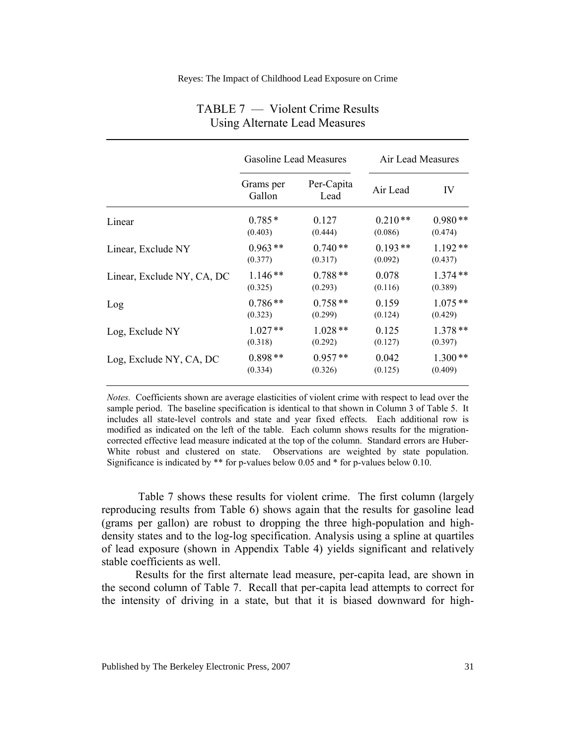TABLE 7 — Violent Crime Results Using Alternate Lead Measures

| | Gasoline Lead Measures | | Air Lead Measures | |
|---|---|---|---|---|
| | Grams per Gallon | Per-Capita Lead | Air Lead | IV |
| Linear | 0.785 * | 0.127 | 0.210 ** | 0.980 ** |
| | (0.403) | (0.444) | (0.086) | (0.474) |
| Linear, Exclude NY | 0.963 ** | 0.740 ** | 0.193 ** | 1.192 ** |
| | (0.377) | (0.317) | (0.092) | (0.437) |
| Linear, Exclude NY, CA, DC | 1.146 ** | 0.788 ** | 0.078 | 1.374 ** |
| | (0.325) | (0.293) | (0.116) | (0.389) |
| Log | 0.786 ** | 0.758 ** | 0.159 | 1.075 ** |
| | (0.323) | (0.299) | (0.124) | (0.429) |
| Log, Exclude NY | 1.027 ** | 1.028 ** | 0.125 | 1.378 ** |
| | (0.318) | (0.292) | (0.127) | (0.397) |
| Log, Exclude NY, CA, DC | 0.898 ** | 0.957 ** | 0.042 | 1.300 ** |
| | (0.334) | (0.326) | (0.125) | (0.409) |

*Notes.* Coefficients shown are average elasticities of violent crime with respect to lead over the sample period. The baseline specification is identical to that shown in Column 3 of Table 5. It includes all state-level controls and state and year fixed effects. Each additional row is modified as indicated on the left of the table. Each column shows results for the migration-corrected effective lead measure indicated at the top of the column. Standard errors are Huber-White robust and clustered on state. Observations are weighted by state population. Significance is indicated by ** for p-values below 0.05 and * for p-values below 0.10.

Table 7 shows these results for violent crime. The first column (largely reproducing results from Table 6) shows again that the results for gasoline lead (grams per gallon) are robust to dropping the three high-population and high-density states and to the log-log specification. Analysis using a spline at quartiles of lead exposure (shown in Appendix Table 4) yields significant and relatively stable coefficients as well.

Results for the first alternate lead measure, per-capita lead, are shown in the second column of Table 7. Recall that per-capita lead attempts to correct for the intensity of driving in a state, but that it is biased downward for high-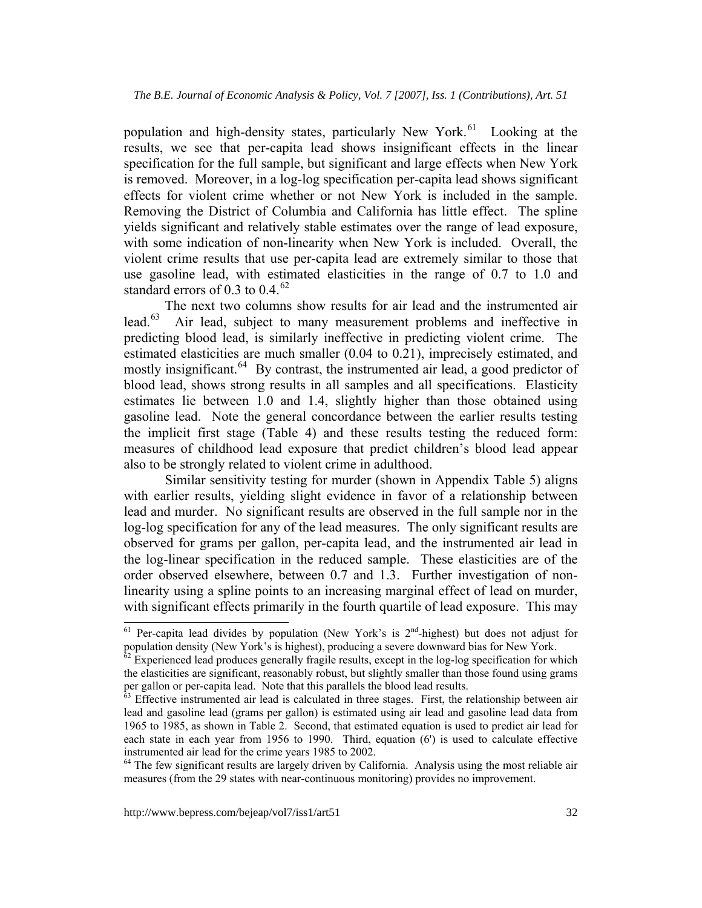population and high-density states, particularly New York.[61] Looking at the results, we see that per-capita lead shows insignificant effects in the linear specification for the full sample, but significant and large effects when New York is removed. Moreover, in a log-log specification per-capita lead shows significant effects for violent crime whether or not New York is included in the sample. Removing the District of Columbia and California has little effect. The spline yields significant and relatively stable estimates over the range of lead exposure, with some indication of non-linearity when New York is included. Overall, the violent crime results that use per-capita lead are extremely similar to those that use gasoline lead, with estimated elasticities in the range of 0.7 to 1.0 and standard errors of 0.3 to 0.4.[62]

The next two columns show results for air lead and the instrumented air lead.[63] Air lead, subject to many measurement problems and ineffective in predicting blood lead, is similarly ineffective in predicting violent crime. The estimated elasticities are much smaller (0.04 to 0.21), imprecisely estimated, and mostly insignificant.[64] By contrast, the instrumented air lead, a good predictor of blood lead, shows strong results in all samples and all specifications. Elasticity estimates lie between 1.0 and 1.4, slightly higher than those obtained using gasoline lead. Note the general concordance between the earlier results testing the implicit first stage (Table 4) and these results testing the reduced form: measures of childhood lead exposure that predict children's blood lead appear also to be strongly related to violent crime in adulthood.

Similar sensitivity testing for murder (shown in Appendix Table 5) aligns with earlier results, yielding slight evidence in favor of a relationship between lead and murder. No significant results are observed in the full sample nor in the log-log specification for any of the lead measures. The only significant results are observed for grams per gallon, per-capita lead, and the instrumented air lead in the log-linear specification in the reduced sample. These elasticities are of the order observed elsewhere, between 0.7 and 1.3. Further investigation of non-linearity using a spline points to an increasing marginal effect of lead on murder, with significant effects primarily in the fourth quartile of lead exposure. This may

---

[61] Per-capita lead divides by population (New York's is 2nd-highest) but does not adjust for population density (New York's is highest), producing a severe downward bias for New York.

[62] Experienced lead produces generally fragile results, except in the log-log specification for which the elasticities are significant, reasonably robust, but slightly smaller than those found using grams per gallon or per-capita lead. Note that this parallels the blood lead results.

[63] Effective instrumented air lead is calculated in three stages. First, the relationship between air lead and gasoline lead (grams per gallon) is estimated using air lead and gasoline lead data from 1965 to 1985, as shown in Table 2. Second, that estimated equation is used to predict air lead for each state in each year from 1956 to 1990. Third, equation (6') is used to calculate effective instrumented air lead for the crime years 1985 to 2002.

[64] The few significant results are largely driven by California. Analysis using the most reliable air measures (from the 29 states with near-continuous monitoring) provides no improvement.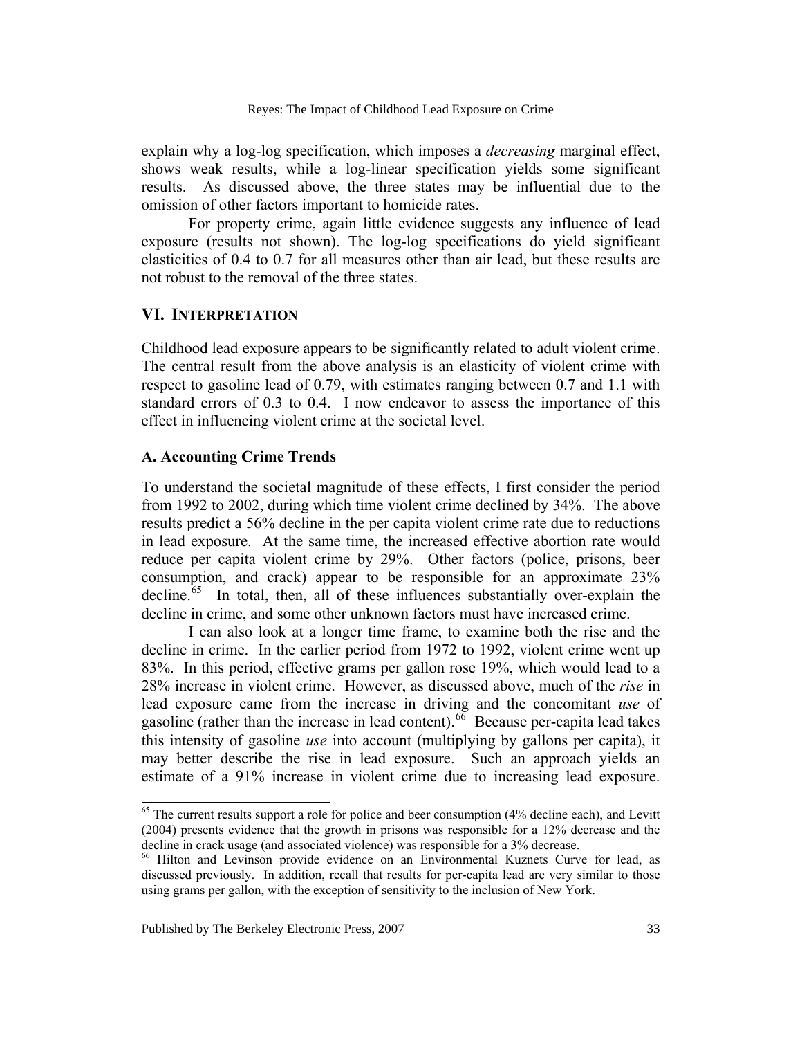explain why a log-log specification, which imposes a *decreasing* marginal effect, shows weak results, while a log-linear specification yields some significant results. As discussed above, the three states may be influential due to the omission of other factors important to homicide rates.

For property crime, again little evidence suggests any influence of lead exposure (results not shown). The log-log specifications do yield significant elasticities of 0.4 to 0.7 for all measures other than air lead, but these results are not robust to the removal of the three states.

## VI. Interpretation

Childhood lead exposure appears to be significantly related to adult violent crime. The central result from the above analysis is an elasticity of violent crime with respect to gasoline lead of 0.79, with estimates ranging between 0.7 and 1.1 with standard errors of 0.3 to 0.4. I now endeavor to assess the importance of this effect in influencing violent crime at the societal level.

### A. Accounting Crime Trends

To understand the societal magnitude of these effects, I first consider the period from 1992 to 2002, during which time violent crime declined by 34%. The above results predict a 56% decline in the per capita violent crime rate due to reductions in lead exposure. At the same time, the increased effective abortion rate would reduce per capita violent crime by 29%. Other factors (police, prisons, beer consumption, and crack) appear to be responsible for an approximate 23% decline.[65] In total, then, all of these influences substantially over-explain the decline in crime, and some other unknown factors must have increased crime.

I can also look at a longer time frame, to examine both the rise and the decline in crime. In the earlier period from 1972 to 1992, violent crime went up 83%. In this period, effective grams per gallon rose 19%, which would lead to a 28% increase in violent crime. However, as discussed above, much of the *rise* in lead exposure came from the increase in driving and the concomitant *use* of gasoline (rather than the increase in lead content).[66] Because per-capita lead takes this intensity of gasoline *use* into account (multiplying by gallons per capita), it may better describe the rise in lead exposure. Such an approach yields an estimate of a 91% increase in violent crime due to increasing lead exposure.

---

[65] The current results support a role for police and beer consumption (4% decline each), and Levitt (2004) presents evidence that the growth in prisons was responsible for a 12% decrease and the decline in crack usage (and associated violence) was responsible for a 3% decrease.

[66] Hilton and Levinson provide evidence on an Environmental Kuznets Curve for lead, as discussed previously. In addition, recall that results for per-capita lead are very similar to those using grams per gallon, with the exception of sensitivity to the inclusion of New York.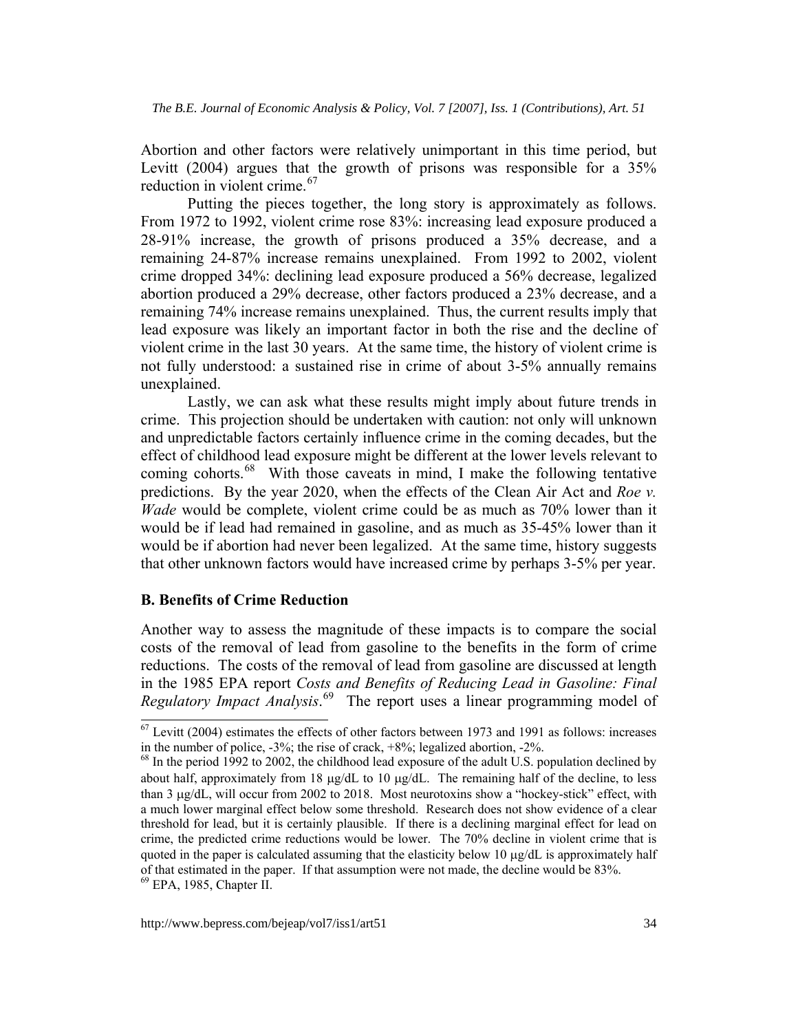Abortion and other factors were relatively unimportant in this time period, but Levitt (2004) argues that the growth of prisons was responsible for a 35% reduction in violent crime.[67]

Putting the pieces together, the long story is approximately as follows. From 1972 to 1992, violent crime rose 83%: increasing lead exposure produced a 28-91% increase, the growth of prisons produced a 35% decrease, and a remaining 24-87% increase remains unexplained. From 1992 to 2002, violent crime dropped 34%: declining lead exposure produced a 56% decrease, legalized abortion produced a 29% decrease, other factors produced a 23% decrease, and a remaining 74% increase remains unexplained. Thus, the current results imply that lead exposure was likely an important factor in both the rise and the decline of violent crime in the last 30 years. At the same time, the history of violent crime is not fully understood: a sustained rise in crime of about 3-5% annually remains unexplained.

Lastly, we can ask what these results might imply about future trends in crime. This projection should be undertaken with caution: not only will unknown and unpredictable factors certainly influence crime in the coming decades, but the effect of childhood lead exposure might be different at the lower levels relevant to coming cohorts.[68] With those caveats in mind, I make the following tentative predictions. By the year 2020, when the effects of the Clean Air Act and *Roe v. Wade* would be complete, violent crime could be as much as 70% lower than it would be if lead had remained in gasoline, and as much as 35-45% lower than it would be if abortion had never been legalized. At the same time, history suggests that other unknown factors would have increased crime by perhaps 3-5% per year.

### B. Benefits of Crime Reduction

Another way to assess the magnitude of these impacts is to compare the social costs of the removal of lead from gasoline to the benefits in the form of crime reductions. The costs of the removal of lead from gasoline are discussed at length in the 1985 EPA report *Costs and Benefits of Reducing Lead in Gasoline: Final Regulatory Impact Analysis*.[69] The report uses a linear programming model of

---

[67] Levitt (2004) estimates the effects of other factors between 1973 and 1991 as follows: increases in the number of police, -3%; the rise of crack, +8%; legalized abortion, -2%.

[68] In the period 1992 to 2002, the childhood lead exposure of the adult U.S. population declined by about half, approximately from 18 μg/dL to 10 μg/dL. The remaining half of the decline, to less than 3 μg/dL, will occur from 2002 to 2018. Most neurotoxins show a "hockey-stick" effect, with a much lower marginal effect below some threshold. Research does not show evidence of a clear threshold for lead, but it is certainly plausible. If there is a declining marginal effect for lead on crime, the predicted crime reductions would be lower. The 70% decline in violent crime that is quoted in the paper is calculated assuming that the elasticity below 10 μg/dL is approximately half of that estimated in the paper. If that assumption were not made, the decline would be 83%.

[69] EPA, 1985, Chapter II.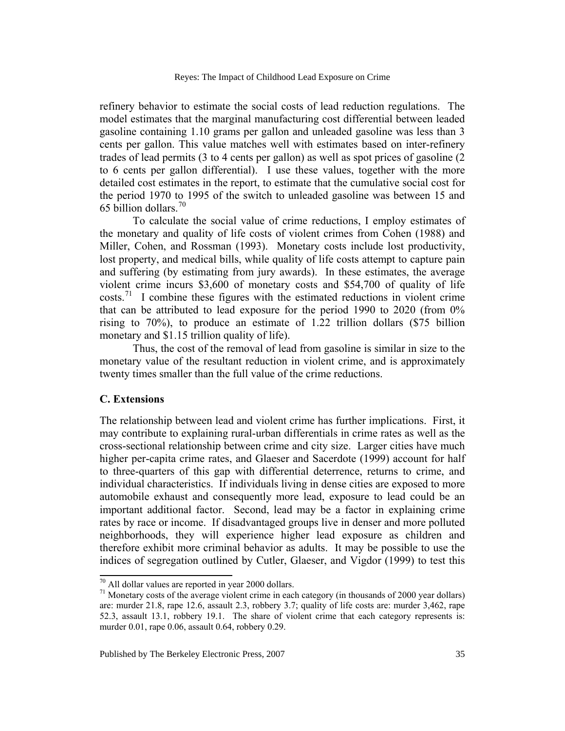refinery behavior to estimate the social costs of lead reduction regulations. The model estimates that the marginal manufacturing cost differential between leaded gasoline containing 1.10 grams per gallon and unleaded gasoline was less than 3 cents per gallon. This value matches well with estimates based on inter-refinery trades of lead permits (3 to 4 cents per gallon) as well as spot prices of gasoline (2 to 6 cents per gallon differential). I use these values, together with the more detailed cost estimates in the report, to estimate that the cumulative social cost for the period 1970 to 1995 of the switch to unleaded gasoline was between 15 and 65 billion dollars.[70]

To calculate the social value of crime reductions, I employ estimates of the monetary and quality of life costs of violent crimes from Cohen (1988) and Miller, Cohen, and Rossman (1993). Monetary costs include lost productivity, lost property, and medical bills, while quality of life costs attempt to capture pain and suffering (by estimating from jury awards). In these estimates, the average violent crime incurs \$3,600 of monetary costs and \$54,700 of quality of life costs.[71] I combine these figures with the estimated reductions in violent crime that can be attributed to lead exposure for the period 1990 to 2020 (from 0% rising to 70%), to produce an estimate of 1.22 trillion dollars (\$75 billion monetary and \$1.15 trillion quality of life).

Thus, the cost of the removal of lead from gasoline is similar in size to the monetary value of the resultant reduction in violent crime, and is approximately twenty times smaller than the full value of the crime reductions.

### C. Extensions

The relationship between lead and violent crime has further implications. First, it may contribute to explaining rural-urban differentials in crime rates as well as the cross-sectional relationship between crime and city size. Larger cities have much higher per-capita crime rates, and Glaeser and Sacerdote (1999) account for half to three-quarters of this gap with differential deterrence, returns to crime, and individual characteristics. If individuals living in dense cities are exposed to more automobile exhaust and consequently more lead, exposure to lead could be an important additional factor. Second, lead may be a factor in explaining crime rates by race or income. If disadvantaged groups live in denser and more polluted neighborhoods, they will experience higher lead exposure as children and therefore exhibit more criminal behavior as adults. It may be possible to use the indices of segregation outlined by Cutler, Glaeser, and Vigdor (1999) to test this

---

[70] All dollar values are reported in year 2000 dollars.

[71] Monetary costs of the average violent crime in each category (in thousands of 2000 year dollars) are: murder 21.8, rape 12.6, assault 2.3, robbery 3.7; quality of life costs are: murder 3,462, rape 52.3, assault 13.1, robbery 19.1. The share of violent crime that each category represents is: murder 0.01, rape 0.06, assault 0.64, robbery 0.29.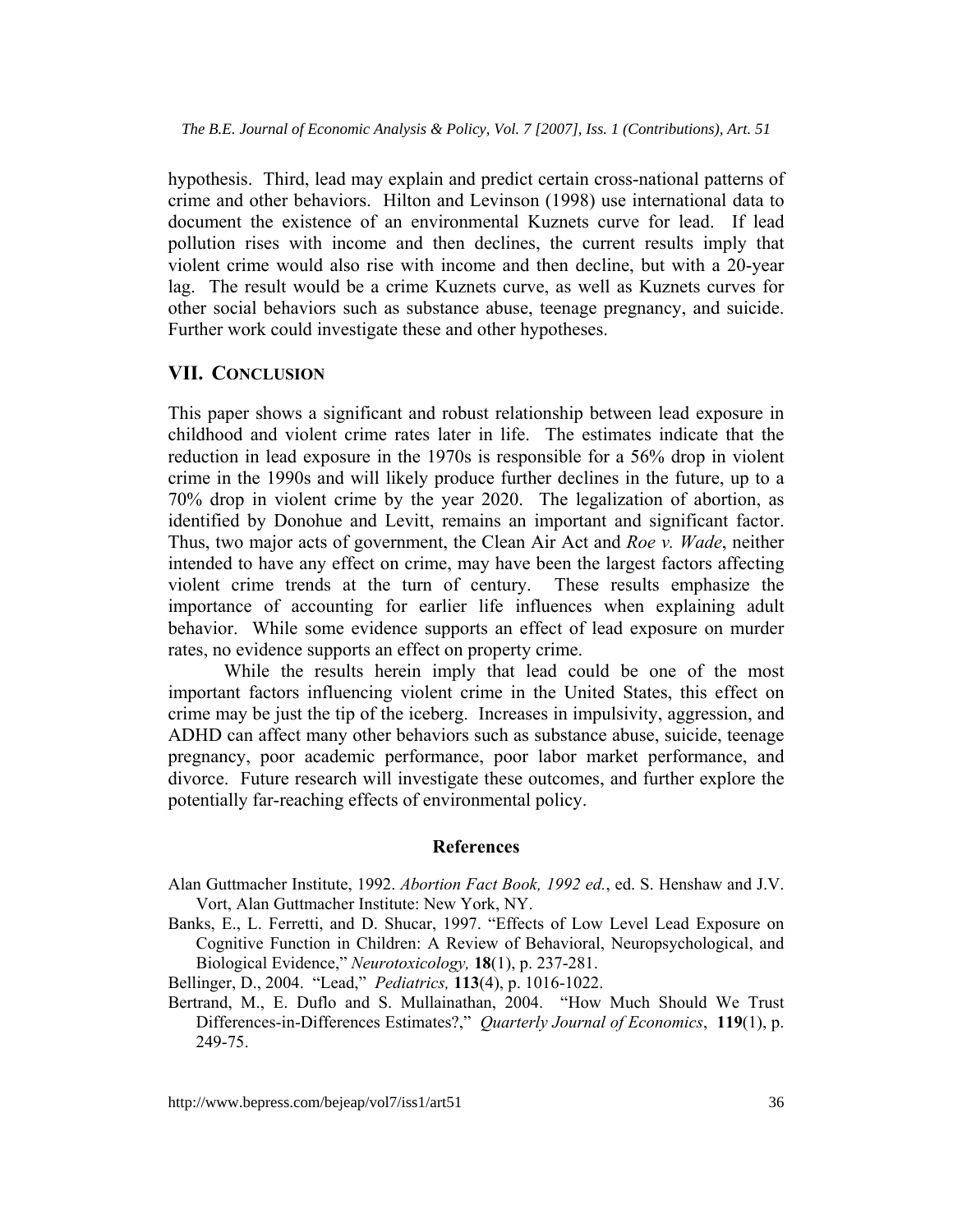hypothesis. Third, lead may explain and predict certain cross-national patterns of crime and other behaviors. Hilton and Levinson (1998) use international data to document the existence of an environmental Kuznets curve for lead. If lead pollution rises with income and then declines, the current results imply that violent crime would also rise with income and then decline, but with a 20-year lag. The result would be a crime Kuznets curve, as well as Kuznets curves for other social behaviors such as substance abuse, teenage pregnancy, and suicide. Further work could investigate these and other hypotheses.

## VII. Conclusion

This paper shows a significant and robust relationship between lead exposure in childhood and violent crime rates later in life. The estimates indicate that the reduction in lead exposure in the 1970s is responsible for a 56% drop in violent crime in the 1990s and will likely produce further declines in the future, up to a 70% drop in violent crime by the year 2020. The legalization of abortion, as identified by Donohue and Levitt, remains an important and significant factor. Thus, two major acts of government, the Clean Air Act and *Roe v. Wade*, neither intended to have any effect on crime, may have been the largest factors affecting violent crime trends at the turn of century. These results emphasize the importance of accounting for earlier life influences when explaining adult behavior. While some evidence supports an effect of lead exposure on murder rates, no evidence supports an effect on property crime.

While the results herein imply that lead could be one of the most important factors influencing violent crime in the United States, this effect on crime may be just the tip of the iceberg. Increases in impulsivity, aggression, and ADHD can affect many other behaviors such as substance abuse, suicide, teenage pregnancy, poor academic performance, poor labor market performance, and divorce. Future research will investigate these outcomes, and further explore the potentially far-reaching effects of environmental policy.

## References

Alan Guttmacher Institute, 1992. *Abortion Fact Book, 1992 ed.*, ed. S. Henshaw and J.V. Vort, Alan Guttmacher Institute: New York, NY.

Banks, E., L. Ferretti, and D. Shucar, 1997. "Effects of Low Level Lead Exposure on Cognitive Function in Children: A Review of Behavioral, Neuropsychological, and Biological Evidence," *Neurotoxicology,* **18**(1), p. 237-281.

Bellinger, D., 2004. "Lead," *Pediatrics,* **113**(4), p. 1016-1022.

Bertrand, M., E. Duflo and S. Mullainathan, 2004. "How Much Should We Trust Differences-in-Differences Estimates?," *Quarterly Journal of Economics*, **119**(1), p. 249-75.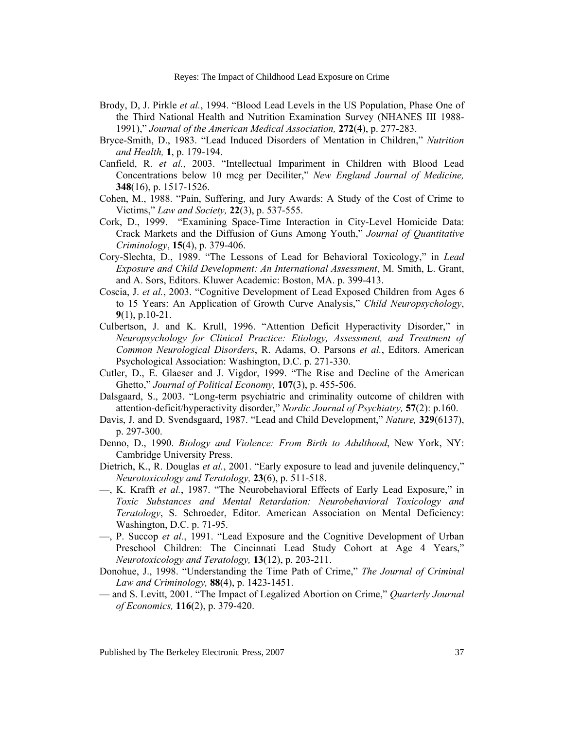Brody, D, J. Pirkle *et al.*, 1994. "Blood Lead Levels in the US Population, Phase One of the Third National Health and Nutrition Examination Survey (NHANES III 1988-1991)," *Journal of the American Medical Association,* **272**(4), p. 277-283.

Bryce-Smith, D., 1983. "Lead Induced Disorders of Mentation in Children," *Nutrition and Health,* **1**, p. 179-194.

Canfield, R. *et al.*, 2003. "Intellectual Impariment in Children with Blood Lead Concentrations below 10 mcg per Deciliter," *New England Journal of Medicine,* **348**(16), p. 1517-1526.

Cohen, M., 1988. "Pain, Suffering, and Jury Awards: A Study of the Cost of Crime to Victims," *Law and Society,* **22**(3), p. 537-555.

Cork, D., 1999. "Examining Space-Time Interaction in City-Level Homicide Data: Crack Markets and the Diffusion of Guns Among Youth," *Journal of Quantitative Criminology*, **15**(4), p. 379-406.

Cory-Slechta, D., 1989. "The Lessons of Lead for Behavioral Toxicology," in *Lead Exposure and Child Development: An International Assessment*, M. Smith, L. Grant, and A. Sors, Editors. Kluwer Academic: Boston, MA. p. 399-413.

Coscia, J. *et al.*, 2003. "Cognitive Development of Lead Exposed Children from Ages 6 to 15 Years: An Application of Growth Curve Analysis," *Child Neuropsychology*, **9**(1), p.10-21.

Culbertson, J. and K. Krull, 1996. "Attention Deficit Hyperactivity Disorder," in *Neuropsychology for Clinical Practice: Etiology, Assessment, and Treatment of Common Neurological Disorders*, R. Adams, O. Parsons *et al.*, Editors. American Psychological Association: Washington, D.C. p. 271-330.

Cutler, D., E. Glaeser and J. Vigdor, 1999. "The Rise and Decline of the American Ghetto," *Journal of Political Economy,* **107**(3), p. 455-506.

Dalsgaard, S., 2003. "Long-term psychiatric and criminality outcome of children with attention-deficit/hyperactivity disorder," *Nordic Journal of Psychiatry,* **57**(2): p.160.

Davis, J. and D. Svendsgaard, 1987. "Lead and Child Development," *Nature,* **329**(6137), p. 297-300.

Denno, D., 1990. *Biology and Violence: From Birth to Adulthood*, New York, NY: Cambridge University Press.

Dietrich, K., R. Douglas *et al.*, 2001. "Early exposure to lead and juvenile delinquency," *Neurotoxicology and Teratology,* **23**(6), p. 511-518.

—, K. Krafft *et al.*, 1987. "The Neurobehavioral Effects of Early Lead Exposure," in *Toxic Substances and Mental Retardation: Neurobehavioral Toxicology and Teratology*, S. Schroeder, Editor. American Association on Mental Deficiency: Washington, D.C. p. 71-95.

—, P. Succop *et al.*, 1991. "Lead Exposure and the Cognitive Development of Urban Preschool Children: The Cincinnati Lead Study Cohort at Age 4 Years," *Neurotoxicology and Teratology,* **13**(12), p. 203-211.

Donohue, J., 1998. "Understanding the Time Path of Crime," *The Journal of Criminal Law and Criminology,* **88**(4), p. 1423-1451.

— and S. Levitt, 2001. "The Impact of Legalized Abortion on Crime," *Quarterly Journal of Economics,* **116**(2), p. 379-420.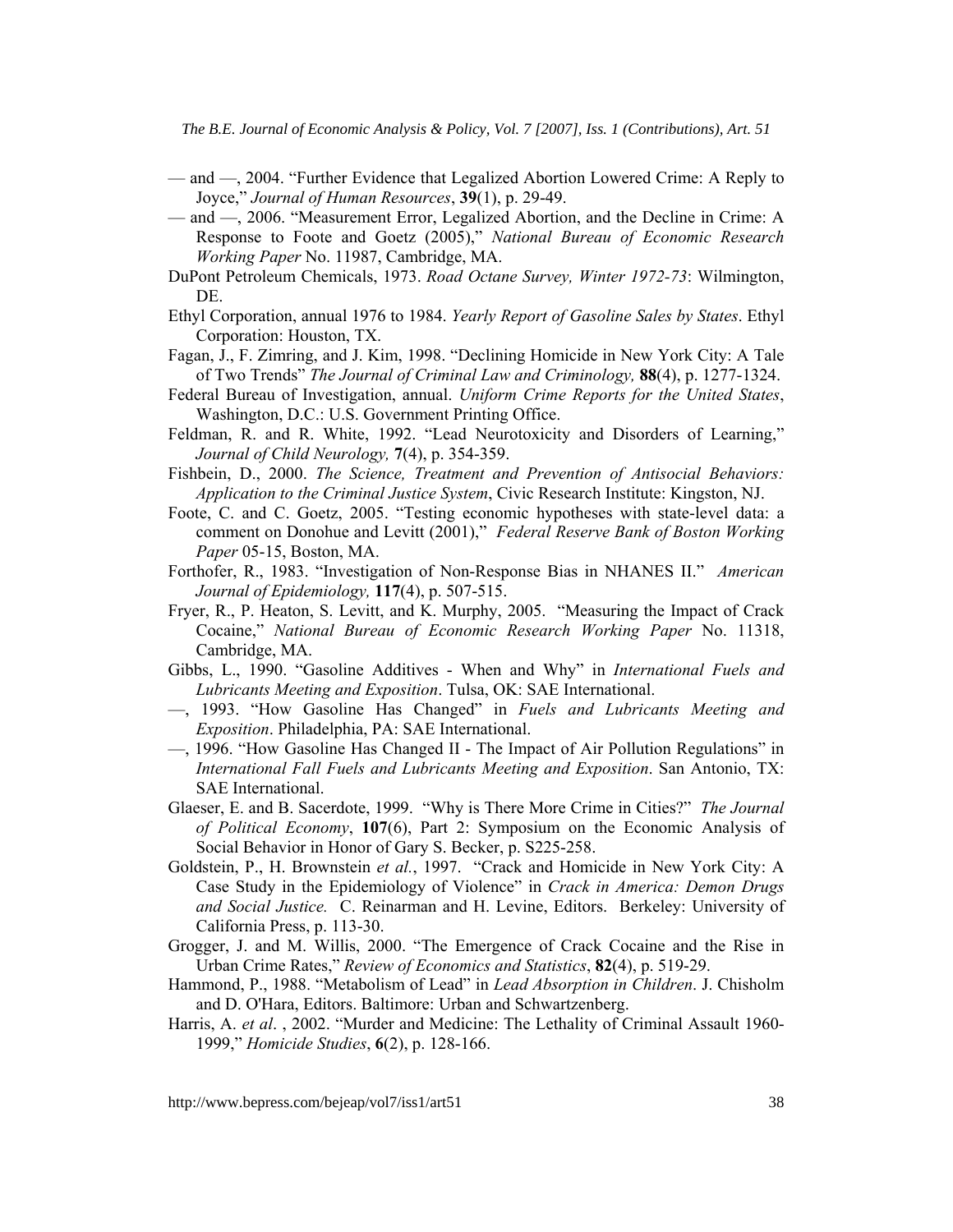— and —, 2004. "Further Evidence that Legalized Abortion Lowered Crime: A Reply to Joyce," *Journal of Human Resources*, **39**(1), p. 29-49.

— and —, 2006. "Measurement Error, Legalized Abortion, and the Decline in Crime: A Response to Foote and Goetz (2005)," *National Bureau of Economic Research Working Paper* No. 11987, Cambridge, MA.

DuPont Petroleum Chemicals, 1973. *Road Octane Survey, Winter 1972-73*: Wilmington, DE.

Ethyl Corporation, annual 1976 to 1984. *Yearly Report of Gasoline Sales by States*. Ethyl Corporation: Houston, TX.

Fagan, J., F. Zimring, and J. Kim, 1998. "Declining Homicide in New York City: A Tale of Two Trends" *The Journal of Criminal Law and Criminology,* **88**(4), p. 1277-1324.

Federal Bureau of Investigation, annual. *Uniform Crime Reports for the United States*, Washington, D.C.: U.S. Government Printing Office.

Feldman, R. and R. White, 1992. "Lead Neurotoxicity and Disorders of Learning," *Journal of Child Neurology,* **7**(4), p. 354-359.

Fishbein, D., 2000. *The Science, Treatment and Prevention of Antisocial Behaviors: Application to the Criminal Justice System*, Civic Research Institute: Kingston, NJ.

Foote, C. and C. Goetz, 2005. "Testing economic hypotheses with state-level data: a comment on Donohue and Levitt (2001)," *Federal Reserve Bank of Boston Working Paper* 05-15, Boston, MA.

Forthofer, R., 1983. "Investigation of Non-Response Bias in NHANES II." *American Journal of Epidemiology,* **117**(4), p. 507-515.

Fryer, R., P. Heaton, S. Levitt, and K. Murphy, 2005. "Measuring the Impact of Crack Cocaine," *National Bureau of Economic Research Working Paper* No. 11318, Cambridge, MA.

Gibbs, L., 1990. "Gasoline Additives - When and Why" in *International Fuels and Lubricants Meeting and Exposition*. Tulsa, OK: SAE International.

—, 1993. "How Gasoline Has Changed" in *Fuels and Lubricants Meeting and Exposition*. Philadelphia, PA: SAE International.

—, 1996. "How Gasoline Has Changed II - The Impact of Air Pollution Regulations" in *International Fall Fuels and Lubricants Meeting and Exposition*. San Antonio, TX: SAE International.

Glaeser, E. and B. Sacerdote, 1999. "Why is There More Crime in Cities?" *The Journal of Political Economy*, **107**(6), Part 2: Symposium on the Economic Analysis of Social Behavior in Honor of Gary S. Becker, p. S225-258.

Goldstein, P., H. Brownstein *et al.*, 1997. "Crack and Homicide in New York City: A Case Study in the Epidemiology of Violence" in *Crack in America: Demon Drugs and Social Justice.* C. Reinarman and H. Levine, Editors. Berkeley: University of California Press, p. 113-30.

Grogger, J. and M. Willis, 2000. "The Emergence of Crack Cocaine and the Rise in Urban Crime Rates," *Review of Economics and Statistics*, **82**(4), p. 519-29.

Hammond, P., 1988. "Metabolism of Lead" in *Lead Absorption in Children*. J. Chisholm and D. O'Hara, Editors. Baltimore: Urban and Schwartzenberg.

Harris, A. *et al*. , 2002. "Murder and Medicine: The Lethality of Criminal Assault 1960-1999," *Homicide Studies*, **6**(2), p. 128-166.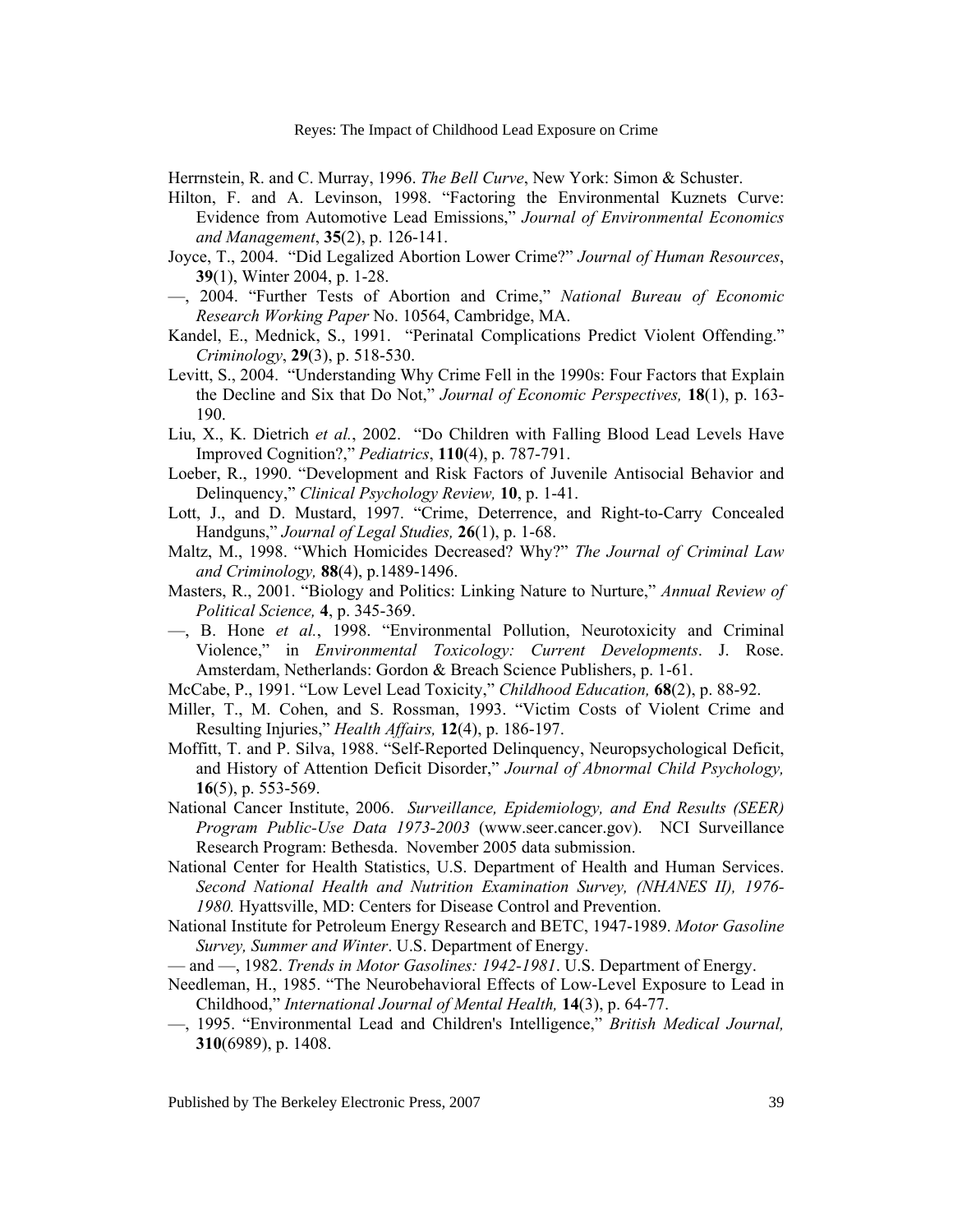Herrnstein, R. and C. Murray, 1996. *The Bell Curve*, New York: Simon & Schuster.

Hilton, F. and A. Levinson, 1998. "Factoring the Environmental Kuznets Curve: Evidence from Automotive Lead Emissions," *Journal of Environmental Economics and Management*, **35**(2), p. 126-141.

Joyce, T., 2004. "Did Legalized Abortion Lower Crime?" *Journal of Human Resources*, **39**(1), Winter 2004, p. 1-28.

—, 2004. "Further Tests of Abortion and Crime," *National Bureau of Economic Research Working Paper* No. 10564, Cambridge, MA.

Kandel, E., Mednick, S., 1991. "Perinatal Complications Predict Violent Offending." *Criminology*, **29**(3), p. 518-530.

Levitt, S., 2004. "Understanding Why Crime Fell in the 1990s: Four Factors that Explain the Decline and Six that Do Not," *Journal of Economic Perspectives,* **18**(1), p. 163-190.

Liu, X., K. Dietrich *et al.*, 2002. "Do Children with Falling Blood Lead Levels Have Improved Cognition?," *Pediatrics*, **110**(4), p. 787-791.

Loeber, R., 1990. "Development and Risk Factors of Juvenile Antisocial Behavior and Delinquency," *Clinical Psychology Review,* **10**, p. 1-41.

Lott, J., and D. Mustard, 1997. "Crime, Deterrence, and Right-to-Carry Concealed Handguns," *Journal of Legal Studies,* **26**(1), p. 1-68.

Maltz, M., 1998. "Which Homicides Decreased? Why?" *The Journal of Criminal Law and Criminology,* **88**(4), p.1489-1496.

Masters, R., 2001. "Biology and Politics: Linking Nature to Nurture," *Annual Review of Political Science,* **4**, p. 345-369.

—, B. Hone *et al.*, 1998. "Environmental Pollution, Neurotoxicity and Criminal Violence," in *Environmental Toxicology: Current Developments*. J. Rose. Amsterdam, Netherlands: Gordon & Breach Science Publishers, p. 1-61.

McCabe, P., 1991. "Low Level Lead Toxicity," *Childhood Education,* **68**(2), p. 88-92.

Miller, T., M. Cohen, and S. Rossman, 1993. "Victim Costs of Violent Crime and Resulting Injuries," *Health Affairs,* **12**(4), p. 186-197.

Moffitt, T. and P. Silva, 1988. "Self-Reported Delinquency, Neuropsychological Deficit, and History of Attention Deficit Disorder," *Journal of Abnormal Child Psychology,* **16**(5), p. 553-569.

National Cancer Institute, 2006. *Surveillance, Epidemiology, and End Results (SEER) Program Public-Use Data 1973-2003* (www.seer.cancer.gov). NCI Surveillance Research Program: Bethesda. November 2005 data submission.

National Center for Health Statistics, U.S. Department of Health and Human Services. *Second National Health and Nutrition Examination Survey, (NHANES II), 1976-1980.* Hyattsville, MD: Centers for Disease Control and Prevention.

National Institute for Petroleum Energy Research and BETC, 1947-1989. *Motor Gasoline Survey, Summer and Winter*. U.S. Department of Energy.

— and —, 1982. *Trends in Motor Gasolines: 1942-1981*. U.S. Department of Energy.

Needleman, H., 1985. "The Neurobehavioral Effects of Low-Level Exposure to Lead in Childhood," *International Journal of Mental Health,* **14**(3), p. 64-77.

—, 1995. "Environmental Lead and Children's Intelligence," *British Medical Journal,* **310**(6989), p. 1408.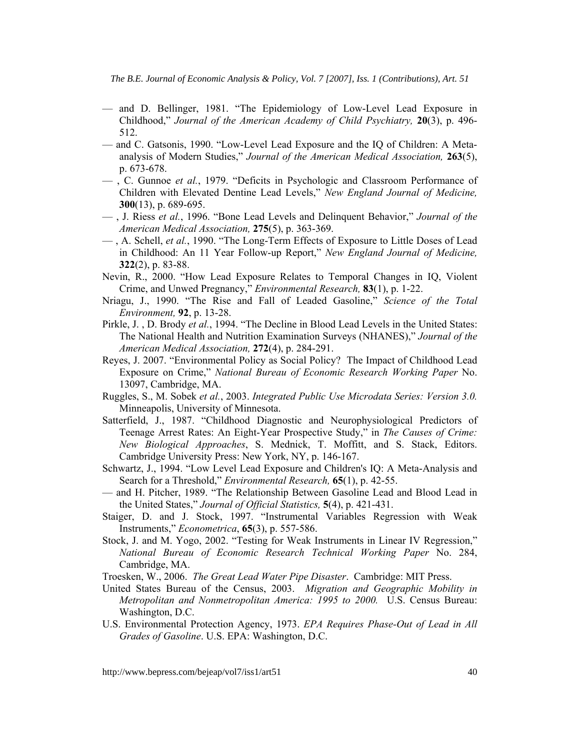— and D. Bellinger, 1981. "The Epidemiology of Low-Level Lead Exposure in Childhood," *Journal of the American Academy of Child Psychiatry,* **20**(3), p. 496-512.

— and C. Gatsonis, 1990. "Low-Level Lead Exposure and the IQ of Children: A Meta-analysis of Modern Studies," *Journal of the American Medical Association,* **263**(5), p. 673-678.

— , C. Gunnoe *et al.*, 1979. "Deficits in Psychologic and Classroom Performance of Children with Elevated Dentine Lead Levels," *New England Journal of Medicine,* **300**(13), p. 689-695.

— , J. Riess *et al.*, 1996. "Bone Lead Levels and Delinquent Behavior," *Journal of the American Medical Association,* **275**(5), p. 363-369.

— , A. Schell, *et al.*, 1990. "The Long-Term Effects of Exposure to Little Doses of Lead in Childhood: An 11 Year Follow-up Report," *New England Journal of Medicine,* **322**(2), p. 83-88.

Nevin, R., 2000. "How Lead Exposure Relates to Temporal Changes in IQ, Violent Crime, and Unwed Pregnancy," *Environmental Research,* **83**(1), p. 1-22.

Nriagu, J., 1990. "The Rise and Fall of Leaded Gasoline," *Science of the Total Environment,* **92**, p. 13-28.

Pirkle, J. , D. Brody *et al.*, 1994. "The Decline in Blood Lead Levels in the United States: The National Health and Nutrition Examination Surveys (NHANES)," *Journal of the American Medical Association,* **272**(4), p. 284-291.

Reyes, J. 2007. "Environmental Policy as Social Policy? The Impact of Childhood Lead Exposure on Crime," *National Bureau of Economic Research Working Paper* No. 13097, Cambridge, MA.

Ruggles, S., M. Sobek *et al.*, 2003. *Integrated Public Use Microdata Series: Version 3.0.* Minneapolis, University of Minnesota.

Satterfield, J., 1987. "Childhood Diagnostic and Neurophysiological Predictors of Teenage Arrest Rates: An Eight-Year Prospective Study," in *The Causes of Crime: New Biological Approaches*, S. Mednick, T. Moffitt, and S. Stack, Editors. Cambridge University Press: New York, NY, p. 146-167.

Schwartz, J., 1994. "Low Level Lead Exposure and Children's IQ: A Meta-Analysis and Search for a Threshold," *Environmental Research,* **65**(1), p. 42-55.

— and H. Pitcher, 1989. "The Relationship Between Gasoline Lead and Blood Lead in the United States," *Journal of Official Statistics,* **5**(4), p. 421-431.

Staiger, D. and J. Stock, 1997. "Instrumental Variables Regression with Weak Instruments," *Econometrica*, **65**(3), p. 557-586.

Stock, J. and M. Yogo, 2002. "Testing for Weak Instruments in Linear IV Regression," *National Bureau of Economic Research Technical Working Paper* No. 284, Cambridge, MA.

Troesken, W., 2006. *The Great Lead Water Pipe Disaster*. Cambridge: MIT Press.

United States Bureau of the Census, 2003. *Migration and Geographic Mobility in Metropolitan and Nonmetropolitan America: 1995 to 2000.* U.S. Census Bureau: Washington, D.C.

U.S. Environmental Protection Agency, 1973. *EPA Requires Phase-Out of Lead in All Grades of Gasoline*. U.S. EPA: Washington, D.C.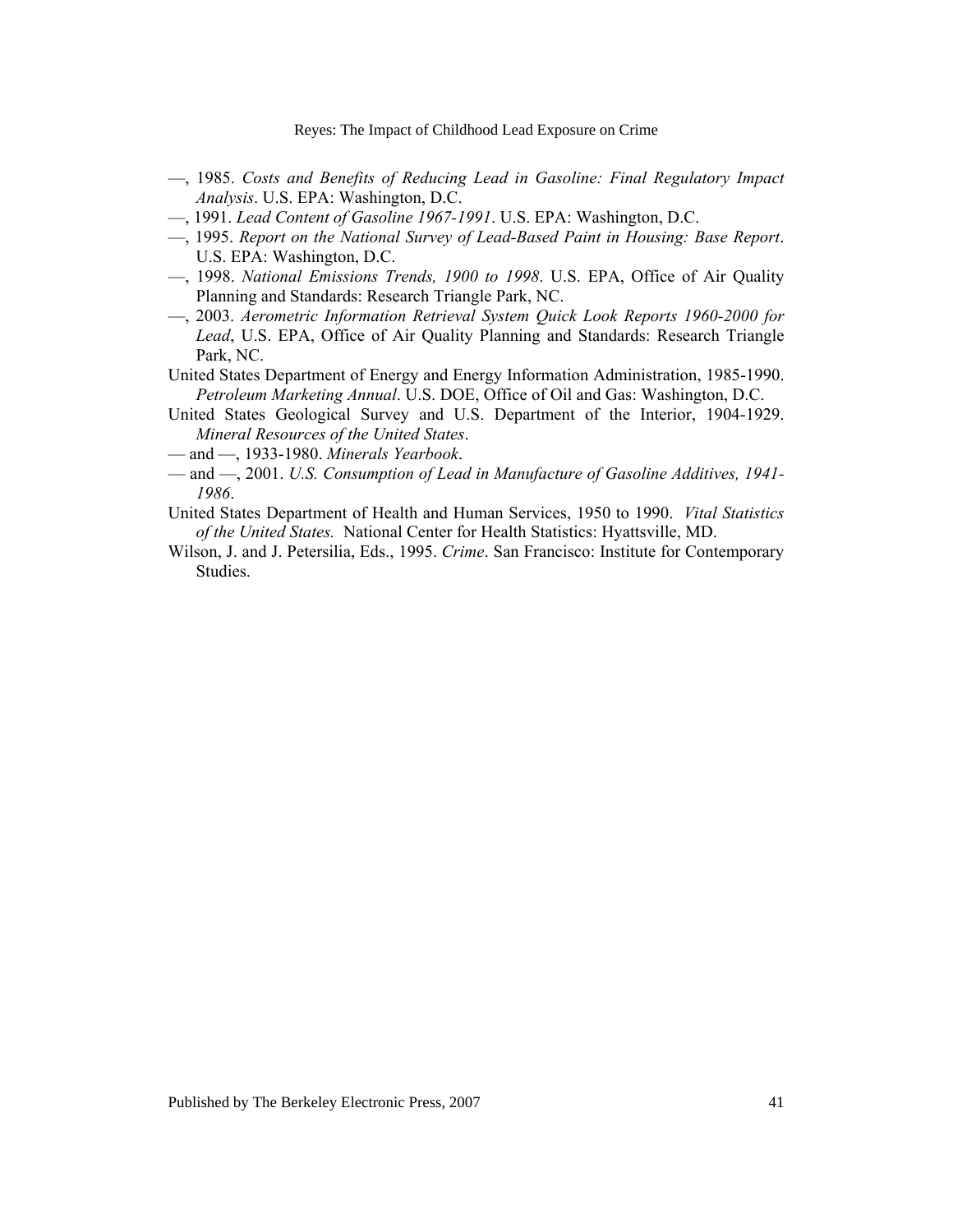—, 1985. *Costs and Benefits of Reducing Lead in Gasoline: Final Regulatory Impact Analysis*. U.S. EPA: Washington, D.C.

—, 1991. *Lead Content of Gasoline 1967-1991*. U.S. EPA: Washington, D.C.

—, 1995. *Report on the National Survey of Lead-Based Paint in Housing: Base Report*. U.S. EPA: Washington, D.C.

—, 1998. *National Emissions Trends, 1900 to 1998*. U.S. EPA, Office of Air Quality Planning and Standards: Research Triangle Park, NC.

—, 2003. *Aerometric Information Retrieval System Quick Look Reports 1960-2000 for Lead*, U.S. EPA, Office of Air Quality Planning and Standards: Research Triangle Park, NC.

United States Department of Energy and Energy Information Administration, 1985-1990. *Petroleum Marketing Annual*. U.S. DOE, Office of Oil and Gas: Washington, D.C.

United States Geological Survey and U.S. Department of the Interior, 1904-1929. *Mineral Resources of the United States*.

— and —, 1933-1980. *Minerals Yearbook*.

— and —, 2001. *U.S. Consumption of Lead in Manufacture of Gasoline Additives, 1941-1986*.

United States Department of Health and Human Services, 1950 to 1990. *Vital Statistics of the United States.* National Center for Health Statistics: Hyattsville, MD.

Wilson, J. and J. Petersilia, Eds., 1995. *Crime*. San Francisco: Institute for Contemporary Studies.